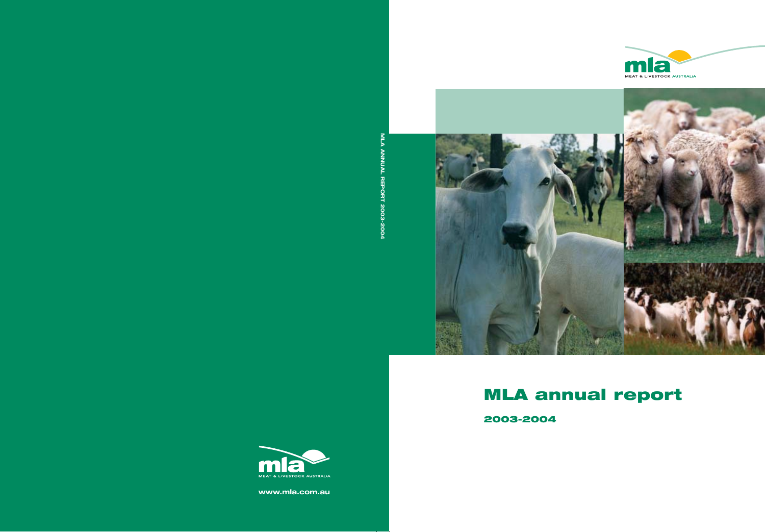# MLA annual report

## 2003-2004

MLA ANNUAL REPORT 2003-2004

MEAT & LIVESTOCK AUSTRALIA

www.mla.com.au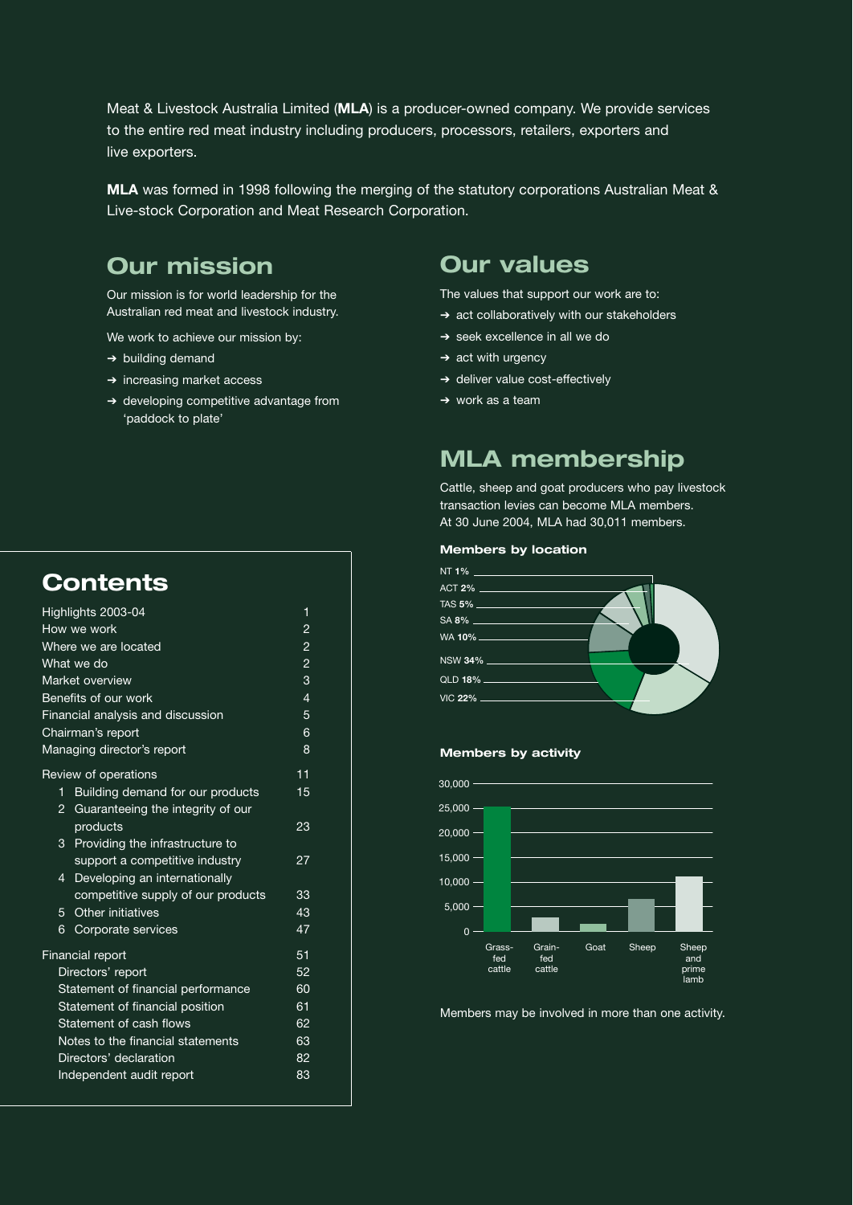Meat & Livestock Australia Limited (**MLA**) is a producer-owned company. We provide services to the entire red meat industry including producers, processors, retailers, exporters and live exporters.

**MLA** was formed in 1998 following the merging of the statutory corporations Australian Meat & Live-stock Corporation and Meat Research Corporation.

## Our mission

Our mission is for world leadership for the Australian red meat and livestock industry.

We work to achieve our mission by:

- ➔ building demand
- ➔ increasing market access
- ➔ developing competitive advantage from 'paddock to plate'

## Our values

The values that support our work are to:

- ➔ act collaboratively with our stakeholders
- ➔ seek excellence in all we do
- ➔ act with urgency
- ➔ deliver value cost-effectively
- ➔ work as a team

## MLA membership

Cattle, sheep and goat producers who pay livestock transaction levies can become MLA members. At 30 June 2004, MLA had 30,011 members.

### Members by location

| Location | Share |
|---|---|
| NT | 1% |
| ACT | 2% |
| TAS | 5% |
| SA | 8% |
| WA | 10% |
| NSW | 34% |
| QLD | 18% |
| VIC | 22% |

### Members by activity

Members may be involved in more than one activity.

## Contents

| | |
|---|---|
| Highlights 2003-04 | 1 |
| How we work | 2 |
| Where we are located | 2 |
| What we do | 2 |
| Market overview | 3 |
| Benefits of our work | 4 |
| Financial analysis and discussion | 5 |
| Chairman's report | 6 |
| Managing director's report | 8 |
| Review of operations | 11 |
| 1 Building demand for our products | 15 |
| 2 Guaranteeing the integrity of our products | 23 |
| 3 Providing the infrastructure to support a competitive industry | 27 |
| 4 Developing an internationally competitive supply of our products | 33 |
| 5 Other initiatives | 43 |
| 6 Corporate services | 47 |
| Financial report | 51 |
| Directors' report | 52 |
| Statement of financial performance | 60 |
| Statement of financial position | 61 |
| Statement of cash flows | 62 |
| Notes to the financial statements | 63 |
| Directors' declaration | 82 |
| Independent audit report | 83 |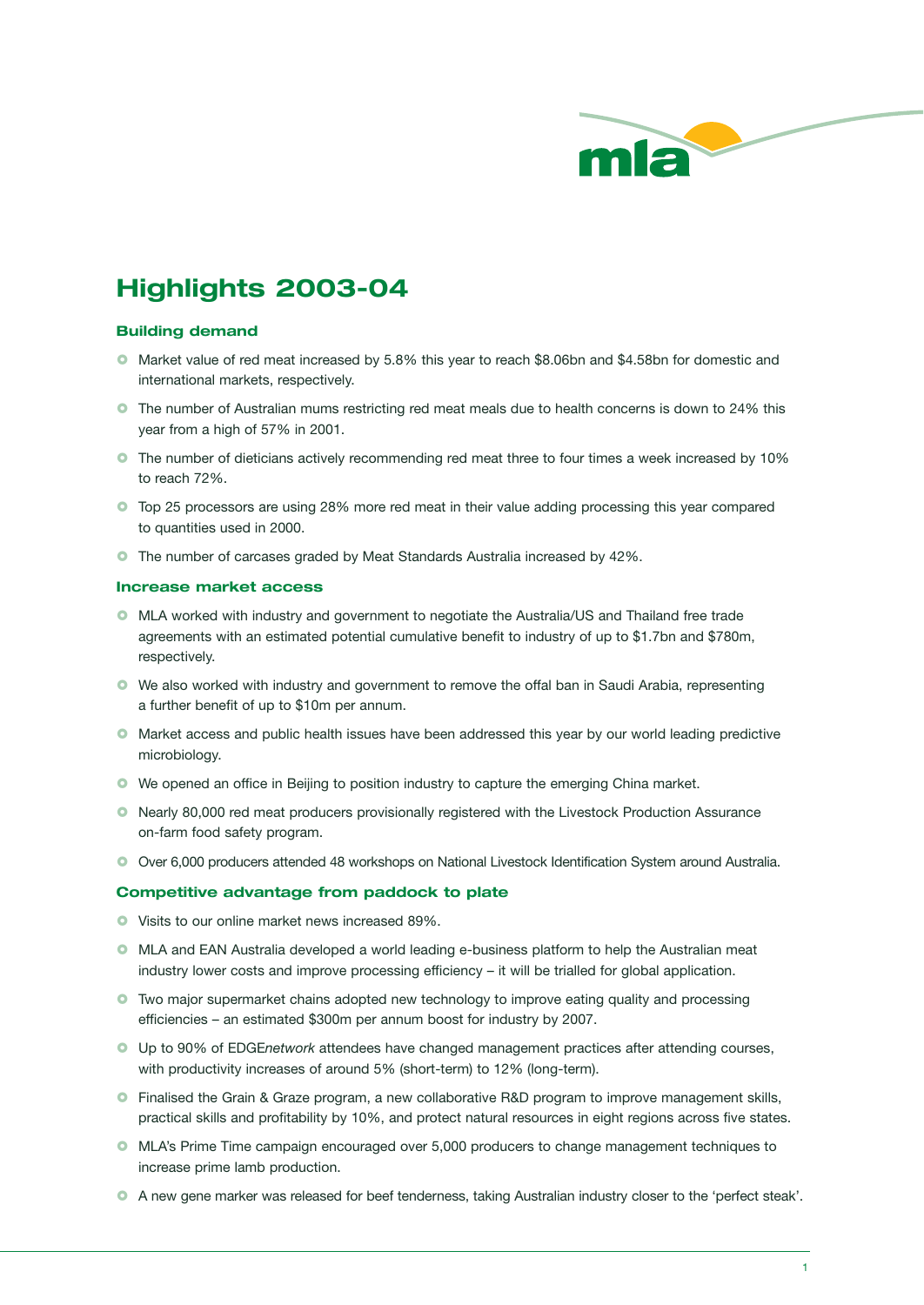# Highlights 2003-04

### Building demand

- Market value of red meat increased by 5.8% this year to reach $8.06bn and $4.58bn for domestic and international markets, respectively.
- The number of Australian mums restricting red meat meals due to health concerns is down to 24% this year from a high of 57% in 2001.
- The number of dieticians actively recommending red meat three to four times a week increased by 10% to reach 72%.
- Top 25 processors are using 28% more red meat in their value adding processing this year compared to quantities used in 2000.
- The number of carcases graded by Meat Standards Australia increased by 42%.

### Increase market access

- MLA worked with industry and government to negotiate the Australia/US and Thailand free trade agreements with an estimated potential cumulative benefit to industry of up to $1.7bn and $780m, respectively.
- We also worked with industry and government to remove the offal ban in Saudi Arabia, representing a further benefit of up to $10m per annum.
- Market access and public health issues have been addressed this year by our world leading predictive microbiology.
- We opened an office in Beijing to position industry to capture the emerging China market.
- Nearly 80,000 red meat producers provisionally registered with the Livestock Production Assurance on-farm food safety program.
- Over 6,000 producers attended 48 workshops on National Livestock Identification System around Australia.

### Competitive advantage from paddock to plate

- Visits to our online market news increased 89%.
- MLA and EAN Australia developed a world leading e-business platform to help the Australian meat industry lower costs and improve processing efficiency – it will be trialled for global application.
- Two major supermarket chains adopted new technology to improve eating quality and processing efficiencies – an estimated $300m per annum boost for industry by 2007.
- Up to 90% of EDGE*network* attendees have changed management practices after attending courses, with productivity increases of around 5% (short-term) to 12% (long-term).
- Finalised the Grain & Graze program, a new collaborative R&D program to improve management skills, practical skills and profitability by 10%, and protect natural resources in eight regions across five states.
- MLA's Prime Time campaign encouraged over 5,000 producers to change management techniques to increase prime lamb production.
- A new gene marker was released for beef tenderness, taking Australian industry closer to the 'perfect steak'.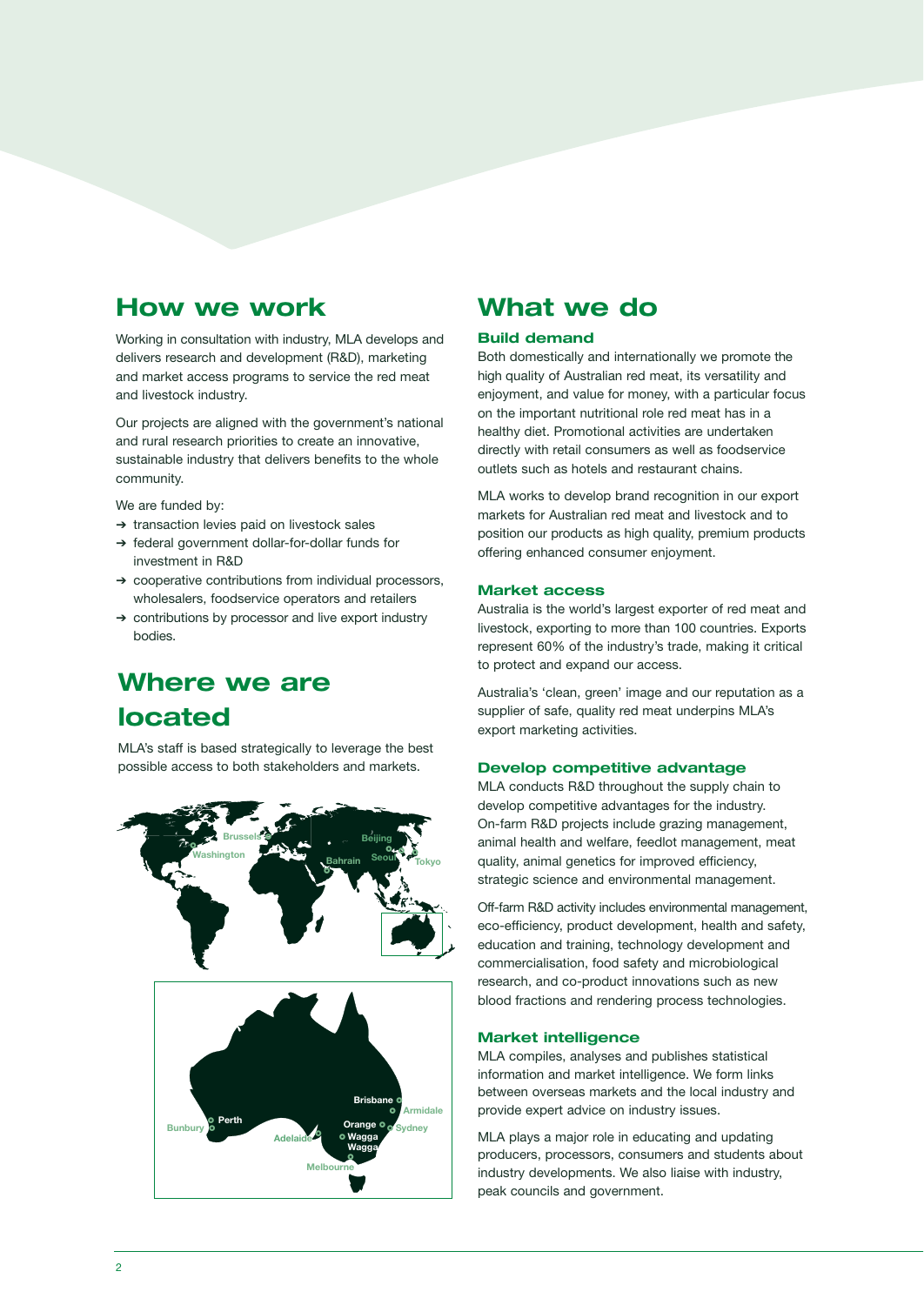## How we work

Working in consultation with industry, MLA develops and delivers research and development (R&D), marketing and market access programs to service the red meat and livestock industry.

Our projects are aligned with the government's national and rural research priorities to create an innovative, sustainable industry that delivers benefits to the whole community.

We are funded by:

- → transaction levies paid on livestock sales
- → federal government dollar-for-dollar funds for investment in R&D
- → cooperative contributions from individual processors, wholesalers, foodservice operators and retailers
- → contributions by processor and live export industry bodies.

## Where we are located

MLA's staff is based strategically to leverage the best possible access to both stakeholders and markets.

Brussels, Washington, Beijing, Bahrain, Seoul, Tokyo

Brisbane, Armidale, Perth, Bunbury, Orange, Sydney, Adelaide, Wagga Wagga, Melbourne

## What we do

### Build demand

Both domestically and internationally we promote the high quality of Australian red meat, its versatility and enjoyment, and value for money, with a particular focus on the important nutritional role red meat has in a healthy diet. Promotional activities are undertaken directly with retail consumers as well as foodservice outlets such as hotels and restaurant chains.

MLA works to develop brand recognition in our export markets for Australian red meat and livestock and to position our products as high quality, premium products offering enhanced consumer enjoyment.

### Market access

Australia is the world's largest exporter of red meat and livestock, exporting to more than 100 countries. Exports represent 60% of the industry's trade, making it critical to protect and expand our access.

Australia's 'clean, green' image and our reputation as a supplier of safe, quality red meat underpins MLA's export marketing activities.

### Develop competitive advantage

MLA conducts R&D throughout the supply chain to develop competitive advantages for the industry. On-farm R&D projects include grazing management, animal health and welfare, feedlot management, meat quality, animal genetics for improved efficiency, strategic science and environmental management.

Off-farm R&D activity includes environmental management, eco-efficiency, product development, health and safety, education and training, technology development and commercialisation, food safety and microbiological research, and co-product innovations such as new blood fractions and rendering process technologies.

### Market intelligence

MLA compiles, analyses and publishes statistical information and market intelligence. We form links between overseas markets and the local industry and provide expert advice on industry issues.

MLA plays a major role in educating and updating producers, processors, consumers and students about industry developments. We also liaise with industry, peak councils and government.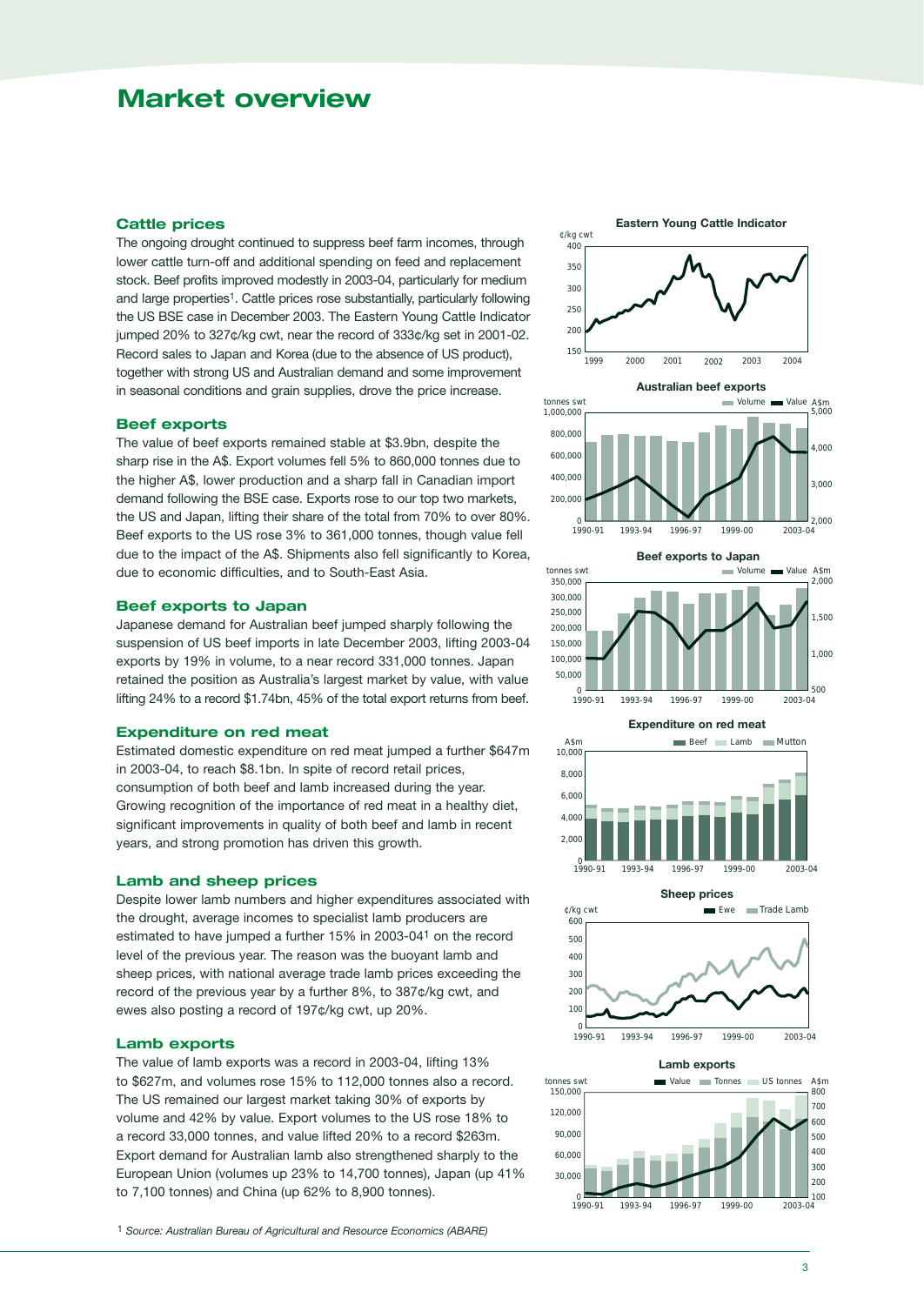# Market overview

## Cattle prices

The ongoing drought continued to suppress beef farm incomes, through lower cattle turn-off and additional spending on feed and replacement stock. Beef profits improved modestly in 2003-04, particularly for medium and large properties[1]. Cattle prices rose substantially, particularly following the US BSE case in December 2003. The Eastern Young Cattle Indicator jumped 20% to 327¢/kg cwt, near the record of 333¢/kg set in 2001-02. Record sales to Japan and Korea (due to the absence of US product), together with strong US and Australian demand and some improvement in seasonal conditions and grain supplies, drove the price increase.

## Beef exports

The value of beef exports remained stable at $3.9bn, despite the sharp rise in the A$. Export volumes fell 5% to 860,000 tonnes due to the higher A$, lower production and a sharp fall in Canadian import demand following the BSE case. Exports rose to our top two markets, the US and Japan, lifting their share of the total from 70% to over 80%. Beef exports to the US rose 3% to 361,000 tonnes, though value fell due to the impact of the A$. Shipments also fell significantly to Korea, due to economic difficulties, and to South-East Asia.

## Beef exports to Japan

Japanese demand for Australian beef jumped sharply following the suspension of US beef imports in late December 2003, lifting 2003-04 exports by 19% in volume, to a near record 331,000 tonnes. Japan retained the position as Australia's largest market by value, with value lifting 24% to a record $1.74bn, 45% of the total export returns from beef.

## Expenditure on red meat

Estimated domestic expenditure on red meat jumped a further $647m in 2003-04, to reach $8.1bn. In spite of record retail prices, consumption of both beef and lamb increased during the year. Growing recognition of the importance of red meat in a healthy diet, significant improvements in quality of both beef and lamb in recent years, and strong promotion has driven this growth.

## Lamb and sheep prices

Despite lower lamb numbers and higher expenditures associated with the drought, average incomes to specialist lamb producers are estimated to have jumped a further 15% in 2003-04[1] on the record level of the previous year. The reason was the buoyant lamb and sheep prices, with national average trade lamb prices exceeding the record of the previous year by a further 8%, to 387¢/kg cwt, and ewes also posting a record of 197¢/kg cwt, up 20%.

## Lamb exports

The value of lamb exports was a record in 2003-04, lifting 13% to $627m, and volumes rose 15% to 112,000 tonnes also a record. The US remained our largest market taking 30% of exports by volume and 42% by value. Export volumes to the US rose 18% to a record 33,000 tonnes, and value lifted 20% to a record $263m. Export demand for Australian lamb also strengthened sharply to the European Union (volumes up 23% to 14,700 tonnes), Japan (up 41% to 7,100 tonnes) and China (up 62% to 8,900 tonnes).

[1] *Source: Australian Bureau of Agricultural and Resource Economics (ABARE)*

**Eastern Young Cattle Indicator**

**Australian beef exports**

**Beef exports to Japan**

**Expenditure on red meat**

**Sheep prices**

**Lamb exports**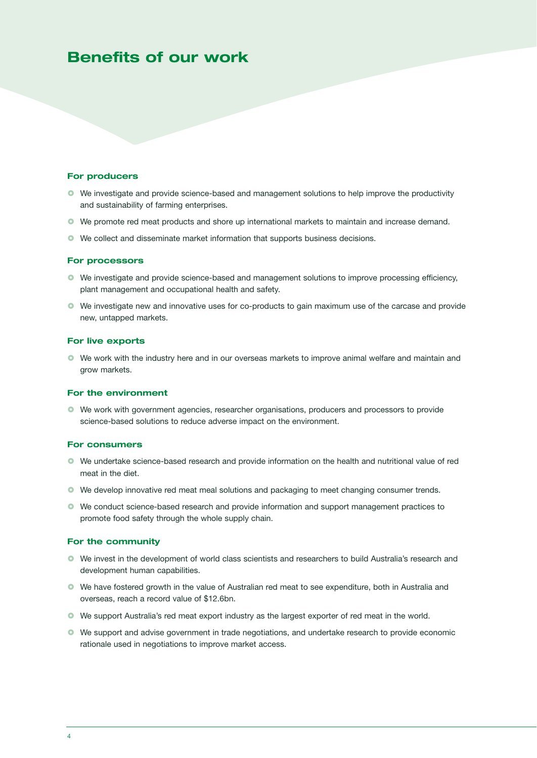# Benefits of our work

### For producers

- We investigate and provide science-based and management solutions to help improve the productivity and sustainability of farming enterprises.
- We promote red meat products and shore up international markets to maintain and increase demand.
- We collect and disseminate market information that supports business decisions.

### For processors

- We investigate and provide science-based and management solutions to improve processing efficiency, plant management and occupational health and safety.
- We investigate new and innovative uses for co-products to gain maximum use of the carcase and provide new, untapped markets.

### For live exports

- We work with the industry here and in our overseas markets to improve animal welfare and maintain and grow markets.

### For the environment

- We work with government agencies, researcher organisations, producers and processors to provide science-based solutions to reduce adverse impact on the environment.

### For consumers

- We undertake science-based research and provide information on the health and nutritional value of red meat in the diet.
- We develop innovative red meat meal solutions and packaging to meet changing consumer trends.
- We conduct science-based research and provide information and support management practices to promote food safety through the whole supply chain.

### For the community

- We invest in the development of world class scientists and researchers to build Australia's research and development human capabilities.
- We have fostered growth in the value of Australian red meat to see expenditure, both in Australia and overseas, reach a record value of $12.6bn.
- We support Australia's red meat export industry as the largest exporter of red meat in the world.
- We support and advise government in trade negotiations, and undertake research to provide economic rationale used in negotiations to improve market access.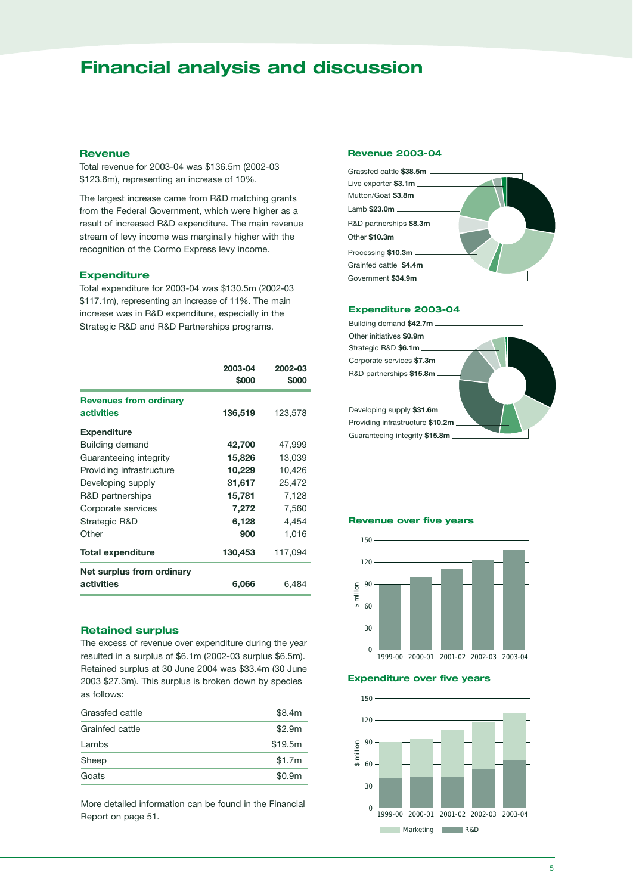# Financial analysis and discussion

## Revenue

Total revenue for 2003-04 was $136.5m (2002-03 $123.6m), representing an increase of 10%.

The largest increase came from R&D matching grants from the Federal Government, which were higher as a result of increased R&D expenditure. The main revenue stream of levy income was marginally higher with the recognition of the Cormo Express levy income.

## Expenditure

Total expenditure for 2003-04 was $130.5m (2002-03 $117.1m), representing an increase of 11%. The main increase was in R&D expenditure, especially in the Strategic R&D and R&D Partnerships programs.

| | 2003-04 $000 | 2002-03 $000 |
|---|---|---|
| **Revenues from ordinary activities** | **136,519** | 123,578 |
| **Expenditure** | | |
| Building demand | **42,700** | 47,999 |
| Guaranteeing integrity | **15,826** | 13,039 |
| Providing infrastructure | **10,229** | 10,426 |
| Developing supply | **31,617** | 25,472 |
| R&D partnerships | **15,781** | 7,128 |
| Corporate services | **7,272** | 7,560 |
| Strategic R&D | **6,128** | 4,454 |
| Other | **900** | 1,016 |
| **Total expenditure** | **130,453** | 117,094 |
| **Net surplus from ordinary activities** | **6,066** | 6,484 |

## Retained surplus

The excess of revenue over expenditure during the year resulted in a surplus of $6.1m (2002-03 surplus $6.5m). Retained surplus at 30 June 2004 was $33.4m (30 June 2003 $27.3m). This surplus is broken down by species as follows:

| | |
|---|---|
| Grassfed cattle | $8.4m |
| Grainfed cattle | $2.9m |
| Lambs | $19.5m |
| Sheep | $1.7m |
| Goats | $0.9m |

More detailed information can be found in the Financial Report on page 51.

### Revenue 2003-04

- Grassfed cattle **$38.5m**
- Live exporter **$3.1m**
- Mutton/Goat **$3.8m**
- Lamb **$23.0m**
- R&D partnerships **$8.3m**
- Other **$10.3m**
- Processing **$10.3m**
- Grainfed cattle **$4.4m**
- Government **$34.9m**

### Expenditure 2003-04

- Building demand **$42.7m**
- Other initiatives **$0.9m**
- Strategic R&D **$6.1m**
- Corporate services **$7.3m**
- R&D partnerships **$15.8m**
- Developing supply **$31.6m**
- Providing infrastructure **$10.2m**
- Guaranteeing integrity **$15.8m**

### Revenue over five years

$ million; 1999-00, 2000-01, 2001-02, 2002-03, 2003-04

### Expenditure over five years

$ million; 1999-00, 2000-01, 2001-02, 2002-03, 2003-04

Marketing | R&D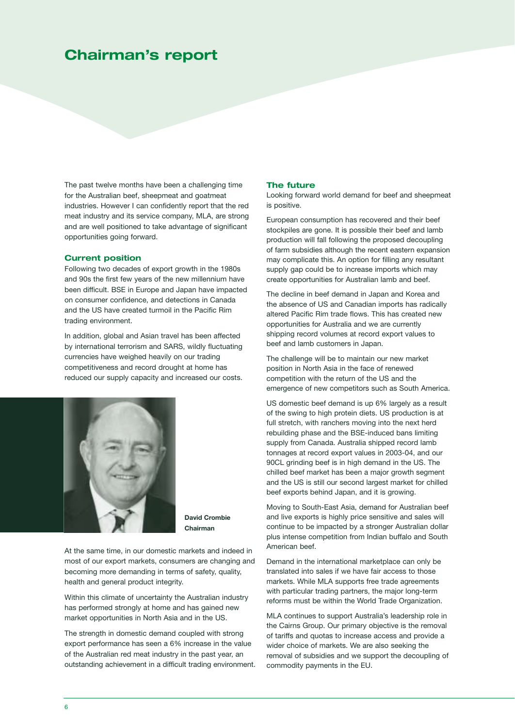# Chairman's report

The past twelve months have been a challenging time for the Australian beef, sheepmeat and goatmeat industries. However I can confidently report that the red meat industry and its service company, MLA, are strong and are well positioned to take advantage of significant opportunities going forward.

### Current position

Following two decades of export growth in the 1980s and 90s the first few years of the new millennium have been difficult. BSE in Europe and Japan have impacted on consumer confidence, and detections in Canada and the US have created turmoil in the Pacific Rim trading environment.

In addition, global and Asian travel has been affected by international terrorism and SARS, wildly fluctuating currencies have weighed heavily on our trading competitiveness and record drought at home has reduced our supply capacity and increased our costs.

**David Crombie**
**Chairman**

At the same time, in our domestic markets and indeed in most of our export markets, consumers are changing and becoming more demanding in terms of safety, quality, health and general product integrity.

Within this climate of uncertainty the Australian industry has performed strongly at home and has gained new market opportunities in North Asia and in the US.

The strength in domestic demand coupled with strong export performance has seen a 6% increase in the value of the Australian red meat industry in the past year, an outstanding achievement in a difficult trading environment.

### The future

Looking forward world demand for beef and sheepmeat is positive.

European consumption has recovered and their beef stockpiles are gone. It is possible their beef and lamb production will fall following the proposed decoupling of farm subsidies although the recent eastern expansion may complicate this. An option for filling any resultant supply gap could be to increase imports which may create opportunities for Australian lamb and beef.

The decline in beef demand in Japan and Korea and the absence of US and Canadian imports has radically altered Pacific Rim trade flows. This has created new opportunities for Australia and we are currently shipping record volumes at record export values to beef and lamb customers in Japan.

The challenge will be to maintain our new market position in North Asia in the face of renewed competition with the return of the US and the emergence of new competitors such as South America.

US domestic beef demand is up 6% largely as a result of the swing to high protein diets. US production is at full stretch, with ranchers moving into the next herd rebuilding phase and the BSE-induced bans limiting supply from Canada. Australia shipped record lamb tonnages at record export values in 2003-04, and our 90CL grinding beef is in high demand in the US. The chilled beef market has been a major growth segment and the US is still our second largest market for chilled beef exports behind Japan, and it is growing.

Moving to South-East Asia, demand for Australian beef and live exports is highly price sensitive and sales will continue to be impacted by a stronger Australian dollar plus intense competition from Indian buffalo and South American beef.

Demand in the international marketplace can only be translated into sales if we have fair access to those markets. While MLA supports free trade agreements with particular trading partners, the major long-term reforms must be within the World Trade Organization.

MLA continues to support Australia's leadership role in the Cairns Group. Our primary objective is the removal of tariffs and quotas to increase access and provide a wider choice of markets. We are also seeking the removal of subsidies and we support the decoupling of commodity payments in the EU.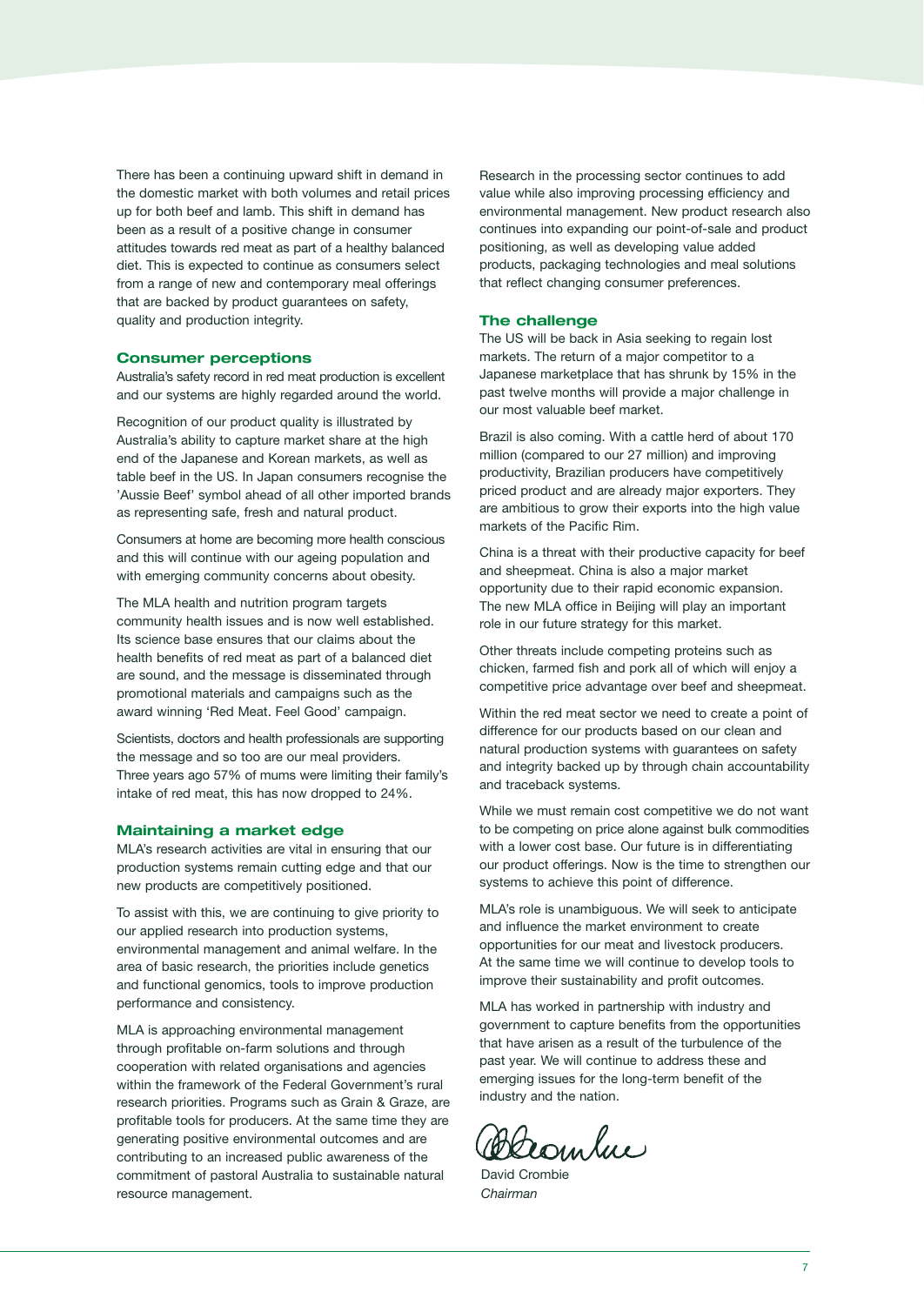There has been a continuing upward shift in demand in the domestic market with both volumes and retail prices up for both beef and lamb. This shift in demand has been as a result of a positive change in consumer attitudes towards red meat as part of a healthy balanced diet. This is expected to continue as consumers select from a range of new and contemporary meal offerings that are backed by product guarantees on safety, quality and production integrity.

### Consumer perceptions

Australia's safety record in red meat production is excellent and our systems are highly regarded around the world.

Recognition of our product quality is illustrated by Australia's ability to capture market share at the high end of the Japanese and Korean markets, as well as table beef in the US. In Japan consumers recognise the 'Aussie Beef' symbol ahead of all other imported brands as representing safe, fresh and natural product.

Consumers at home are becoming more health conscious and this will continue with our ageing population and with emerging community concerns about obesity.

The MLA health and nutrition program targets community health issues and is now well established. Its science base ensures that our claims about the health benefits of red meat as part of a balanced diet are sound, and the message is disseminated through promotional materials and campaigns such as the award winning 'Red Meat. Feel Good' campaign.

Scientists, doctors and health professionals are supporting the message and so too are our meal providers. Three years ago 57% of mums were limiting their family's intake of red meat, this has now dropped to 24%.

### Maintaining a market edge

MLA's research activities are vital in ensuring that our production systems remain cutting edge and that our new products are competitively positioned.

To assist with this, we are continuing to give priority to our applied research into production systems, environmental management and animal welfare. In the area of basic research, the priorities include genetics and functional genomics, tools to improve production performance and consistency.

MLA is approaching environmental management through profitable on-farm solutions and through cooperation with related organisations and agencies within the framework of the Federal Government's rural research priorities. Programs such as Grain & Graze, are profitable tools for producers. At the same time they are generating positive environmental outcomes and are contributing to an increased public awareness of the commitment of pastoral Australia to sustainable natural resource management.

Research in the processing sector continues to add value while also improving processing efficiency and environmental management. New product research also continues into expanding our point-of-sale and product positioning, as well as developing value added products, packaging technologies and meal solutions that reflect changing consumer preferences.

### The challenge

The US will be back in Asia seeking to regain lost markets. The return of a major competitor to a Japanese marketplace that has shrunk by 15% in the past twelve months will provide a major challenge in our most valuable beef market.

Brazil is also coming. With a cattle herd of about 170 million (compared to our 27 million) and improving productivity, Brazilian producers have competitively priced product and are already major exporters. They are ambitious to grow their exports into the high value markets of the Pacific Rim.

China is a threat with their productive capacity for beef and sheepmeat. China is also a major market opportunity due to their rapid economic expansion. The new MLA office in Beijing will play an important role in our future strategy for this market.

Other threats include competing proteins such as chicken, farmed fish and pork all of which will enjoy a competitive price advantage over beef and sheepmeat.

Within the red meat sector we need to create a point of difference for our products based on our clean and natural production systems with guarantees on safety and integrity backed up by through chain accountability and traceback systems.

While we must remain cost competitive we do not want to be competing on price alone against bulk commodities with a lower cost base. Our future is in differentiating our product offerings. Now is the time to strengthen our systems to achieve this point of difference.

MLA's role is unambiguous. We will seek to anticipate and influence the market environment to create opportunities for our meat and livestock producers. At the same time we will continue to develop tools to improve their sustainability and profit outcomes.

MLA has worked in partnership with industry and government to capture benefits from the opportunities that have arisen as a result of the turbulence of the past year. We will continue to address these and emerging issues for the long-term benefit of the industry and the nation.

David Crombie
*Chairman*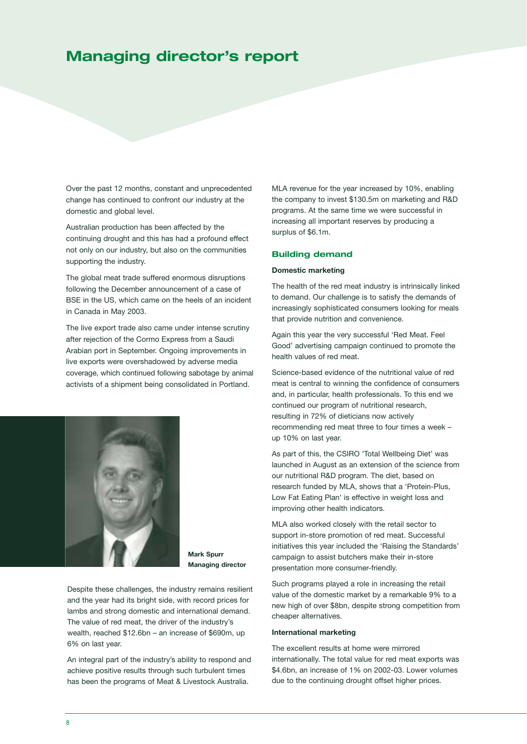# Managing director's report

Over the past 12 months, constant and unprecedented change has continued to confront our industry at the domestic and global level.

Australian production has been affected by the continuing drought and this has had a profound effect not only on our industry, but also on the communities supporting the industry.

The global meat trade suffered enormous disruptions following the December announcement of a case of BSE in the US, which came on the heels of an incident in Canada in May 2003.

The live export trade also came under intense scrutiny after rejection of the Cormo Express from a Saudi Arabian port in September. Ongoing improvements in live exports were overshadowed by adverse media coverage, which continued following sabotage by animal activists of a shipment being consolidated in Portland.

**Mark Spurr**
**Managing director**

Despite these challenges, the industry remains resilient and the year had its bright side, with record prices for lambs and strong domestic and international demand. The value of red meat, the driver of the industry's wealth, reached $12.6bn – an increase of $690m, up 6% on last year.

An integral part of the industry's ability to respond and achieve positive results through such turbulent times has been the programs of Meat & Livestock Australia.

MLA revenue for the year increased by 10%, enabling the company to invest $130.5m on marketing and R&D programs. At the same time we were successful in increasing all important reserves by producing a surplus of $6.1m.

## Building demand

**Domestic marketing**

The health of the red meat industry is intrinsically linked to demand. Our challenge is to satisfy the demands of increasingly sophisticated consumers looking for meals that provide nutrition and convenience.

Again this year the very successful 'Red Meat. Feel Good' advertising campaign continued to promote the health values of red meat.

Science-based evidence of the nutritional value of red meat is central to winning the confidence of consumers and, in particular, health professionals. To this end we continued our program of nutritional research, resulting in 72% of dieticians now actively recommending red meat three to four times a week – up 10% on last year.

As part of this, the CSIRO 'Total Wellbeing Diet' was launched in August as an extension of the science from our nutritional R&D program. The diet, based on research funded by MLA, shows that a 'Protein-Plus, Low Fat Eating Plan' is effective in weight loss and improving other health indicators.

MLA also worked closely with the retail sector to support in-store promotion of red meat. Successful initiatives this year included the 'Raising the Standards' campaign to assist butchers make their in-store presentation more consumer-friendly.

Such programs played a role in increasing the retail value of the domestic market by a remarkable 9% to a new high of over $8bn, despite strong competition from cheaper alternatives.

**International marketing**

The excellent results at home were mirrored internationally. The total value for red meat exports was $4.6bn, an increase of 1% on 2002-03. Lower volumes due to the continuing drought offset higher prices.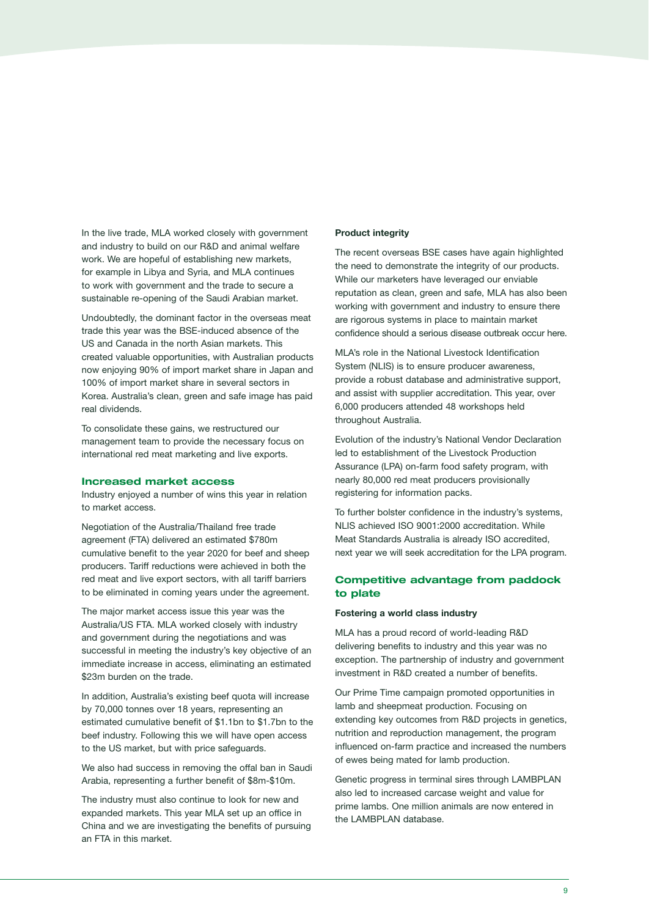In the live trade, MLA worked closely with government and industry to build on our R&D and animal welfare work. We are hopeful of establishing new markets, for example in Libya and Syria, and MLA continues to work with government and the trade to secure a sustainable re-opening of the Saudi Arabian market.

Undoubtedly, the dominant factor in the overseas meat trade this year was the BSE-induced absence of the US and Canada in the north Asian markets. This created valuable opportunities, with Australian products now enjoying 90% of import market share in Japan and 100% of import market share in several sectors in Korea. Australia's clean, green and safe image has paid real dividends.

To consolidate these gains, we restructured our management team to provide the necessary focus on international red meat marketing and live exports.

## Increased market access

Industry enjoyed a number of wins this year in relation to market access.

Negotiation of the Australia/Thailand free trade agreement (FTA) delivered an estimated $780m cumulative benefit to the year 2020 for beef and sheep producers. Tariff reductions were achieved in both the red meat and live export sectors, with all tariff barriers to be eliminated in coming years under the agreement.

The major market access issue this year was the Australia/US FTA. MLA worked closely with industry and government during the negotiations and was successful in meeting the industry's key objective of an immediate increase in access, eliminating an estimated $23m burden on the trade.

In addition, Australia's existing beef quota will increase by 70,000 tonnes over 18 years, representing an estimated cumulative benefit of $1.1bn to $1.7bn to the beef industry. Following this we will have open access to the US market, but with price safeguards.

We also had success in removing the offal ban in Saudi Arabia, representing a further benefit of $8m-$10m.

The industry must also continue to look for new and expanded markets. This year MLA set up an office in China and we are investigating the benefits of pursuing an FTA in this market.

**Product integrity**

The recent overseas BSE cases have again highlighted the need to demonstrate the integrity of our products. While our marketers have leveraged our enviable reputation as clean, green and safe, MLA has also been working with government and industry to ensure there are rigorous systems in place to maintain market confidence should a serious disease outbreak occur here.

MLA's role in the National Livestock Identification System (NLIS) is to ensure producer awareness, provide a robust database and administrative support, and assist with supplier accreditation. This year, over 6,000 producers attended 48 workshops held throughout Australia.

Evolution of the industry's National Vendor Declaration led to establishment of the Livestock Production Assurance (LPA) on-farm food safety program, with nearly 80,000 red meat producers provisionally registering for information packs.

To further bolster confidence in the industry's systems, NLIS achieved ISO 9001:2000 accreditation. While Meat Standards Australia is already ISO accredited, next year we will seek accreditation for the LPA program.

## Competitive advantage from paddock to plate

**Fostering a world class industry**

MLA has a proud record of world-leading R&D delivering benefits to industry and this year was no exception. The partnership of industry and government investment in R&D created a number of benefits.

Our Prime Time campaign promoted opportunities in lamb and sheepmeat production. Focusing on extending key outcomes from R&D projects in genetics, nutrition and reproduction management, the program influenced on-farm practice and increased the numbers of ewes being mated for lamb production.

Genetic progress in terminal sires through LAMBPLAN also led to increased carcase weight and value for prime lambs. One million animals are now entered in the LAMBPLAN database.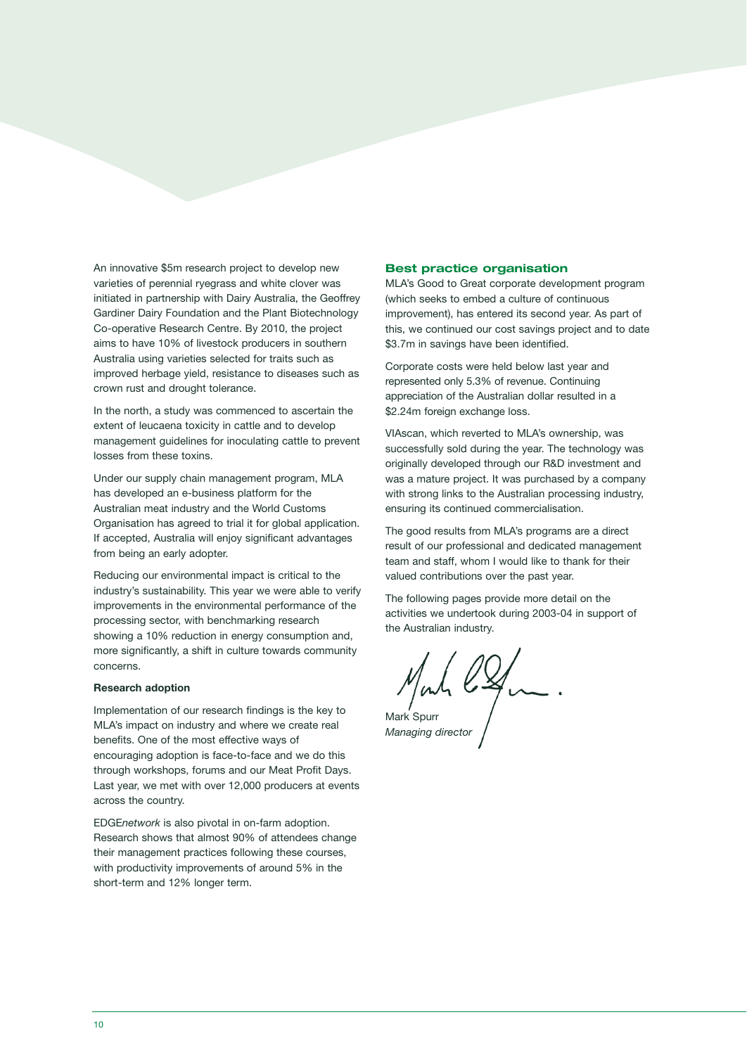An innovative $5m research project to develop new varieties of perennial ryegrass and white clover was initiated in partnership with Dairy Australia, the Geoffrey Gardiner Dairy Foundation and the Plant Biotechnology Co-operative Research Centre. By 2010, the project aims to have 10% of livestock producers in southern Australia using varieties selected for traits such as improved herbage yield, resistance to diseases such as crown rust and drought tolerance.

In the north, a study was commenced to ascertain the extent of leucaena toxicity in cattle and to develop management guidelines for inoculating cattle to prevent losses from these toxins.

Under our supply chain management program, MLA has developed an e-business platform for the Australian meat industry and the World Customs Organisation has agreed to trial it for global application. If accepted, Australia will enjoy significant advantages from being an early adopter.

Reducing our environmental impact is critical to the industry's sustainability. This year we were able to verify improvements in the environmental performance of the processing sector, with benchmarking research showing a 10% reduction in energy consumption and, more significantly, a shift in culture towards community concerns.

**Research adoption**

Implementation of our research findings is the key to MLA's impact on industry and where we create real benefits. One of the most effective ways of encouraging adoption is face-to-face and we do this through workshops, forums and our Meat Profit Days. Last year, we met with over 12,000 producers at events across the country.

EDGE*network* is also pivotal in on-farm adoption. Research shows that almost 90% of attendees change their management practices following these courses, with productivity improvements of around 5% in the short-term and 12% longer term.

## Best practice organisation

MLA's Good to Great corporate development program (which seeks to embed a culture of continuous improvement), has entered its second year. As part of this, we continued our cost savings project and to date $3.7m in savings have been identified.

Corporate costs were held below last year and represented only 5.3% of revenue. Continuing appreciation of the Australian dollar resulted in a $2.24m foreign exchange loss.

VIAscan, which reverted to MLA's ownership, was successfully sold during the year. The technology was originally developed through our R&D investment and was a mature project. It was purchased by a company with strong links to the Australian processing industry, ensuring its continued commercialisation.

The good results from MLA's programs are a direct result of our professional and dedicated management team and staff, whom I would like to thank for their valued contributions over the past year.

The following pages provide more detail on the activities we undertook during 2003-04 in support of the Australian industry.

Mark Spurr
*Managing director*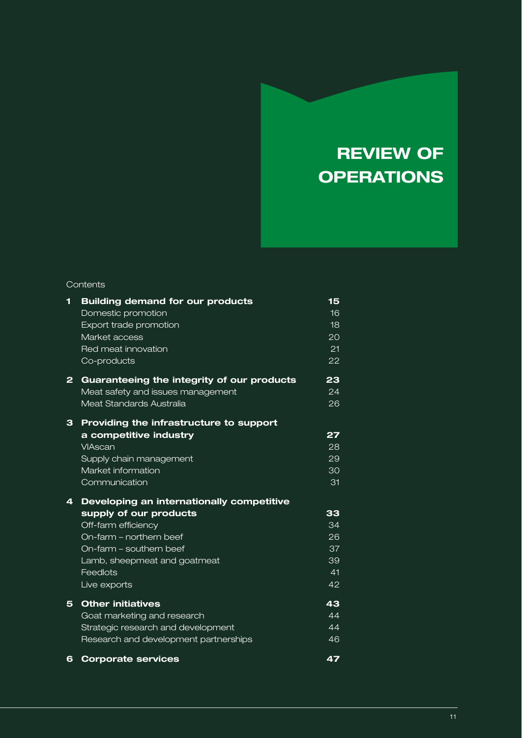# REVIEW OF OPERATIONS

Contents

| | | |
|---|---|---|
| **1** | **Building demand for our products** | **15** |
| | Domestic promotion | 16 |
| | Export trade promotion | 18 |
| | Market access | 20 |
| | Red meat innovation | 21 |
| | Co-products | 22 |
| **2** | **Guaranteeing the integrity of our products** | **23** |
| | Meat safety and issues management | 24 |
| | Meat Standards Australia | 26 |
| **3** | **Providing the infrastructure to support a competitive industry** | **27** |
| | VIAscan | 28 |
| | Supply chain management | 29 |
| | Market information | 30 |
| | Communication | 31 |
| **4** | **Developing an internationally competitive supply of our products** | **33** |
| | Off-farm efficiency | 34 |
| | On-farm – northern beef | 26 |
| | On-farm – southern beef | 37 |
| | Lamb, sheepmeat and goatmeat | 39 |
| | Feedlots | 41 |
| | Live exports | 42 |
| **5** | **Other initiatives** | **43** |
| | Goat marketing and research | 44 |
| | Strategic research and development | 44 |
| | Research and development partnerships | 46 |
| **6** | **Corporate services** | **47** |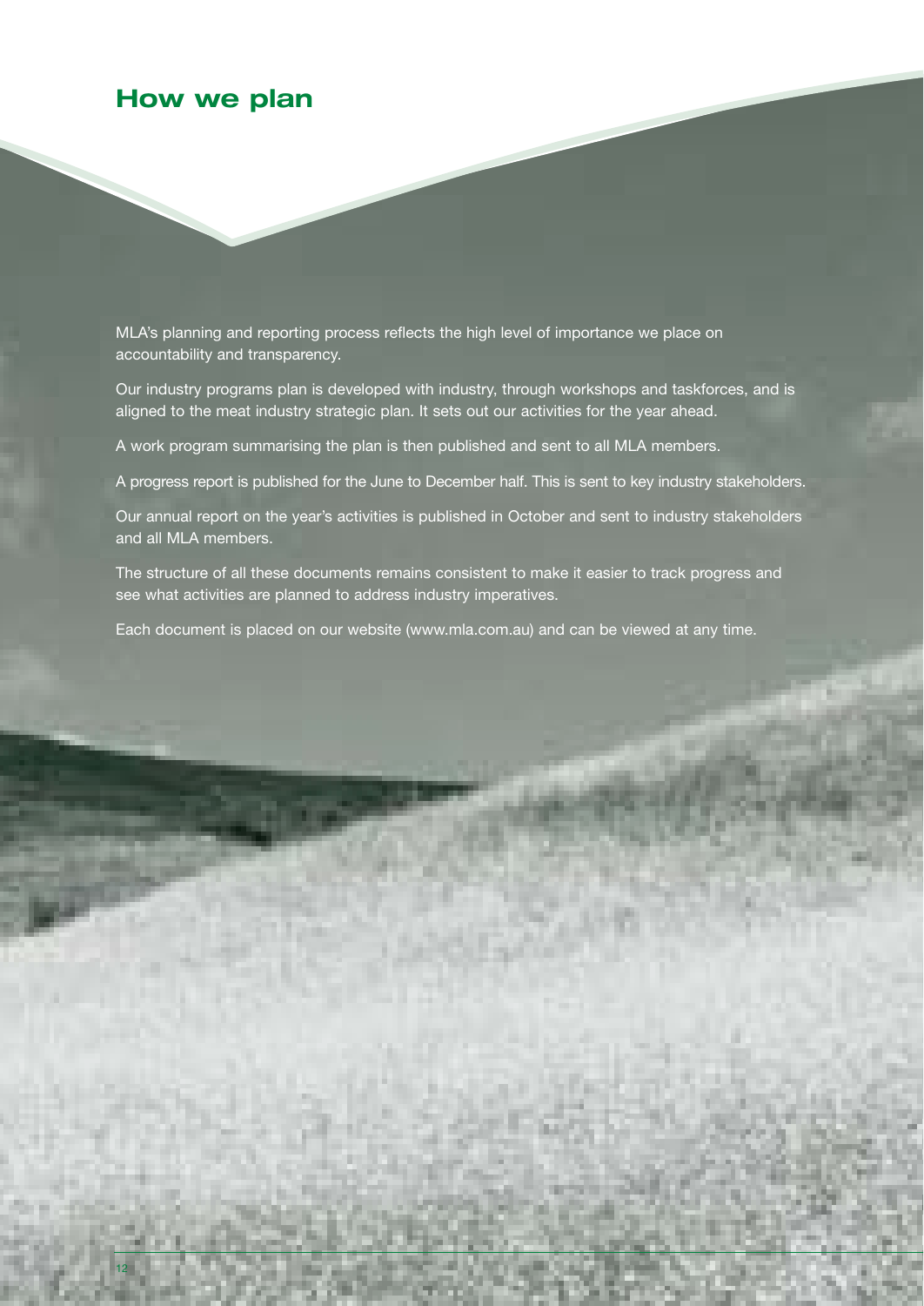# How we plan

MLA's planning and reporting process reflects the high level of importance we place on accountability and transparency.

Our industry programs plan is developed with industry, through workshops and taskforces, and is aligned to the meat industry strategic plan. It sets out our activities for the year ahead.

A work program summarising the plan is then published and sent to all MLA members.

A progress report is published for the June to December half. This is sent to key industry stakeholders.

Our annual report on the year's activities is published in October and sent to industry stakeholders and all MLA members.

The structure of all these documents remains consistent to make it easier to track progress and see what activities are planned to address industry imperatives.

Each document is placed on our website (www.mla.com.au) and can be viewed at any time.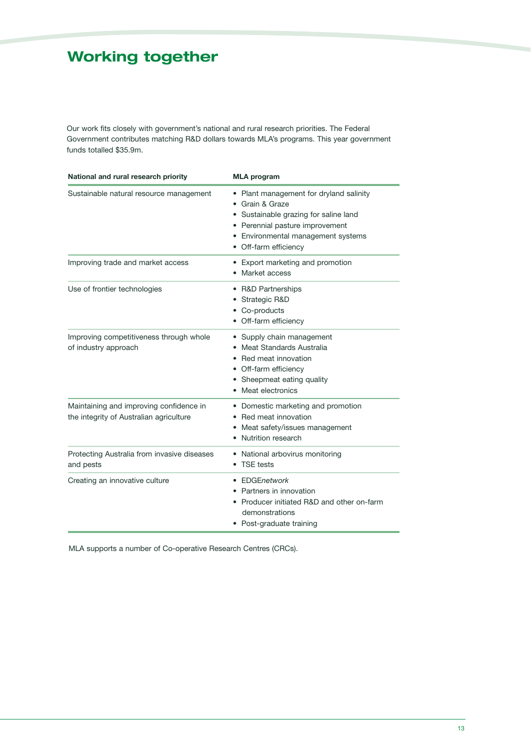# Working together

Our work fits closely with government's national and rural research priorities. The Federal Government contributes matching R&D dollars towards MLA's programs. This year government funds totalled $35.9m.

| National and rural research priority | MLA program |
|---|---|
| Sustainable natural resource management | • Plant management for dryland salinity<br>• Grain & Graze<br>• Sustainable grazing for saline land<br>• Perennial pasture improvement<br>• Environmental management systems<br>• Off-farm efficiency |
| Improving trade and market access | • Export marketing and promotion<br>• Market access |
| Use of frontier technologies | • R&D Partnerships<br>• Strategic R&D<br>• Co-products<br>• Off-farm efficiency |
| Improving competitiveness through whole of industry approach | • Supply chain management<br>• Meat Standards Australia<br>• Red meat innovation<br>• Off-farm efficiency<br>• Sheepmeat eating quality<br>• Meat electronics |
| Maintaining and improving confidence in the integrity of Australian agriculture | • Domestic marketing and promotion<br>• Red meat innovation<br>• Meat safety/issues management<br>• Nutrition research |
| Protecting Australia from invasive diseases and pests | • National arbovirus monitoring<br>• TSE tests |
| Creating an innovative culture | • EDGE*network*<br>• Partners in innovation<br>• Producer initiated R&D and other on-farm demonstrations<br>• Post-graduate training |

MLA supports a number of Co-operative Research Centres (CRCs).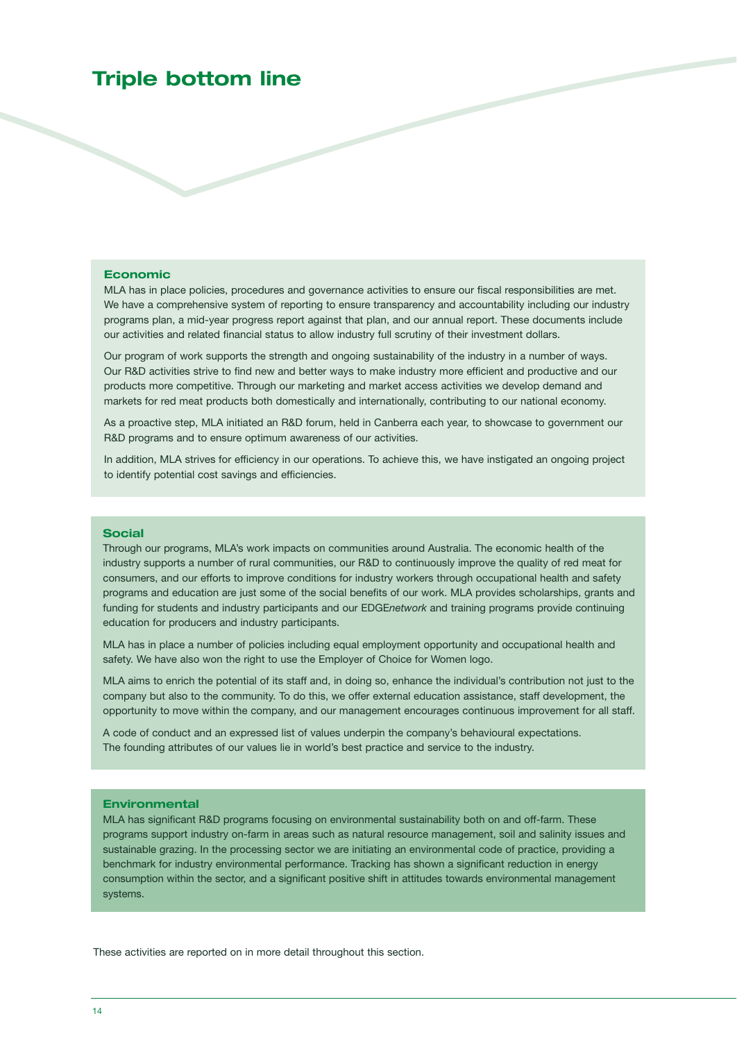# Triple bottom line

## Economic

MLA has in place policies, procedures and governance activities to ensure our fiscal responsibilities are met. We have a comprehensive system of reporting to ensure transparency and accountability including our industry programs plan, a mid-year progress report against that plan, and our annual report. These documents include our activities and related financial status to allow industry full scrutiny of their investment dollars.

Our program of work supports the strength and ongoing sustainability of the industry in a number of ways. Our R&D activities strive to find new and better ways to make industry more efficient and productive and our products more competitive. Through our marketing and market access activities we develop demand and markets for red meat products both domestically and internationally, contributing to our national economy.

As a proactive step, MLA initiated an R&D forum, held in Canberra each year, to showcase to government our R&D programs and to ensure optimum awareness of our activities.

In addition, MLA strives for efficiency in our operations. To achieve this, we have instigated an ongoing project to identify potential cost savings and efficiencies.

## Social

Through our programs, MLA's work impacts on communities around Australia. The economic health of the industry supports a number of rural communities, our R&D to continuously improve the quality of red meat for consumers, and our efforts to improve conditions for industry workers through occupational health and safety programs and education are just some of the social benefits of our work. MLA provides scholarships, grants and funding for students and industry participants and our EDGE*network* and training programs provide continuing education for producers and industry participants.

MLA has in place a number of policies including equal employment opportunity and occupational health and safety. We have also won the right to use the Employer of Choice for Women logo.

MLA aims to enrich the potential of its staff and, in doing so, enhance the individual's contribution not just to the company but also to the community. To do this, we offer external education assistance, staff development, the opportunity to move within the company, and our management encourages continuous improvement for all staff.

A code of conduct and an expressed list of values underpin the company's behavioural expectations. The founding attributes of our values lie in world's best practice and service to the industry.

## Environmental

MLA has significant R&D programs focusing on environmental sustainability both on and off-farm. These programs support industry on-farm in areas such as natural resource management, soil and salinity issues and sustainable grazing. In the processing sector we are initiating an environmental code of practice, providing a benchmark for industry environmental performance. Tracking has shown a significant reduction in energy consumption within the sector, and a significant positive shift in attitudes towards environmental management systems.

These activities are reported on in more detail throughout this section.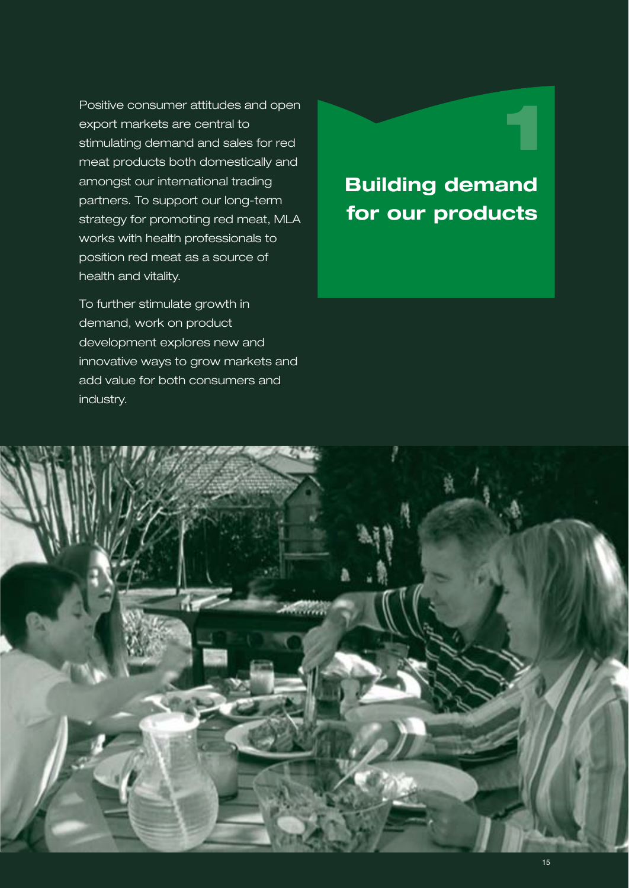# 1 Building demand for our products

Positive consumer attitudes and open export markets are central to stimulating demand and sales for red meat products both domestically and amongst our international trading partners. To support our long-term strategy for promoting red meat, MLA works with health professionals to position red meat as a source of health and vitality.

To further stimulate growth in demand, work on product development explores new and innovative ways to grow markets and add value for both consumers and industry.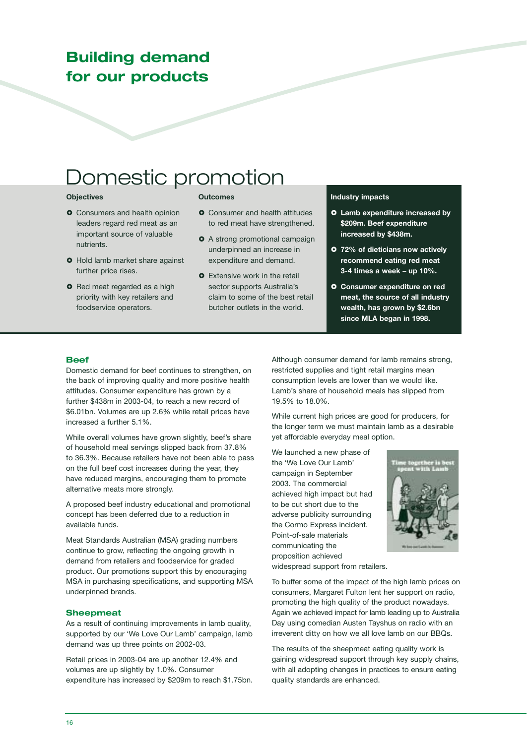# Building demand for our products

## Domestic promotion

**Objectives**

- Consumers and health opinion leaders regard red meat as an important source of valuable nutrients.
- Hold lamb market share against further price rises.
- Red meat regarded as a high priority with key retailers and foodservice operators.

**Outcomes**

- Consumer and health attitudes to red meat have strengthened.
- A strong promotional campaign underpinned an increase in expenditure and demand.
- Extensive work in the retail sector supports Australia's claim to some of the best retail butcher outlets in the world.

**Industry impacts**

- **Lamb expenditure increased by $209m. Beef expenditure increased by $438m.**
- **72% of dieticians now actively recommend eating red meat 3-4 times a week – up 10%.**
- **Consumer expenditure on red meat, the source of all industry wealth, has grown by $2.6bn since MLA began in 1998.**

### Beef

Domestic demand for beef continues to strengthen, on the back of improving quality and more positive health attitudes. Consumer expenditure has grown by a further $438m in 2003-04, to reach a new record of $6.01bn. Volumes are up 2.6% while retail prices have increased a further 5.1%.

While overall volumes have grown slightly, beef's share of household meal servings slipped back from 37.8% to 36.3%. Because retailers have not been able to pass on the full beef cost increases during the year, they have reduced margins, encouraging them to promote alternative meats more strongly.

A proposed beef industry educational and promotional concept has been deferred due to a reduction in available funds.

Meat Standards Australian (MSA) grading numbers continue to grow, reflecting the ongoing growth in demand from retailers and foodservice for graded product. Our promotions support this by encouraging MSA in purchasing specifications, and supporting MSA underpinned brands.

### Sheepmeat

As a result of continuing improvements in lamb quality, supported by our 'We Love Our Lamb' campaign, lamb demand was up three points on 2002-03.

Retail prices in 2003-04 are up another 12.4% and volumes are up slightly by 1.0%. Consumer expenditure has increased by $209m to reach $1.75bn.

Although consumer demand for lamb remains strong, restricted supplies and tight retail margins mean consumption levels are lower than we would like. Lamb's share of household meals has slipped from 19.5% to 18.0%.

While current high prices are good for producers, for the longer term we must maintain lamb as a desirable yet affordable everyday meal option.

We launched a new phase of the 'We Love Our Lamb' campaign in September 2003. The commercial achieved high impact but had to be cut short due to the adverse publicity surrounding the Cormo Express incident. Point-of-sale materials communicating the proposition achieved widespread support from retailers.

To buffer some of the impact of the high lamb prices on consumers, Margaret Fulton lent her support on radio, promoting the high quality of the product nowadays. Again we achieved impact for lamb leading up to Australia Day using comedian Austen Tayshus on radio with an irreverent ditty on how we all love lamb on our BBQs.

The results of the sheepmeat eating quality work is gaining widespread support through key supply chains, with all adopting changes in practices to ensure eating quality standards are enhanced.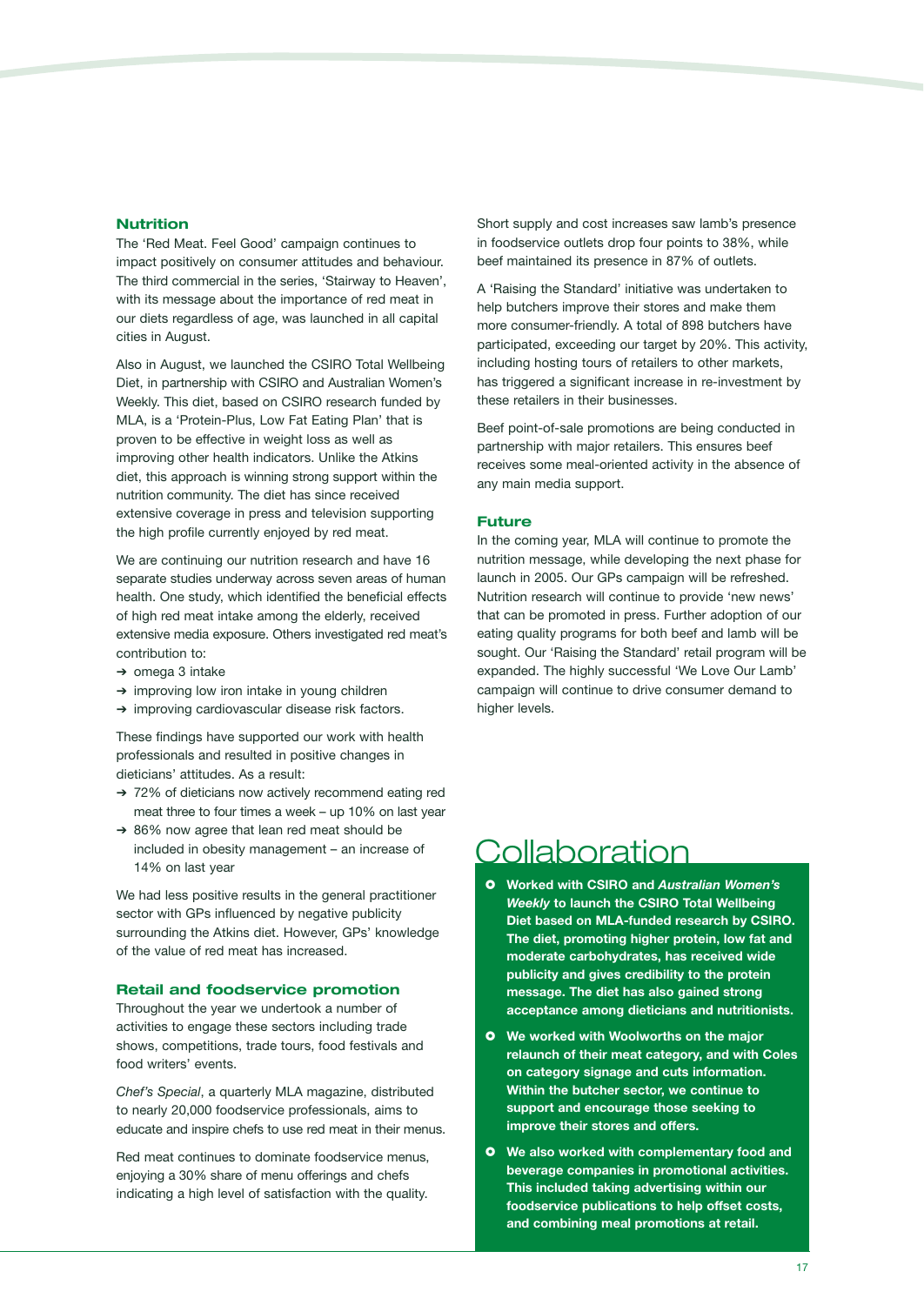## Nutrition

The 'Red Meat. Feel Good' campaign continues to impact positively on consumer attitudes and behaviour. The third commercial in the series, 'Stairway to Heaven', with its message about the importance of red meat in our diets regardless of age, was launched in all capital cities in August.

Also in August, we launched the CSIRO Total Wellbeing Diet, in partnership with CSIRO and Australian Women's Weekly. This diet, based on CSIRO research funded by MLA, is a 'Protein-Plus, Low Fat Eating Plan' that is proven to be effective in weight loss as well as improving other health indicators. Unlike the Atkins diet, this approach is winning strong support within the nutrition community. The diet has since received extensive coverage in press and television supporting the high profile currently enjoyed by red meat.

We are continuing our nutrition research and have 16 separate studies underway across seven areas of human health. One study, which identified the beneficial effects of high red meat intake among the elderly, received extensive media exposure. Others investigated red meat's contribution to:

- omega 3 intake
- improving low iron intake in young children
- improving cardiovascular disease risk factors.

These findings have supported our work with health professionals and resulted in positive changes in dieticians' attitudes. As a result:

- 72% of dieticians now actively recommend eating red meat three to four times a week – up 10% on last year
- 86% now agree that lean red meat should be included in obesity management – an increase of 14% on last year

We had less positive results in the general practitioner sector with GPs influenced by negative publicity surrounding the Atkins diet. However, GPs' knowledge of the value of red meat has increased.

## Retail and foodservice promotion

Throughout the year we undertook a number of activities to engage these sectors including trade shows, competitions, trade tours, food festivals and food writers' events.

*Chef's Special*, a quarterly MLA magazine, distributed to nearly 20,000 foodservice professionals, aims to educate and inspire chefs to use red meat in their menus.

Red meat continues to dominate foodservice menus, enjoying a 30% share of menu offerings and chefs indicating a high level of satisfaction with the quality.

Short supply and cost increases saw lamb's presence in foodservice outlets drop four points to 38%, while beef maintained its presence in 87% of outlets.

A 'Raising the Standard' initiative was undertaken to help butchers improve their stores and make them more consumer-friendly. A total of 898 butchers have participated, exceeding our target by 20%. This activity, including hosting tours of retailers to other markets, has triggered a significant increase in re-investment by these retailers in their businesses.

Beef point-of-sale promotions are being conducted in partnership with major retailers. This ensures beef receives some meal-oriented activity in the absence of any main media support.

## Future

In the coming year, MLA will continue to promote the nutrition message, while developing the next phase for launch in 2005. Our GPs campaign will be refreshed. Nutrition research will continue to provide 'new news' that can be promoted in press. Further adoption of our eating quality programs for both beef and lamb will be sought. Our 'Raising the Standard' retail program will be expanded. The highly successful 'We Love Our Lamb' campaign will continue to drive consumer demand to higher levels.

# Collaboration

- **Worked with CSIRO and *Australian Women's Weekly* to launch the CSIRO Total Wellbeing Diet based on MLA-funded research by CSIRO. The diet, promoting higher protein, low fat and moderate carbohydrates, has received wide publicity and gives credibility to the protein message. The diet has also gained strong acceptance among dieticians and nutritionists.**
- **We worked with Woolworths on the major relaunch of their meat category, and with Coles on category signage and cuts information. Within the butcher sector, we continue to support and encourage those seeking to improve their stores and offers.**
- **We also worked with complementary food and beverage companies in promotional activities. This included taking advertising within our foodservice publications to help offset costs, and combining meal promotions at retail.**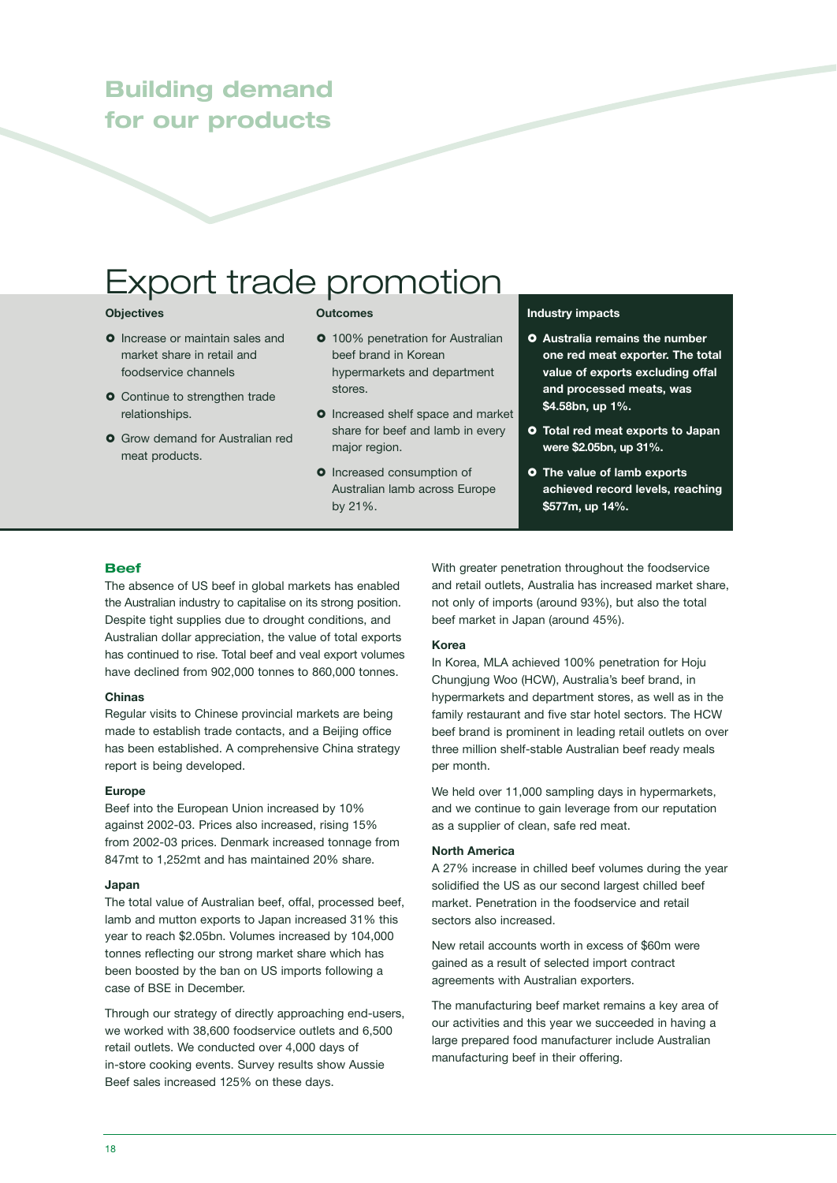# Building demand for our products

## Export trade promotion

**Objectives**

- Increase or maintain sales and market share in retail and foodservice channels
- Continue to strengthen trade relationships.
- Grow demand for Australian red meat products.

**Outcomes**

- 100% penetration for Australian beef brand in Korean hypermarkets and department stores.
- Increased shelf space and market share for beef and lamb in every major region.
- Increased consumption of Australian lamb across Europe by 21%.

**Industry impacts**

- **Australia remains the number one red meat exporter. The total value of exports excluding offal and processed meats, was $4.58bn, up 1%.**
- **Total red meat exports to Japan were $2.05bn, up 31%.**
- **The value of lamb exports achieved record levels, reaching $577m, up 14%.**

### Beef

The absence of US beef in global markets has enabled the Australian industry to capitalise on its strong position. Despite tight supplies due to drought conditions, and Australian dollar appreciation, the value of total exports has continued to rise. Total beef and veal export volumes have declined from 902,000 tonnes to 860,000 tonnes.

#### Chinas

Regular visits to Chinese provincial markets are being made to establish trade contacts, and a Beijing office has been established. A comprehensive China strategy report is being developed.

#### Europe

Beef into the European Union increased by 10% against 2002-03. Prices also increased, rising 15% from 2002-03 prices. Denmark increased tonnage from 847mt to 1,252mt and has maintained 20% share.

#### Japan

The total value of Australian beef, offal, processed beef, lamb and mutton exports to Japan increased 31% this year to reach $2.05bn. Volumes increased by 104,000 tonnes reflecting our strong market share which has been boosted by the ban on US imports following a case of BSE in December.

Through our strategy of directly approaching end-users, we worked with 38,600 foodservice outlets and 6,500 retail outlets. We conducted over 4,000 days of in-store cooking events. Survey results show Aussie Beef sales increased 125% on these days.

With greater penetration throughout the foodservice and retail outlets, Australia has increased market share, not only of imports (around 93%), but also the total beef market in Japan (around 45%).

#### Korea

In Korea, MLA achieved 100% penetration for Hoju Chungjung Woo (HCW), Australia's beef brand, in hypermarkets and department stores, as well as in the family restaurant and five star hotel sectors. The HCW beef brand is prominent in leading retail outlets on over three million shelf-stable Australian beef ready meals per month.

We held over 11,000 sampling days in hypermarkets, and we continue to gain leverage from our reputation as a supplier of clean, safe red meat.

#### North America

A 27% increase in chilled beef volumes during the year solidified the US as our second largest chilled beef market. Penetration in the foodservice and retail sectors also increased.

New retail accounts worth in excess of $60m were gained as a result of selected import contract agreements with Australian exporters.

The manufacturing beef market remains a key area of our activities and this year we succeeded in having a large prepared food manufacturer include Australian manufacturing beef in their offering.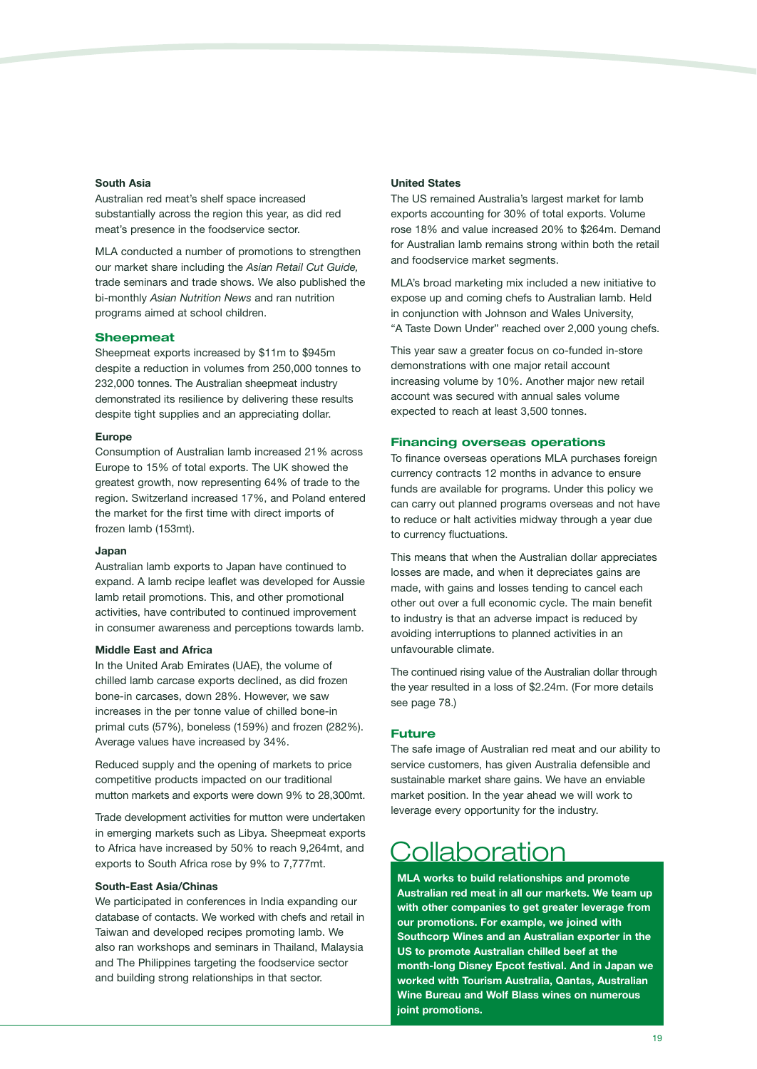### South Asia

Australian red meat's shelf space increased substantially across the region this year, as did red meat's presence in the foodservice sector.

MLA conducted a number of promotions to strengthen our market share including the *Asian Retail Cut Guide,* trade seminars and trade shows. We also published the bi-monthly *Asian Nutrition News* and ran nutrition programs aimed at school children.

## Sheepmeat

Sheepmeat exports increased by $11m to $945m despite a reduction in volumes from 250,000 tonnes to 232,000 tonnes. The Australian sheepmeat industry demonstrated its resilience by delivering these results despite tight supplies and an appreciating dollar.

### Europe

Consumption of Australian lamb increased 21% across Europe to 15% of total exports. The UK showed the greatest growth, now representing 64% of trade to the region. Switzerland increased 17%, and Poland entered the market for the first time with direct imports of frozen lamb (153mt).

### Japan

Australian lamb exports to Japan have continued to expand. A lamb recipe leaflet was developed for Aussie lamb retail promotions. This, and other promotional activities, have contributed to continued improvement in consumer awareness and perceptions towards lamb.

### Middle East and Africa

In the United Arab Emirates (UAE), the volume of chilled lamb carcase exports declined, as did frozen bone-in carcases, down 28%. However, we saw increases in the per tonne value of chilled bone-in primal cuts (57%), boneless (159%) and frozen (282%). Average values have increased by 34%.

Reduced supply and the opening of markets to price competitive products impacted on our traditional mutton markets and exports were down 9% to 28,300mt.

Trade development activities for mutton were undertaken in emerging markets such as Libya. Sheepmeat exports to Africa have increased by 50% to reach 9,264mt, and exports to South Africa rose by 9% to 7,777mt.

### South-East Asia/Chinas

We participated in conferences in India expanding our database of contacts. We worked with chefs and retail in Taiwan and developed recipes promoting lamb. We also ran workshops and seminars in Thailand, Malaysia and The Philippines targeting the foodservice sector and building strong relationships in that sector.

### United States

The US remained Australia's largest market for lamb exports accounting for 30% of total exports. Volume rose 18% and value increased 20% to $264m. Demand for Australian lamb remains strong within both the retail and foodservice market segments.

MLA's broad marketing mix included a new initiative to expose up and coming chefs to Australian lamb. Held in conjunction with Johnson and Wales University, "A Taste Down Under" reached over 2,000 young chefs.

This year saw a greater focus on co-funded in-store demonstrations with one major retail account increasing volume by 10%. Another major new retail account was secured with annual sales volume expected to reach at least 3,500 tonnes.

## Financing overseas operations

To finance overseas operations MLA purchases foreign currency contracts 12 months in advance to ensure funds are available for programs. Under this policy we can carry out planned programs overseas and not have to reduce or halt activities midway through a year due to currency fluctuations.

This means that when the Australian dollar appreciates losses are made, and when it depreciates gains are made, with gains and losses tending to cancel each other out over a full economic cycle. The main benefit to industry is that an adverse impact is reduced by avoiding interruptions to planned activities in an unfavourable climate.

The continued rising value of the Australian dollar through the year resulted in a loss of $2.24m. (For more details see page 78.)

## Future

The safe image of Australian red meat and our ability to service customers, has given Australia defensible and sustainable market share gains. We have an enviable market position. In the year ahead we will work to leverage every opportunity for the industry.

# Collaboration

**MLA works to build relationships and promote Australian red meat in all our markets. We team up with other companies to get greater leverage from our promotions. For example, we joined with Southcorp Wines and an Australian exporter in the US to promote Australian chilled beef at the month-long Disney Epcot festival. And in Japan we worked with Tourism Australia, Qantas, Australian Wine Bureau and Wolf Blass wines on numerous joint promotions.**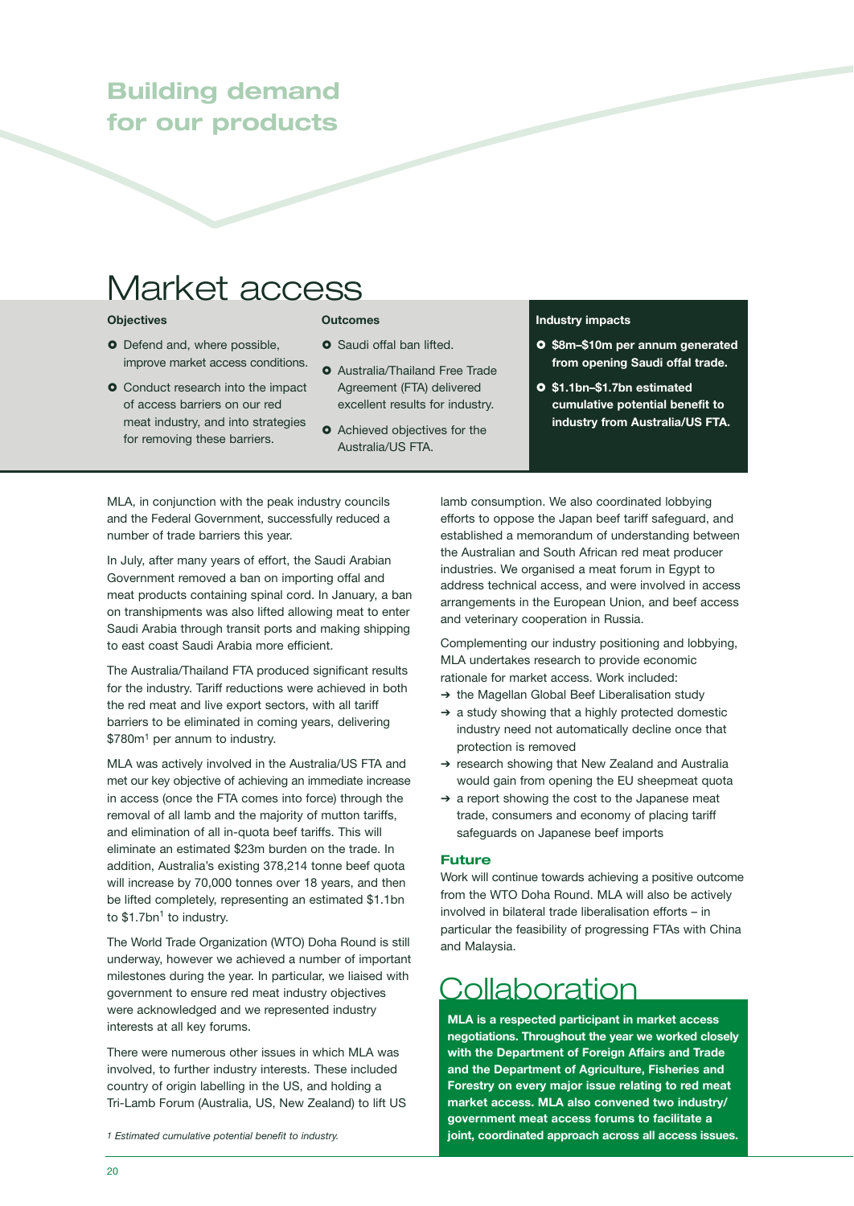# Building demand for our products

## Market access

**Objectives**

- Defend and, where possible, improve market access conditions.
- Conduct research into the impact of access barriers on our red meat industry, and into strategies for removing these barriers.

**Outcomes**

- Saudi offal ban lifted.
- Australia/Thailand Free Trade Agreement (FTA) delivered excellent results for industry.
- Achieved objectives for the Australia/US FTA.

**Industry impacts**

- **$8m–$10m per annum generated from opening Saudi offal trade.**
- **$1.1bn–$1.7bn estimated cumulative potential benefit to industry from Australia/US FTA.**

MLA, in conjunction with the peak industry councils and the Federal Government, successfully reduced a number of trade barriers this year.

In July, after many years of effort, the Saudi Arabian Government removed a ban on importing offal and meat products containing spinal cord. In January, a ban on transhipments was also lifted allowing meat to enter Saudi Arabia through transit ports and making shipping to east coast Saudi Arabia more efficient.

The Australia/Thailand FTA produced significant results for the industry. Tariff reductions were achieved in both the red meat and live export sectors, with all tariff barriers to be eliminated in coming years, delivering $780m[1] per annum to industry.

MLA was actively involved in the Australia/US FTA and met our key objective of achieving an immediate increase in access (once the FTA comes into force) through the removal of all lamb and the majority of mutton tariffs, and elimination of all in-quota beef tariffs. This will eliminate an estimated $23m burden on the trade. In addition, Australia's existing 378,214 tonne beef quota will increase by 70,000 tonnes over 18 years, and then be lifted completely, representing an estimated $1.1bn to $1.7bn[1] to industry.

The World Trade Organization (WTO) Doha Round is still underway, however we achieved a number of important milestones during the year. In particular, we liaised with government to ensure red meat industry objectives were acknowledged and we represented industry interests at all key forums.

There were numerous other issues in which MLA was involved, to further industry interests. These included country of origin labelling in the US, and holding a Tri-Lamb Forum (Australia, US, New Zealand) to lift US lamb consumption. We also coordinated lobbying efforts to oppose the Japan beef tariff safeguard, and established a memorandum of understanding between the Australian and South African red meat producer industries. We organised a meat forum in Egypt to address technical access, and were involved in access arrangements in the European Union, and beef access and veterinary cooperation in Russia.

Complementing our industry positioning and lobbying, MLA undertakes research to provide economic rationale for market access. Work included:

- the Magellan Global Beef Liberalisation study
- a study showing that a highly protected domestic industry need not automatically decline once that protection is removed
- research showing that New Zealand and Australia would gain from opening the EU sheepmeat quota
- a report showing the cost to the Japanese meat trade, consumers and economy of placing tariff safeguards on Japanese beef imports

### Future

Work will continue towards achieving a positive outcome from the WTO Doha Round. MLA will also be actively involved in bilateral trade liberalisation efforts – in particular the feasibility of progressing FTAs with China and Malaysia.

## Collaboration

**MLA is a respected participant in market access negotiations. Throughout the year we worked closely with the Department of Foreign Affairs and Trade and the Department of Agriculture, Fisheries and Forestry on every major issue relating to red meat market access. MLA also convened two industry/government meat access forums to facilitate a joint, coordinated approach across all access issues.**

*1 Estimated cumulative potential benefit to industry.*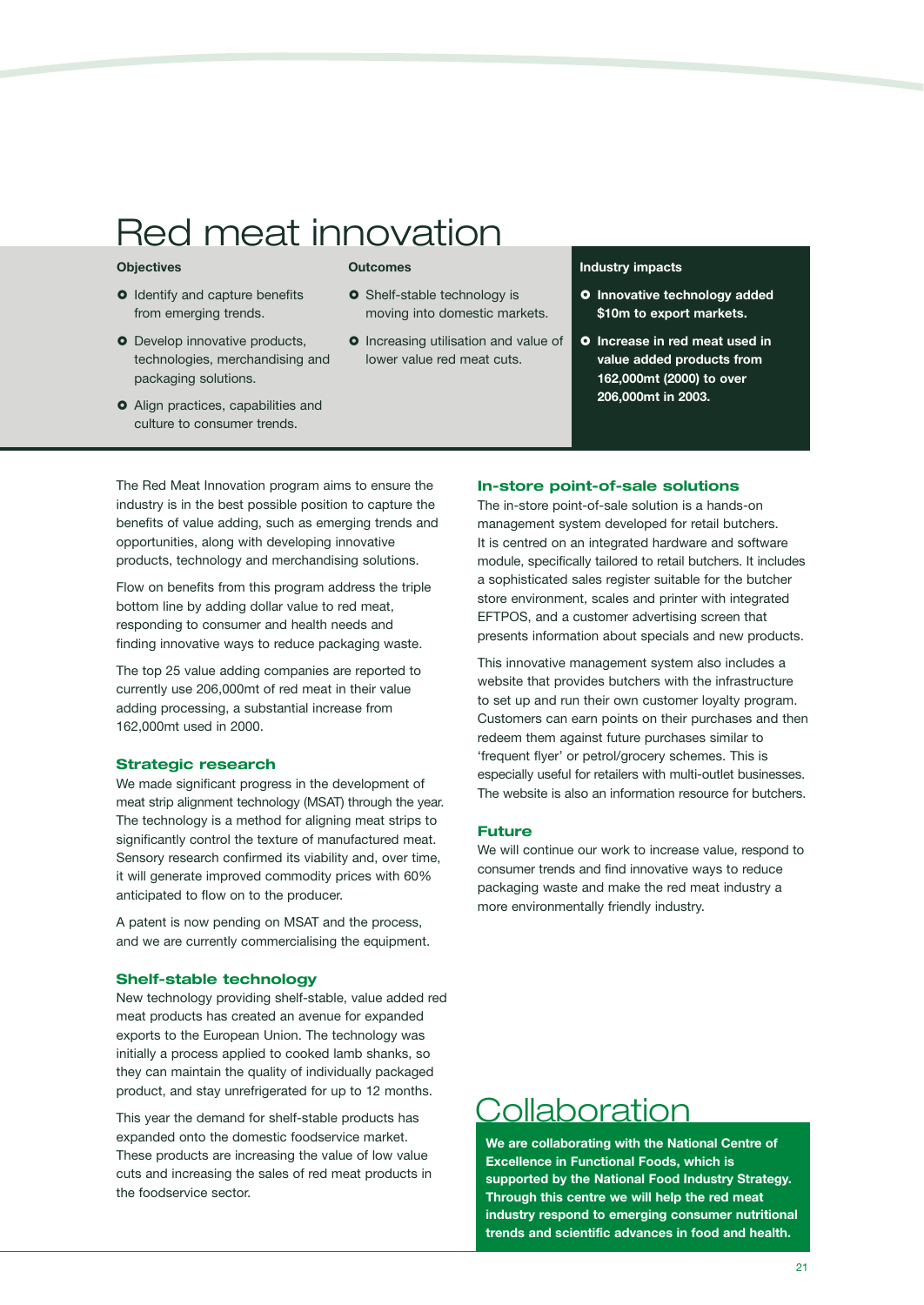# Red meat innovation

**Objectives**

- Identify and capture benefits from emerging trends.
- Develop innovative products, technologies, merchandising and packaging solutions.
- Align practices, capabilities and culture to consumer trends.

**Outcomes**

- Shelf-stable technology is moving into domestic markets.
- Increasing utilisation and value of lower value red meat cuts.

**Industry impacts**

- **Innovative technology added $10m to export markets.**
- **Increase in red meat used in value added products from 162,000mt (2000) to over 206,000mt in 2003.**

The Red Meat Innovation program aims to ensure the industry is in the best possible position to capture the benefits of value adding, such as emerging trends and opportunities, along with developing innovative products, technology and merchandising solutions.

Flow on benefits from this program address the triple bottom line by adding dollar value to red meat, responding to consumer and health needs and finding innovative ways to reduce packaging waste.

The top 25 value adding companies are reported to currently use 206,000mt of red meat in their value adding processing, a substantial increase from 162,000mt used in 2000.

### Strategic research

We made significant progress in the development of meat strip alignment technology (MSAT) through the year. The technology is a method for aligning meat strips to significantly control the texture of manufactured meat. Sensory research confirmed its viability and, over time, it will generate improved commodity prices with 60% anticipated to flow on to the producer.

A patent is now pending on MSAT and the process, and we are currently commercialising the equipment.

### Shelf-stable technology

New technology providing shelf-stable, value added red meat products has created an avenue for expanded exports to the European Union. The technology was initially a process applied to cooked lamb shanks, so they can maintain the quality of individually packaged product, and stay unrefrigerated for up to 12 months.

This year the demand for shelf-stable products has expanded onto the domestic foodservice market. These products are increasing the value of low value cuts and increasing the sales of red meat products in the foodservice sector.

### In-store point-of-sale solutions

The in-store point-of-sale solution is a hands-on management system developed for retail butchers. It is centred on an integrated hardware and software module, specifically tailored to retail butchers. It includes a sophisticated sales register suitable for the butcher store environment, scales and printer with integrated EFTPOS, and a customer advertising screen that presents information about specials and new products.

This innovative management system also includes a website that provides butchers with the infrastructure to set up and run their own customer loyalty program. Customers can earn points on their purchases and then redeem them against future purchases similar to 'frequent flyer' or petrol/grocery schemes. This is especially useful for retailers with multi-outlet businesses. The website is also an information resource for butchers.

### Future

We will continue our work to increase value, respond to consumer trends and find innovative ways to reduce packaging waste and make the red meat industry a more environmentally friendly industry.

# Collaboration

**We are collaborating with the National Centre of Excellence in Functional Foods, which is supported by the National Food Industry Strategy. Through this centre we will help the red meat industry respond to emerging consumer nutritional trends and scientific advances in food and health.**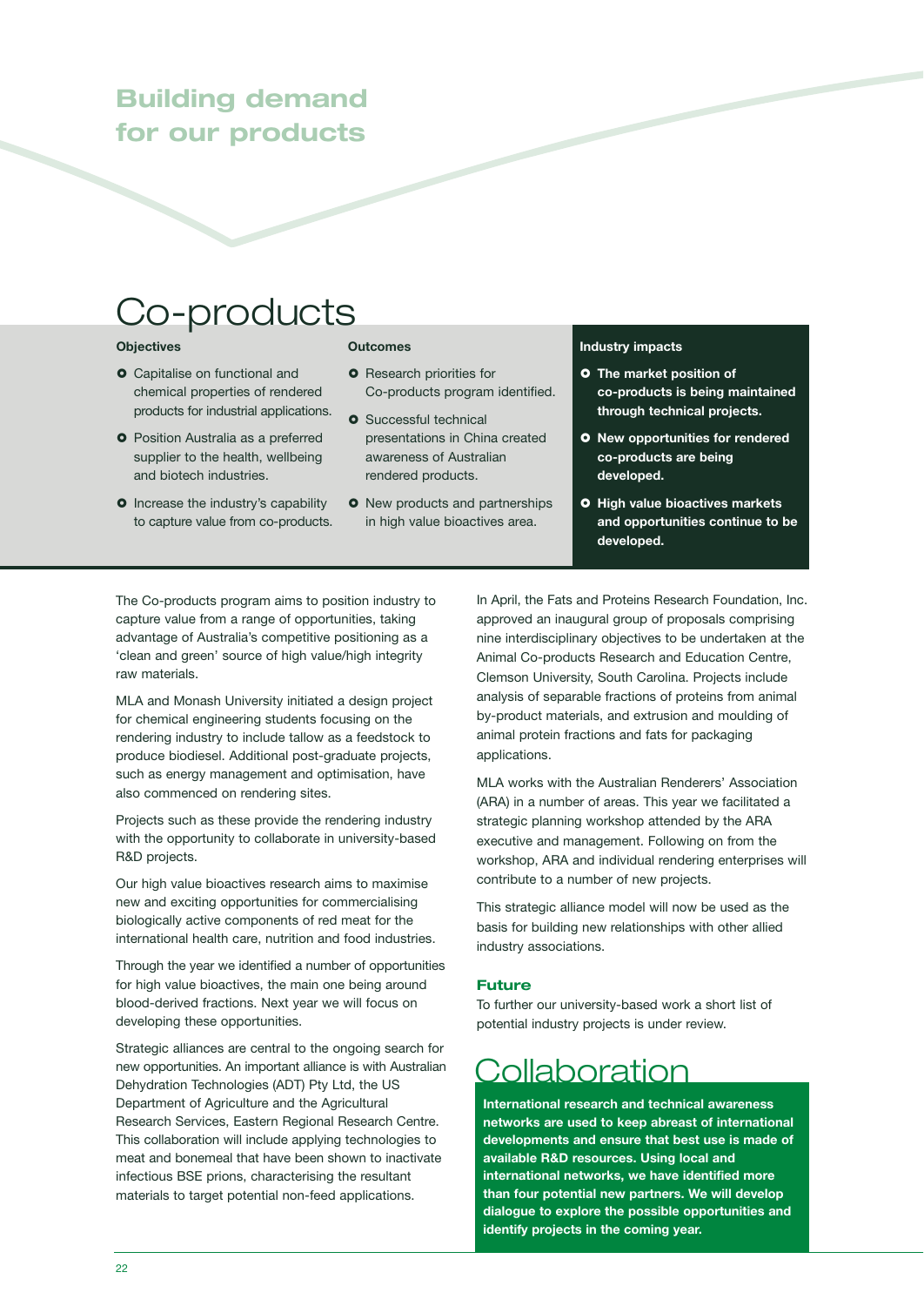# Building demand for our products

## Co-products

| Objectives | Outcomes | Industry impacts |
|---|---|---|
| Capitalise on functional and chemical properties of rendered products for industrial applications. | Research priorities for Co-products program identified. | **The market position of co-products is being maintained through technical projects.** |
| Position Australia as a preferred supplier to the health, wellbeing and biotech industries. | Successful technical presentations in China created awareness of Australian rendered products. | **New opportunities for rendered co-products are being developed.** |
| Increase the industry's capability to capture value from co-products. | New products and partnerships in high value bioactives area. | **High value bioactives markets and opportunities continue to be developed.** |

The Co-products program aims to position industry to capture value from a range of opportunities, taking advantage of Australia's competitive positioning as a 'clean and green' source of high value/high integrity raw materials.

MLA and Monash University initiated a design project for chemical engineering students focusing on the rendering industry to include tallow as a feedstock to produce biodiesel. Additional post-graduate projects, such as energy management and optimisation, have also commenced on rendering sites.

Projects such as these provide the rendering industry with the opportunity to collaborate in university-based R&D projects.

Our high value bioactives research aims to maximise new and exciting opportunities for commercialising biologically active components of red meat for the international health care, nutrition and food industries.

Through the year we identified a number of opportunities for high value bioactives, the main one being around blood-derived fractions. Next year we will focus on developing these opportunities.

Strategic alliances are central to the ongoing search for new opportunities. An important alliance is with Australian Dehydration Technologies (ADT) Pty Ltd, the US Department of Agriculture and the Agricultural Research Services, Eastern Regional Research Centre. This collaboration will include applying technologies to meat and bonemeal that have been shown to inactivate infectious BSE prions, characterising the resultant materials to target potential non-feed applications.

In April, the Fats and Proteins Research Foundation, Inc. approved an inaugural group of proposals comprising nine interdisciplinary objectives to be undertaken at the Animal Co-products Research and Education Centre, Clemson University, South Carolina. Projects include analysis of separable fractions of proteins from animal by-product materials, and extrusion and moulding of animal protein fractions and fats for packaging applications.

MLA works with the Australian Renderers' Association (ARA) in a number of areas. This year we facilitated a strategic planning workshop attended by the ARA executive and management. Following on from the workshop, ARA and individual rendering enterprises will contribute to a number of new projects.

This strategic alliance model will now be used as the basis for building new relationships with other allied industry associations.

### Future

To further our university-based work a short list of potential industry projects is under review.

## Collaboration

**International research and technical awareness networks are used to keep abreast of international developments and ensure that best use is made of available R&D resources. Using local and international networks, we have identified more than four potential new partners. We will develop dialogue to explore the possible opportunities and identify projects in the coming year.**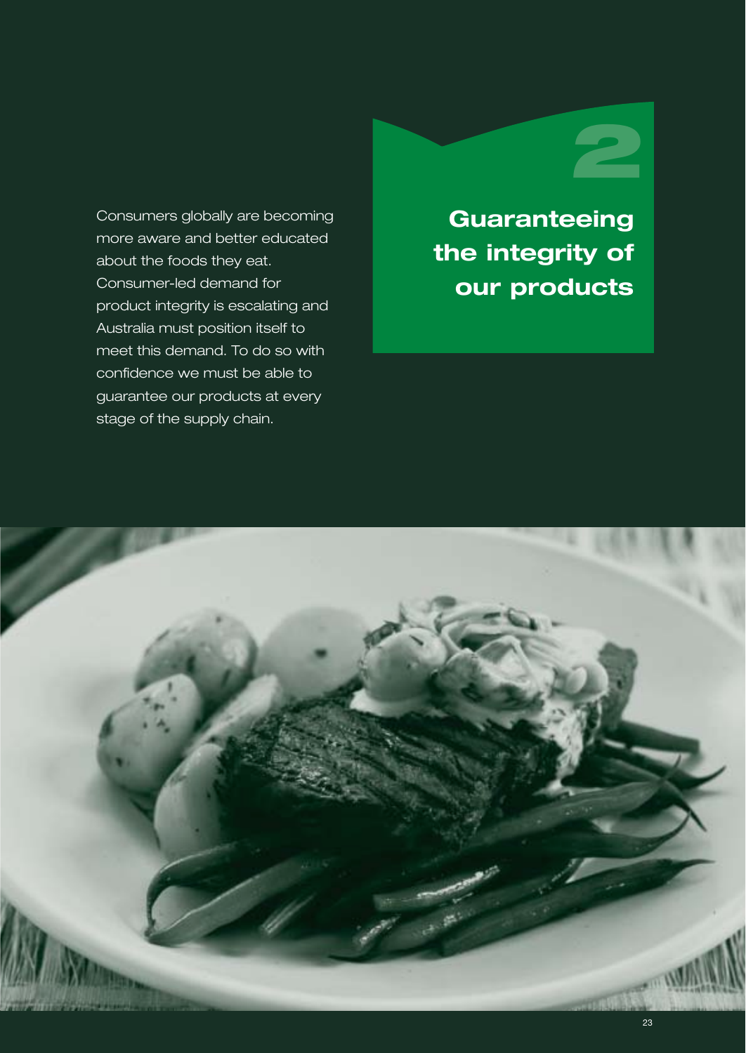# 2

# Guaranteeing the integrity of our products

Consumers globally are becoming more aware and better educated about the foods they eat. Consumer-led demand for product integrity is escalating and Australia must position itself to meet this demand. To do so with confidence we must be able to guarantee our products at every stage of the supply chain.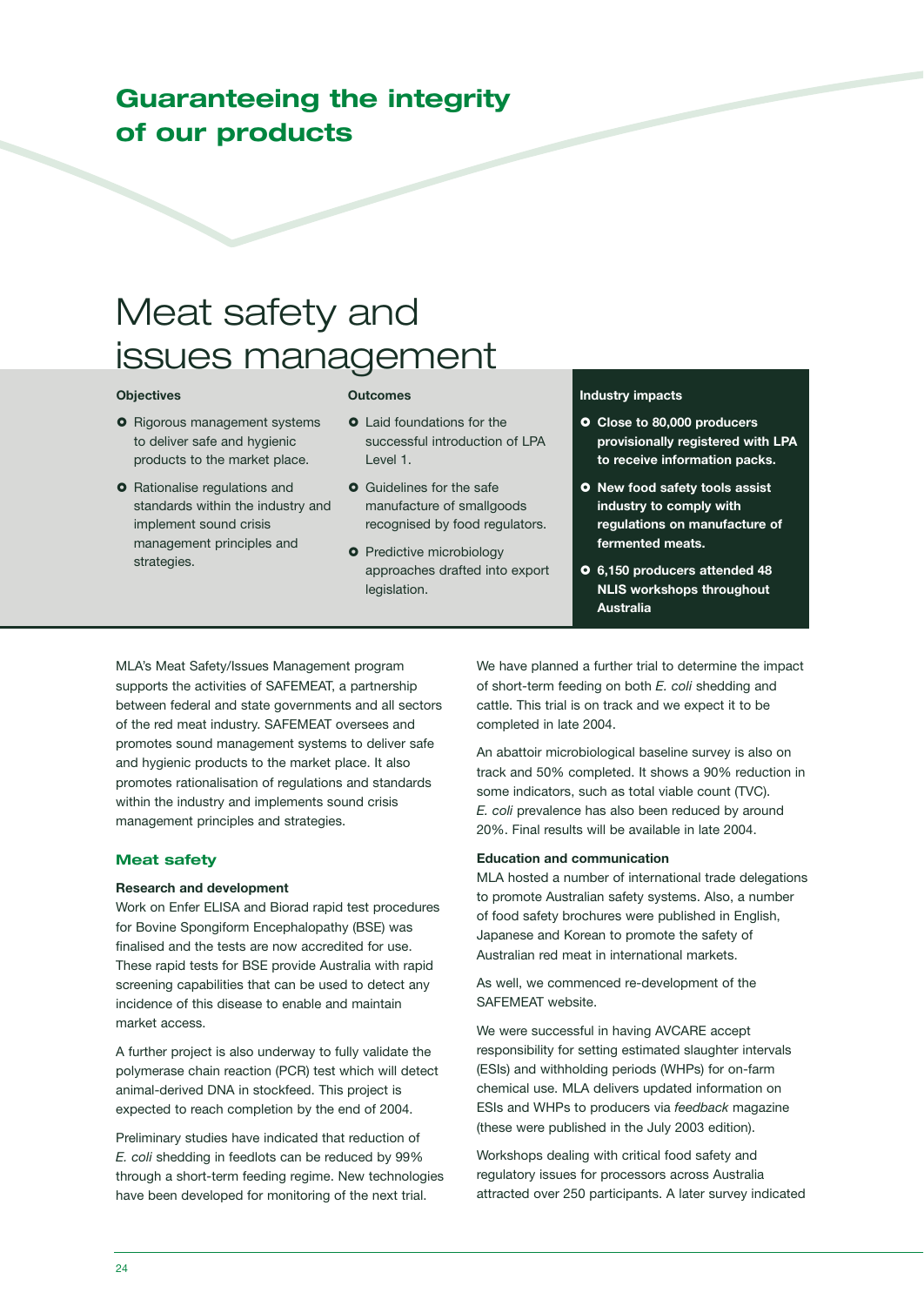## Guaranteeing the integrity of our products

# Meat safety and issues management

**Objectives**

- Rigorous management systems to deliver safe and hygienic products to the market place.
- Rationalise regulations and standards within the industry and implement sound crisis management principles and strategies.

**Outcomes**

- Laid foundations for the successful introduction of LPA Level 1.
- Guidelines for the safe manufacture of smallgoods recognised by food regulators.
- Predictive microbiology approaches drafted into export legislation.

**Industry impacts**

- **Close to 80,000 producers provisionally registered with LPA to receive information packs.**
- **New food safety tools assist industry to comply with regulations on manufacture of fermented meats.**
- **6,150 producers attended 48 NLIS workshops throughout Australia**

MLA's Meat Safety/Issues Management program supports the activities of SAFEMEAT, a partnership between federal and state governments and all sectors of the red meat industry. SAFEMEAT oversees and promotes sound management systems to deliver safe and hygienic products to the market place. It also promotes rationalisation of regulations and standards within the industry and implements sound crisis management principles and strategies.

### Meat safety

**Research and development**

Work on Enfer ELISA and Biorad rapid test procedures for Bovine Spongiform Encephalopathy (BSE) was finalised and the tests are now accredited for use. These rapid tests for BSE provide Australia with rapid screening capabilities that can be used to detect any incidence of this disease to enable and maintain market access.

A further project is also underway to fully validate the polymerase chain reaction (PCR) test which will detect animal-derived DNA in stockfeed. This project is expected to reach completion by the end of 2004.

Preliminary studies have indicated that reduction of *E. coli* shedding in feedlots can be reduced by 99% through a short-term feeding regime. New technologies have been developed for monitoring of the next trial.

We have planned a further trial to determine the impact of short-term feeding on both *E. coli* shedding and cattle. This trial is on track and we expect it to be completed in late 2004.

An abattoir microbiological baseline survey is also on track and 50% completed. It shows a 90% reduction in some indicators, such as total viable count (TVC). *E. coli* prevalence has also been reduced by around 20%. Final results will be available in late 2004.

**Education and communication**

MLA hosted a number of international trade delegations to promote Australian safety systems. Also, a number of food safety brochures were published in English, Japanese and Korean to promote the safety of Australian red meat in international markets.

As well, we commenced re-development of the SAFEMEAT website.

We were successful in having AVCARE accept responsibility for setting estimated slaughter intervals (ESIs) and withholding periods (WHPs) for on-farm chemical use. MLA delivers updated information on ESIs and WHPs to producers via *feedback* magazine (these were published in the July 2003 edition).

Workshops dealing with critical food safety and regulatory issues for processors across Australia attracted over 250 participants. A later survey indicated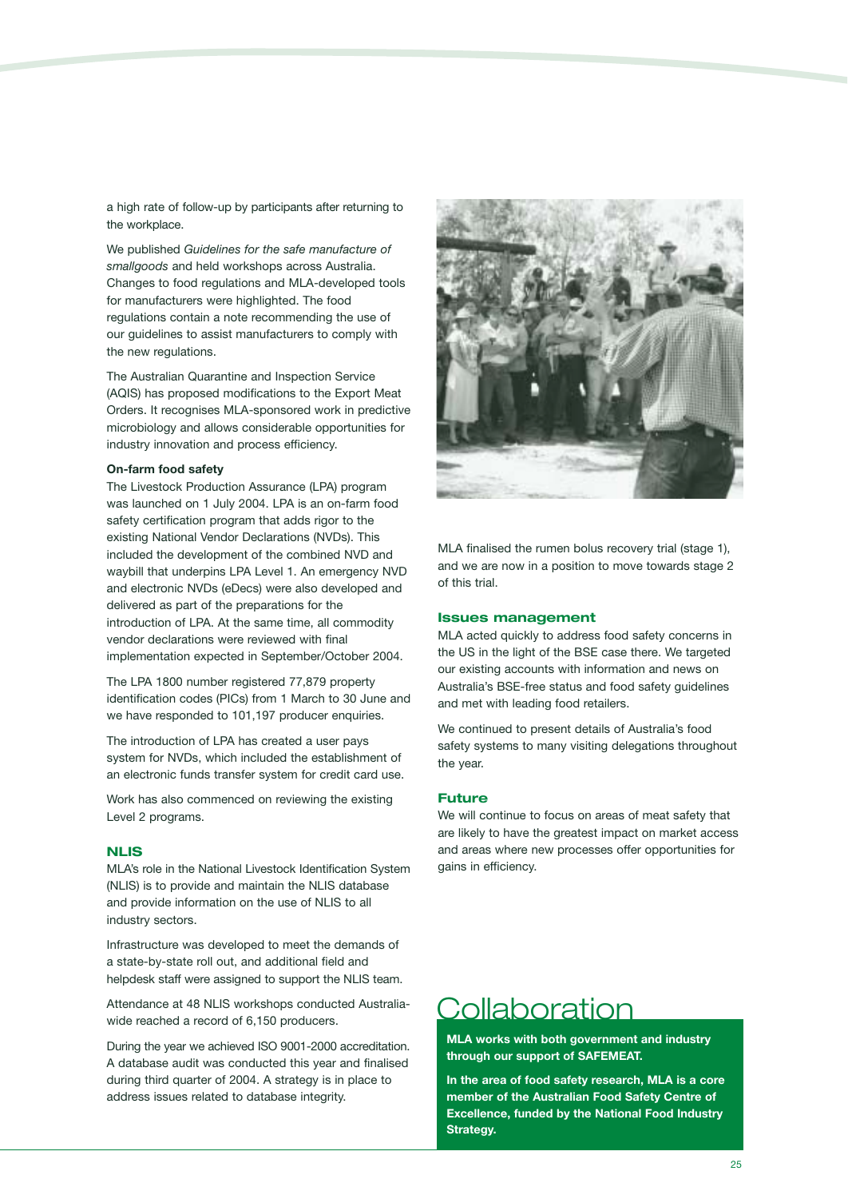a high rate of follow-up by participants after returning to the workplace.

We published *Guidelines for the safe manufacture of smallgoods* and held workshops across Australia. Changes to food regulations and MLA-developed tools for manufacturers were highlighted. The food regulations contain a note recommending the use of our guidelines to assist manufacturers to comply with the new regulations.

The Australian Quarantine and Inspection Service (AQIS) has proposed modifications to the Export Meat Orders. It recognises MLA-sponsored work in predictive microbiology and allows considerable opportunities for industry innovation and process efficiency.

**On-farm food safety**

The Livestock Production Assurance (LPA) program was launched on 1 July 2004. LPA is an on-farm food safety certification program that adds rigor to the existing National Vendor Declarations (NVDs). This included the development of the combined NVD and waybill that underpins LPA Level 1. An emergency NVD and electronic NVDs (eDecs) were also developed and delivered as part of the preparations for the introduction of LPA. At the same time, all commodity vendor declarations were reviewed with final implementation expected in September/October 2004.

The LPA 1800 number registered 77,879 property identification codes (PICs) from 1 March to 30 June and we have responded to 101,197 producer enquiries.

The introduction of LPA has created a user pays system for NVDs, which included the establishment of an electronic funds transfer system for credit card use.

Work has also commenced on reviewing the existing Level 2 programs.

### NLIS

MLA's role in the National Livestock Identification System (NLIS) is to provide and maintain the NLIS database and provide information on the use of NLIS to all industry sectors.

Infrastructure was developed to meet the demands of a state-by-state roll out, and additional field and helpdesk staff were assigned to support the NLIS team.

Attendance at 48 NLIS workshops conducted Australia-wide reached a record of 6,150 producers.

During the year we achieved ISO 9001-2000 accreditation. A database audit was conducted this year and finalised during third quarter of 2004. A strategy is in place to address issues related to database integrity.

MLA finalised the rumen bolus recovery trial (stage 1), and we are now in a position to move towards stage 2 of this trial.

### Issues management

MLA acted quickly to address food safety concerns in the US in the light of the BSE case there. We targeted our existing accounts with information and news on Australia's BSE-free status and food safety guidelines and met with leading food retailers.

We continued to present details of Australia's food safety systems to many visiting delegations throughout the year.

### Future

We will continue to focus on areas of meat safety that are likely to have the greatest impact on market access and areas where new processes offer opportunities for gains in efficiency.

## Collaboration

**MLA works with both government and industry through our support of SAFEMEAT.**

**In the area of food safety research, MLA is a core member of the Australian Food Safety Centre of Excellence, funded by the National Food Industry Strategy.**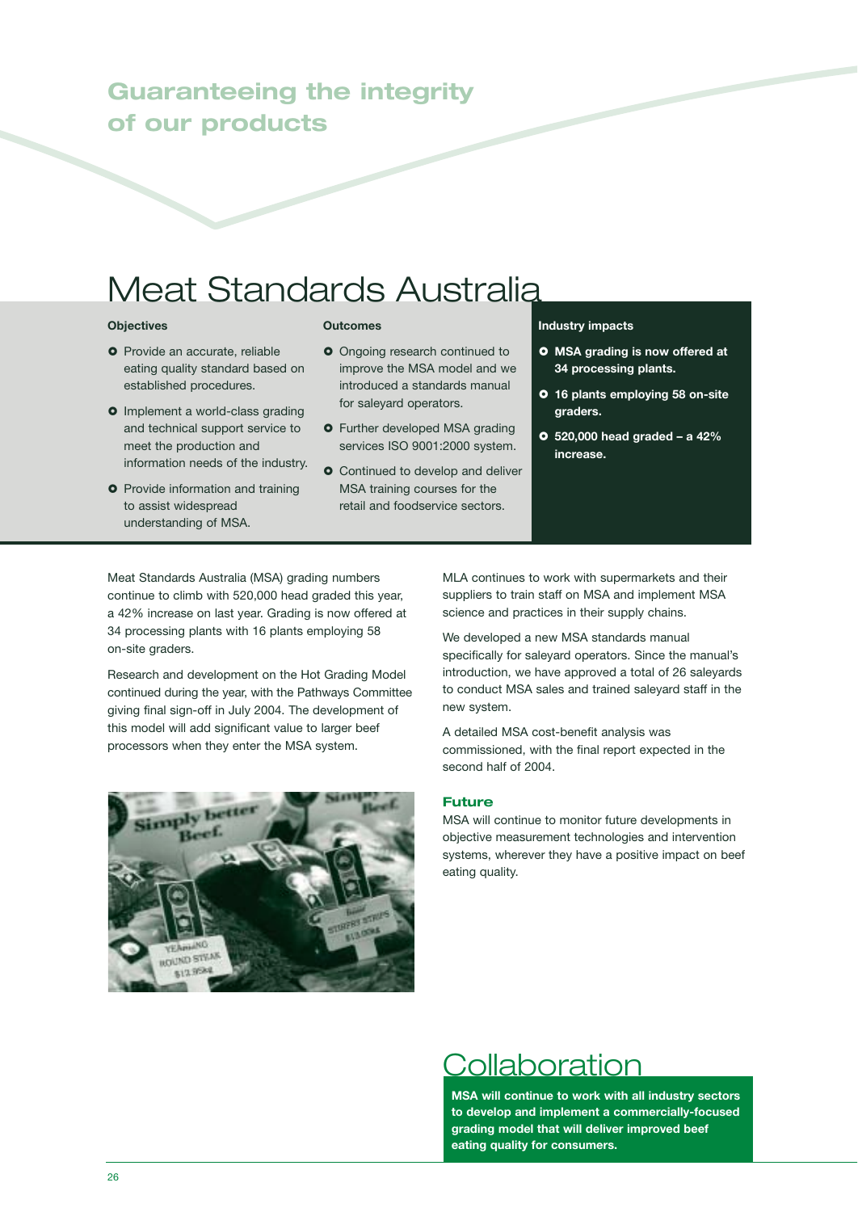# Guaranteeing the integrity of our products

## Meat Standards Australia

### Objectives

- Provide an accurate, reliable eating quality standard based on established procedures.
- Implement a world-class grading and technical support service to meet the production and information needs of the industry.
- Provide information and training to assist widespread understanding of MSA.

### Outcomes

- Ongoing research continued to improve the MSA model and we introduced a standards manual for saleyard operators.
- Further developed MSA grading services ISO 9001:2000 system.
- Continued to develop and deliver MSA training courses for the retail and foodservice sectors.

### Industry impacts

- **MSA grading is now offered at 34 processing plants.**
- **16 plants employing 58 on-site graders.**
- **520,000 head graded – a 42% increase.**

Meat Standards Australia (MSA) grading numbers continue to climb with 520,000 head graded this year, a 42% increase on last year. Grading is now offered at 34 processing plants with 16 plants employing 58 on-site graders.

Research and development on the Hot Grading Model continued during the year, with the Pathways Committee giving final sign-off in July 2004. The development of this model will add significant value to larger beef processors when they enter the MSA system.

MLA continues to work with supermarkets and their suppliers to train staff on MSA and implement MSA science and practices in their supply chains.

We developed a new MSA standards manual specifically for saleyard operators. Since the manual's introduction, we have approved a total of 26 saleyards to conduct MSA sales and trained saleyard staff in the new system.

A detailed MSA cost-benefit analysis was commissioned, with the final report expected in the second half of 2004.

### Future

MSA will continue to monitor future developments in objective measurement technologies and intervention systems, wherever they have a positive impact on beef eating quality.

## Collaboration

**MSA will continue to work with all industry sectors to develop and implement a commercially-focused grading model that will deliver improved beef eating quality for consumers.**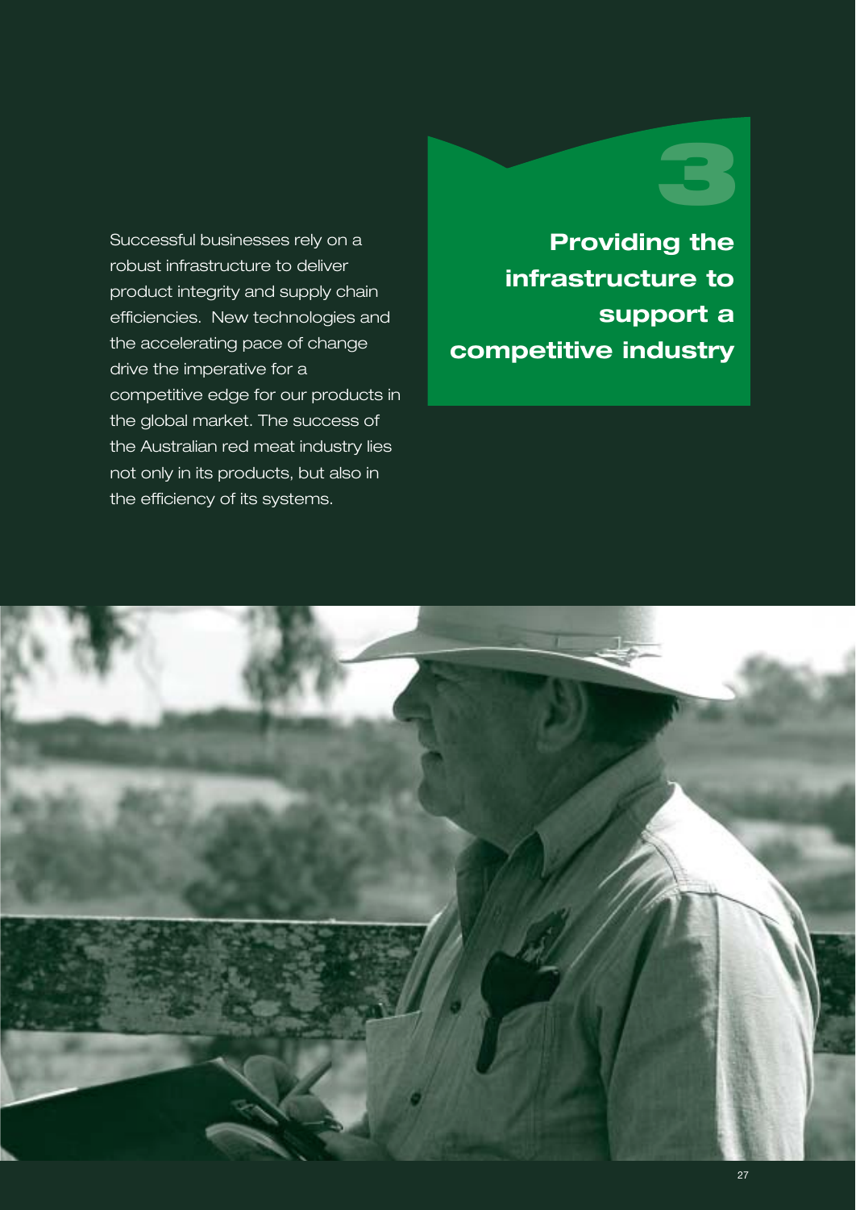# 3

## Providing the infrastructure to support a competitive industry

Successful businesses rely on a robust infrastructure to deliver product integrity and supply chain efficiencies. New technologies and the accelerating pace of change drive the imperative for a competitive edge for our products in the global market. The success of the Australian red meat industry lies not only in its products, but also in the efficiency of its systems.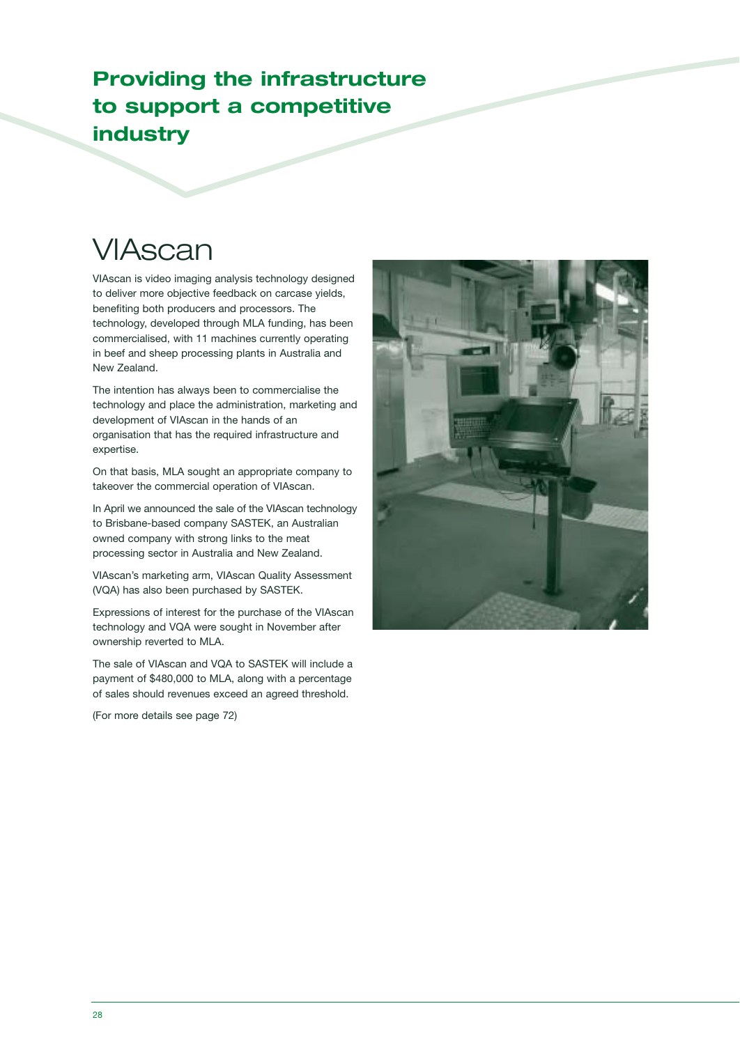# Providing the infrastructure to support a competitive industry

## VIAscan

VIAscan is video imaging analysis technology designed to deliver more objective feedback on carcase yields, benefiting both producers and processors. The technology, developed through MLA funding, has been commercialised, with 11 machines currently operating in beef and sheep processing plants in Australia and New Zealand.

The intention has always been to commercialise the technology and place the administration, marketing and development of VIAscan in the hands of an organisation that has the required infrastructure and expertise.

On that basis, MLA sought an appropriate company to takeover the commercial operation of VIAscan.

In April we announced the sale of the VIAscan technology to Brisbane-based company SASTEK, an Australian owned company with strong links to the meat processing sector in Australia and New Zealand.

VIAscan's marketing arm, VIAscan Quality Assessment (VQA) has also been purchased by SASTEK.

Expressions of interest for the purchase of the VIAscan technology and VQA were sought in November after ownership reverted to MLA.

The sale of VIAscan and VQA to SASTEK will include a payment of $480,000 to MLA, along with a percentage of sales should revenues exceed an agreed threshold.

(For more details see page 72)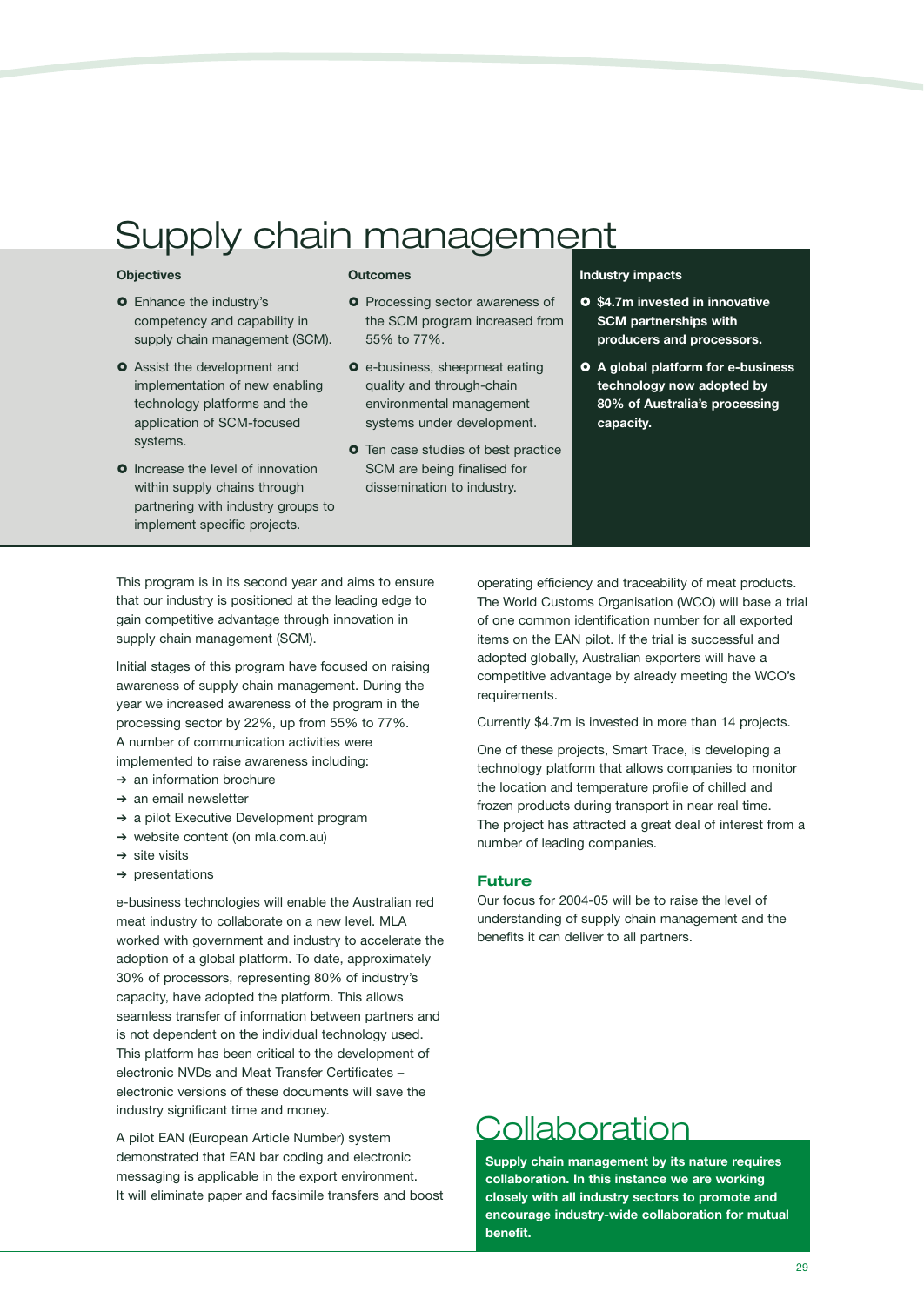# Supply chain management

### Objectives

- Enhance the industry's competency and capability in supply chain management (SCM).
- Assist the development and implementation of new enabling technology platforms and the application of SCM-focused systems.
- Increase the level of innovation within supply chains through partnering with industry groups to implement specific projects.

### Outcomes

- Processing sector awareness of the SCM program increased from 55% to 77%.
- e-business, sheepmeat eating quality and through-chain environmental management systems under development.
- Ten case studies of best practice SCM are being finalised for dissemination to industry.

### Industry impacts

- **$4.7m invested in innovative SCM partnerships with producers and processors.**
- **A global platform for e-business technology now adopted by 80% of Australia's processing capacity.**

This program is in its second year and aims to ensure that our industry is positioned at the leading edge to gain competitive advantage through innovation in supply chain management (SCM).

Initial stages of this program have focused on raising awareness of supply chain management. During the year we increased awareness of the program in the processing sector by 22%, up from 55% to 77%. A number of communication activities were implemented to raise awareness including:

- an information brochure
- an email newsletter
- a pilot Executive Development program
- website content (on mla.com.au)
- site visits
- presentations

e-business technologies will enable the Australian red meat industry to collaborate on a new level. MLA worked with government and industry to accelerate the adoption of a global platform. To date, approximately 30% of processors, representing 80% of industry's capacity, have adopted the platform. This allows seamless transfer of information between partners and is not dependent on the individual technology used. This platform has been critical to the development of electronic NVDs and Meat Transfer Certificates – electronic versions of these documents will save the industry significant time and money.

A pilot EAN (European Article Number) system demonstrated that EAN bar coding and electronic messaging is applicable in the export environment. It will eliminate paper and facsimile transfers and boost operating efficiency and traceability of meat products. The World Customs Organisation (WCO) will base a trial of one common identification number for all exported items on the EAN pilot. If the trial is successful and adopted globally, Australian exporters will have a competitive advantage by already meeting the WCO's requirements.

Currently $4.7m is invested in more than 14 projects.

One of these projects, Smart Trace, is developing a technology platform that allows companies to monitor the location and temperature profile of chilled and frozen products during transport in near real time. The project has attracted a great deal of interest from a number of leading companies.

### Future

Our focus for 2004-05 will be to raise the level of understanding of supply chain management and the benefits it can deliver to all partners.

## Collaboration

**Supply chain management by its nature requires collaboration. In this instance we are working closely with all industry sectors to promote and encourage industry-wide collaboration for mutual benefit.**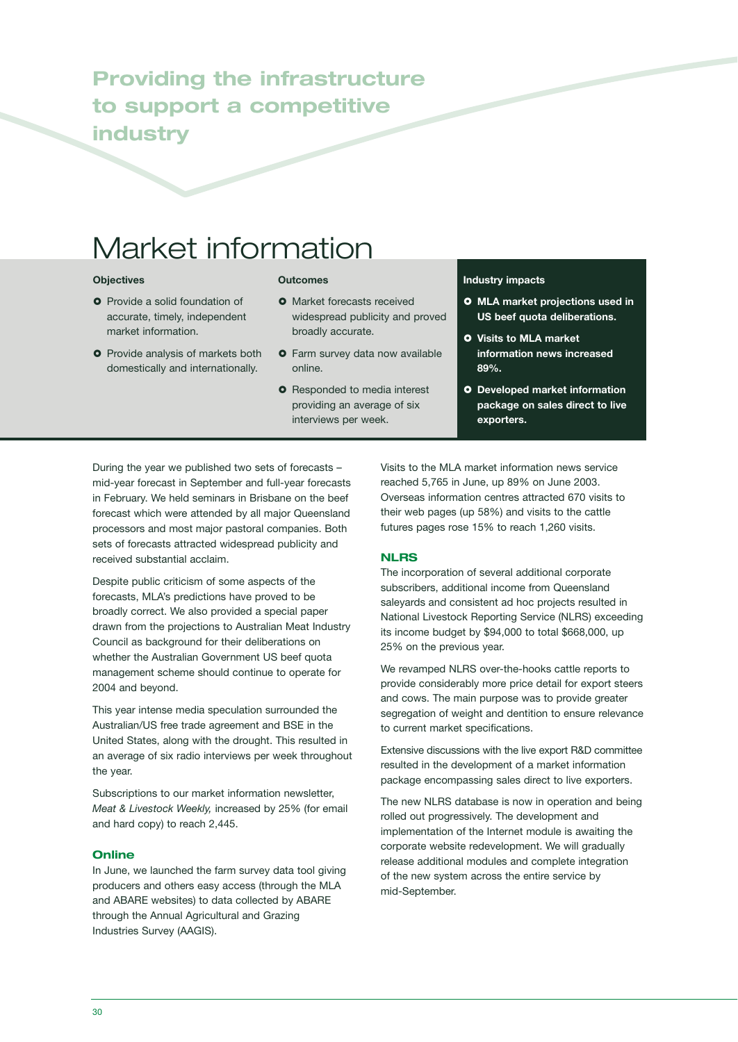# Providing the infrastructure to support a competitive industry

## Market information

**Objectives**

- Provide a solid foundation of accurate, timely, independent market information.
- Provide analysis of markets both domestically and internationally.

**Outcomes**

- Market forecasts received widespread publicity and proved broadly accurate.
- Farm survey data now available online.
- Responded to media interest providing an average of six interviews per week.

**Industry impacts**

- **MLA market projections used in US beef quota deliberations.**
- **Visits to MLA market information news increased 89%.**
- **Developed market information package on sales direct to live exporters.**

During the year we published two sets of forecasts – mid-year forecast in September and full-year forecasts in February. We held seminars in Brisbane on the beef forecast which were attended by all major Queensland processors and most major pastoral companies. Both sets of forecasts attracted widespread publicity and received substantial acclaim.

Despite public criticism of some aspects of the forecasts, MLA's predictions have proved to be broadly correct. We also provided a special paper drawn from the projections to Australian Meat Industry Council as background for their deliberations on whether the Australian Government US beef quota management scheme should continue to operate for 2004 and beyond.

This year intense media speculation surrounded the Australian/US free trade agreement and BSE in the United States, along with the drought. This resulted in an average of six radio interviews per week throughout the year.

Subscriptions to our market information newsletter, *Meat & Livestock Weekly,* increased by 25% (for email and hard copy) to reach 2,445.

### Online

In June, we launched the farm survey data tool giving producers and others easy access (through the MLA and ABARE websites) to data collected by ABARE through the Annual Agricultural and Grazing Industries Survey (AAGIS).

Visits to the MLA market information news service reached 5,765 in June, up 89% on June 2003. Overseas information centres attracted 670 visits to their web pages (up 58%) and visits to the cattle futures pages rose 15% to reach 1,260 visits.

### NLRS

The incorporation of several additional corporate subscribers, additional income from Queensland saleyards and consistent ad hoc projects resulted in National Livestock Reporting Service (NLRS) exceeding its income budget by $94,000 to total $668,000, up 25% on the previous year.

We revamped NLRS over-the-hooks cattle reports to provide considerably more price detail for export steers and cows. The main purpose was to provide greater segregation of weight and dentition to ensure relevance to current market specifications.

Extensive discussions with the live export R&D committee resulted in the development of a market information package encompassing sales direct to live exporters.

The new NLRS database is now in operation and being rolled out progressively. The development and implementation of the Internet module is awaiting the corporate website redevelopment. We will gradually release additional modules and complete integration of the new system across the entire service by mid-September.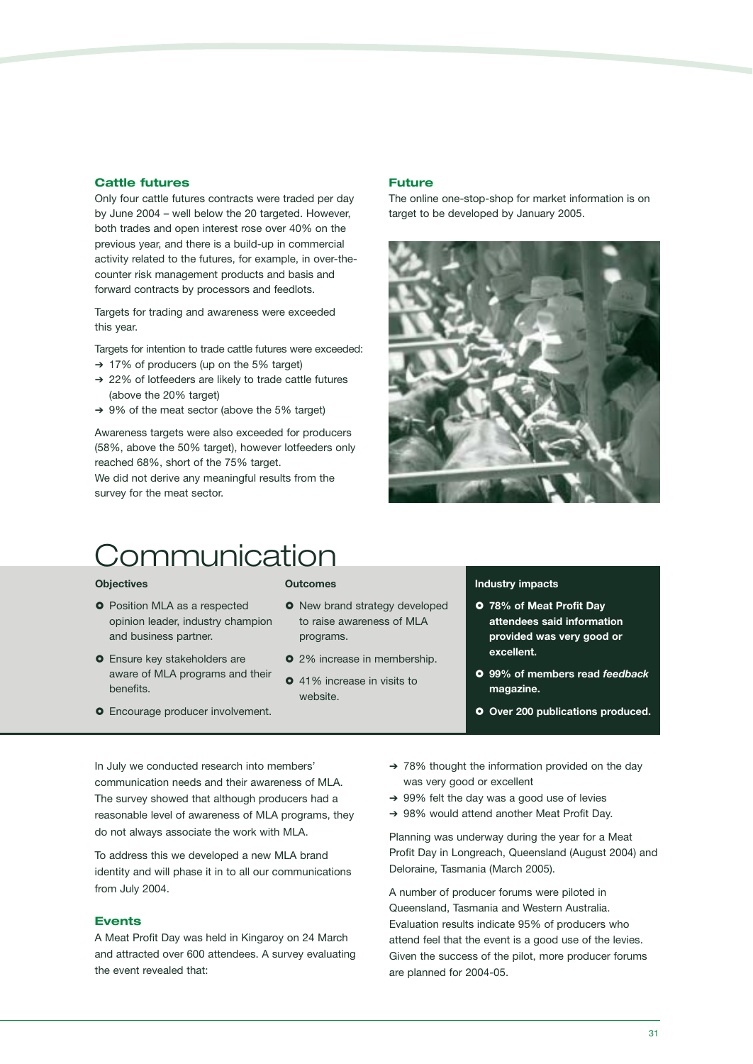### Cattle futures

Only four cattle futures contracts were traded per day by June 2004 – well below the 20 targeted. However, both trades and open interest rose over 40% on the previous year, and there is a build-up in commercial activity related to the futures, for example, in over-the-counter risk management products and basis and forward contracts by processors and feedlots.

Targets for trading and awareness were exceeded this year.

Targets for intention to trade cattle futures were exceeded:

- 17% of producers (up on the 5% target)
- 22% of lotfeeders are likely to trade cattle futures (above the 20% target)
- 9% of the meat sector (above the 5% target)

Awareness targets were also exceeded for producers (58%, above the 50% target), however lotfeeders only reached 68%, short of the 75% target.
We did not derive any meaningful results from the survey for the meat sector.

### Future

The online one-stop-shop for market information is on target to be developed by January 2005.

# Communication

**Objectives**

- Position MLA as a respected opinion leader, industry champion and business partner.
- Ensure key stakeholders are aware of MLA programs and their benefits.
- Encourage producer involvement.

**Outcomes**

- New brand strategy developed to raise awareness of MLA programs.
- 2% increase in membership.
- 41% increase in visits to website.

**Industry impacts**

- **78% of Meat Profit Day attendees said information provided was very good or excellent.**
- **99% of members read *feedback* magazine.**
- **Over 200 publications produced.**

In July we conducted research into members' communication needs and their awareness of MLA. The survey showed that although producers had a reasonable level of awareness of MLA programs, they do not always associate the work with MLA.

To address this we developed a new MLA brand identity and will phase it in to all our communications from July 2004.

### Events

A Meat Profit Day was held in Kingaroy on 24 March and attracted over 600 attendees. A survey evaluating the event revealed that:

- 78% thought the information provided on the day was very good or excellent
- 99% felt the day was a good use of levies
- 98% would attend another Meat Profit Day.

Planning was underway during the year for a Meat Profit Day in Longreach, Queensland (August 2004) and Deloraine, Tasmania (March 2005).

A number of producer forums were piloted in Queensland, Tasmania and Western Australia. Evaluation results indicate 95% of producers who attend feel that the event is a good use of the levies. Given the success of the pilot, more producer forums are planned for 2004-05.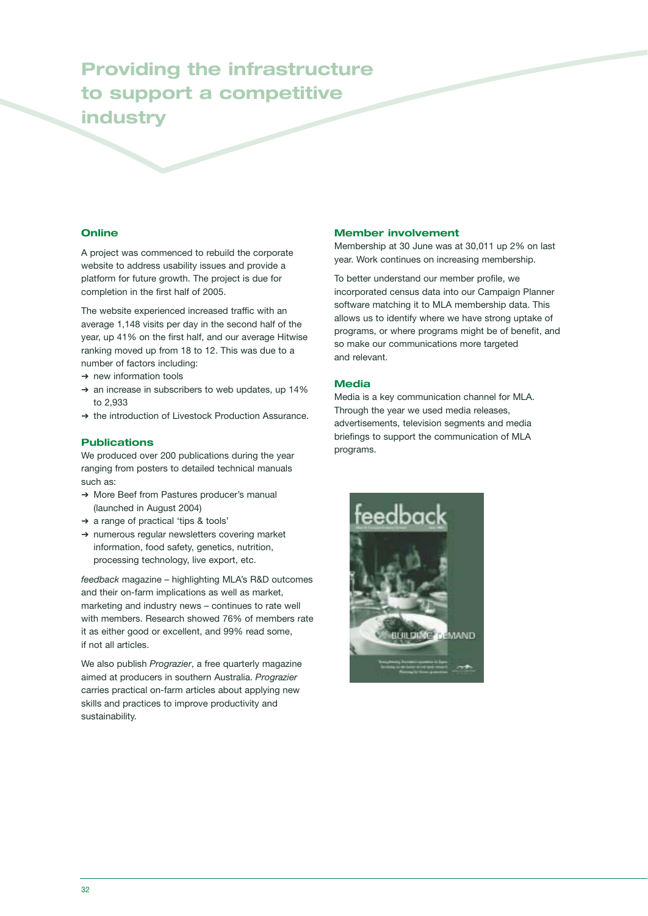# Providing the infrastructure to support a competitive industry

## Online

A project was commenced to rebuild the corporate website to address usability issues and provide a platform for future growth. The project is due for completion in the first half of 2005.

The website experienced increased traffic with an average 1,148 visits per day in the second half of the year, up 41% on the first half, and our average Hitwise ranking moved up from 18 to 12. This was due to a number of factors including:

- new information tools
- an increase in subscribers to web updates, up 14% to 2,933
- the introduction of Livestock Production Assurance.

## Publications

We produced over 200 publications during the year ranging from posters to detailed technical manuals such as:

- More Beef from Pastures producer's manual (launched in August 2004)
- a range of practical 'tips & tools'
- numerous regular newsletters covering market information, food safety, genetics, nutrition, processing technology, live export, etc.

*feedback* magazine – highlighting MLA's R&D outcomes and their on-farm implications as well as market, marketing and industry news – continues to rate well with members. Research showed 76% of members rate it as either good or excellent, and 99% read some, if not all articles.

We also publish *Prograzier*, a free quarterly magazine aimed at producers in southern Australia. *Prograzier* carries practical on-farm articles about applying new skills and practices to improve productivity and sustainability.

## Member involvement

Membership at 30 June was at 30,011 up 2% on last year. Work continues on increasing membership.

To better understand our member profile, we incorporated census data into our Campaign Planner software matching it to MLA membership data. This allows us to identify where we have strong uptake of programs, or where programs might be of benefit, and so make our communications more targeted and relevant.

## Media

Media is a key communication channel for MLA. Through the year we used media releases, advertisements, television segments and media briefings to support the communication of MLA programs.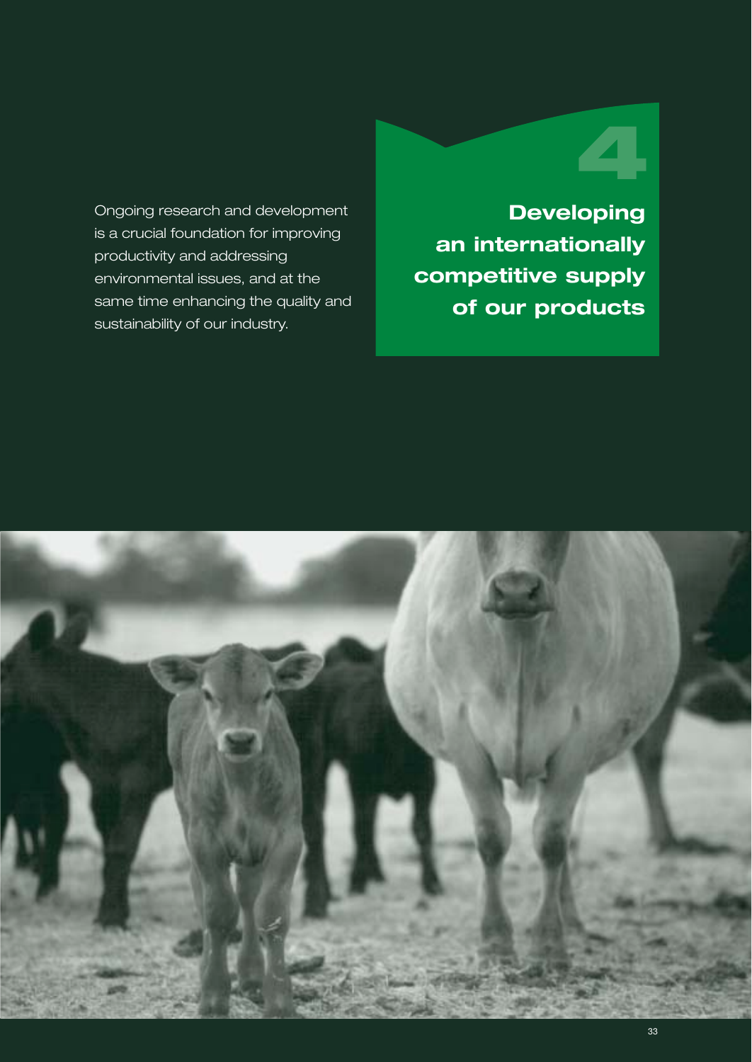# 4

## Developing an internationally competitive supply of our products

Ongoing research and development is a crucial foundation for improving productivity and addressing environmental issues, and at the same time enhancing the quality and sustainability of our industry.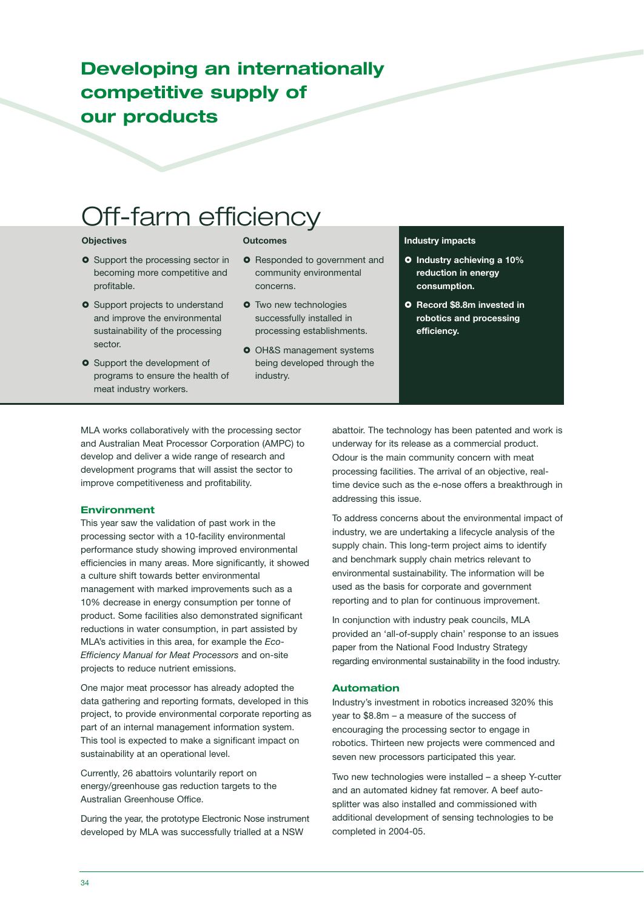# Developing an internationally competitive supply of our products

## Off-farm efficiency

**Objectives**

- Support the processing sector in becoming more competitive and profitable.
- Support projects to understand and improve the environmental sustainability of the processing sector.
- Support the development of programs to ensure the health of meat industry workers.

**Outcomes**

- Responded to government and community environmental concerns.
- Two new technologies successfully installed in processing establishments.
- OH&S management systems being developed through the industry.

**Industry impacts**

- **Industry achieving a 10% reduction in energy consumption.**
- **Record $8.8m invested in robotics and processing efficiency.**

MLA works collaboratively with the processing sector and Australian Meat Processor Corporation (AMPC) to develop and deliver a wide range of research and development programs that will assist the sector to improve competitiveness and profitability.

### Environment

This year saw the validation of past work in the processing sector with a 10-facility environmental performance study showing improved environmental efficiencies in many areas. More significantly, it showed a culture shift towards better environmental management with marked improvements such as a 10% decrease in energy consumption per tonne of product. Some facilities also demonstrated significant reductions in water consumption, in part assisted by MLA's activities in this area, for example the *Eco-Efficiency Manual for Meat Processors* and on-site projects to reduce nutrient emissions.

One major meat processor has already adopted the data gathering and reporting formats, developed in this project, to provide environmental corporate reporting as part of an internal management information system. This tool is expected to make a significant impact on sustainability at an operational level.

Currently, 26 abattoirs voluntarily report on energy/greenhouse gas reduction targets to the Australian Greenhouse Office.

During the year, the prototype Electronic Nose instrument developed by MLA was successfully trialled at a NSW abattoir. The technology has been patented and work is underway for its release as a commercial product. Odour is the main community concern with meat processing facilities. The arrival of an objective, real-time device such as the e-nose offers a breakthrough in addressing this issue.

To address concerns about the environmental impact of industry, we are undertaking a lifecycle analysis of the supply chain. This long-term project aims to identify and benchmark supply chain metrics relevant to environmental sustainability. The information will be used as the basis for corporate and government reporting and to plan for continuous improvement.

In conjunction with industry peak councils, MLA provided an 'all-of-supply chain' response to an issues paper from the National Food Industry Strategy regarding environmental sustainability in the food industry.

### Automation

Industry's investment in robotics increased 320% this year to $8.8m – a measure of the success of encouraging the processing sector to engage in robotics. Thirteen new projects were commenced and seven new processors participated this year.

Two new technologies were installed – a sheep Y-cutter and an automated kidney fat remover. A beef auto-splitter was also installed and commissioned with additional development of sensing technologies to be completed in 2004-05.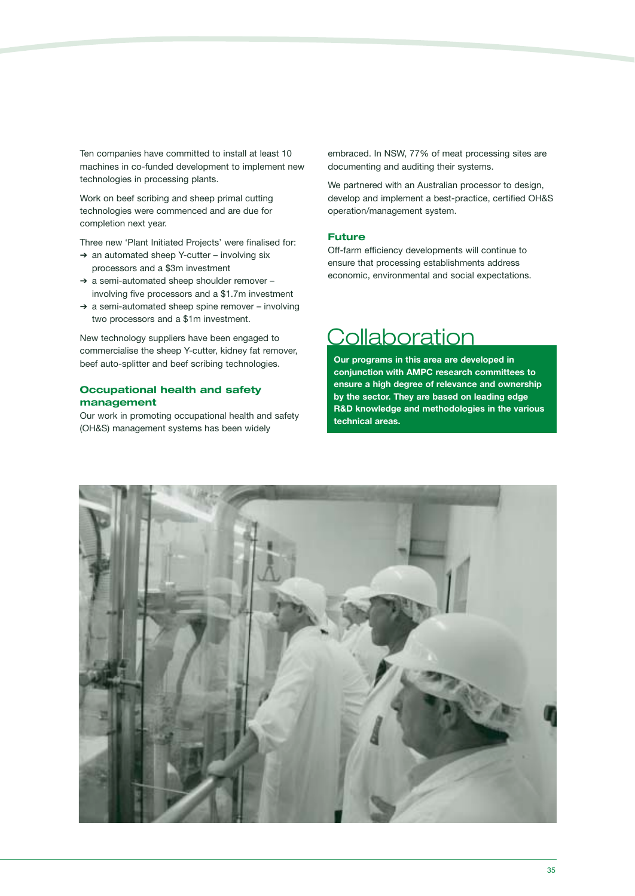Ten companies have committed to install at least 10 machines in co-funded development to implement new technologies in processing plants.

Work on beef scribing and sheep primal cutting technologies were commenced and are due for completion next year.

Three new 'Plant Initiated Projects' were finalised for:

- an automated sheep Y-cutter – involving six processors and a $3m investment
- a semi-automated sheep shoulder remover – involving five processors and a $1.7m investment
- a semi-automated sheep spine remover – involving two processors and a $1m investment.

New technology suppliers have been engaged to commercialise the sheep Y-cutter, kidney fat remover, beef auto-splitter and beef scribing technologies.

### Occupational health and safety management

Our work in promoting occupational health and safety (OH&S) management systems has been widely embraced. In NSW, 77% of meat processing sites are documenting and auditing their systems.

We partnered with an Australian processor to design, develop and implement a best-practice, certified OH&S operation/management system.

### Future

Off-farm efficiency developments will continue to ensure that processing establishments address economic, environmental and social expectations.

## Collaboration

**Our programs in this area are developed in conjunction with AMPC research committees to ensure a high degree of relevance and ownership by the sector. They are based on leading edge R&D knowledge and methodologies in the various technical areas.**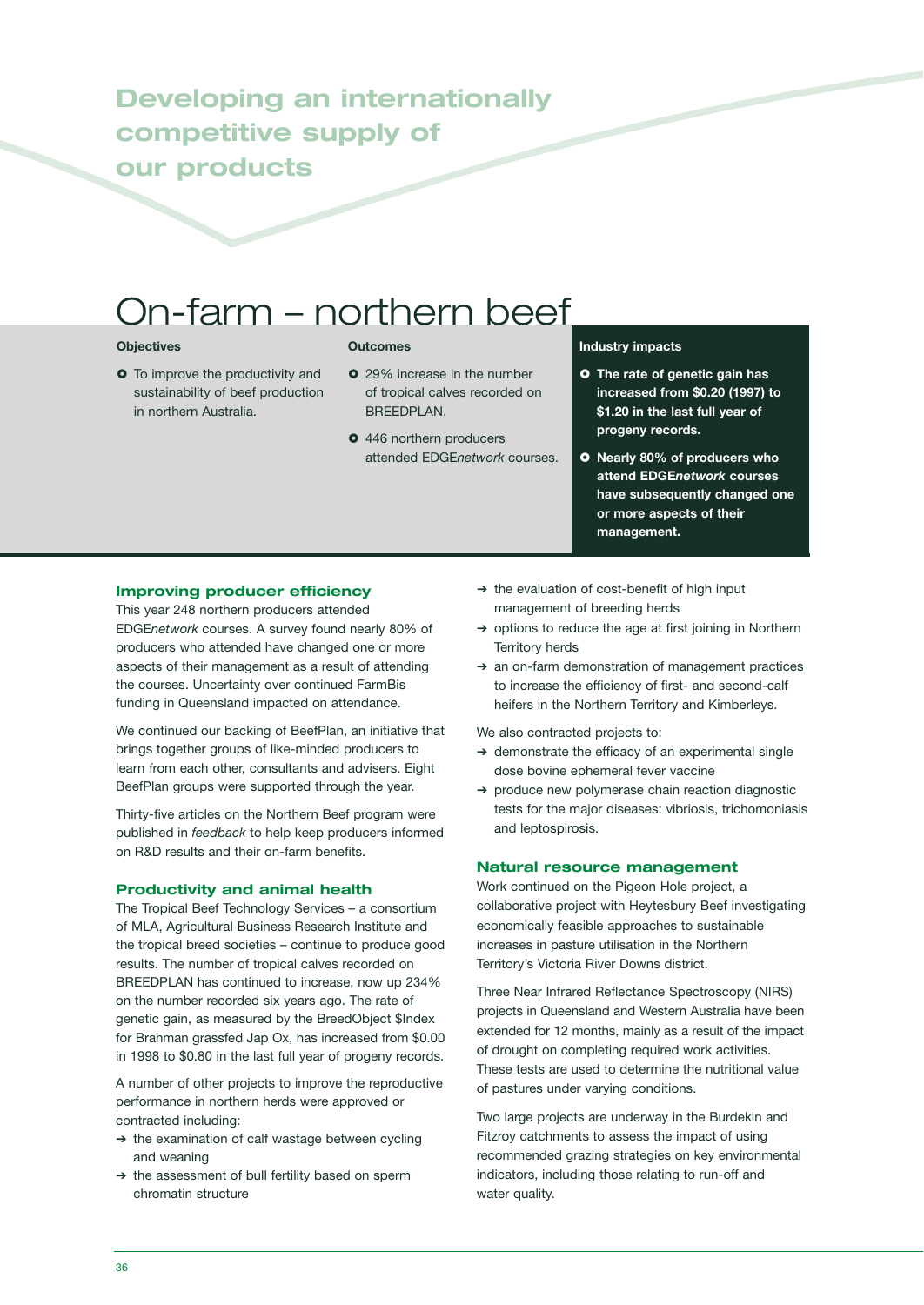# Developing an internationally competitive supply of our products

## On-farm – northern beef

**Objectives**

- To improve the productivity and sustainability of beef production in northern Australia.

**Outcomes**

- 29% increase in the number of tropical calves recorded on BREEDPLAN.
- 446 northern producers attended EDGE*network* courses.

**Industry impacts**

- **The rate of genetic gain has increased from $0.20 (1997) to $1.20 in the last full year of progeny records.**
- **Nearly 80% of producers who attend EDGE*network* courses have subsequently changed one or more aspects of their management.**

### Improving producer efficiency

This year 248 northern producers attended EDGE*network* courses. A survey found nearly 80% of producers who attended have changed one or more aspects of their management as a result of attending the courses. Uncertainty over continued FarmBis funding in Queensland impacted on attendance.

We continued our backing of BeefPlan, an initiative that brings together groups of like-minded producers to learn from each other, consultants and advisers. Eight BeefPlan groups were supported through the year.

Thirty-five articles on the Northern Beef program were published in *feedback* to help keep producers informed on R&D results and their on-farm benefits.

### Productivity and animal health

The Tropical Beef Technology Services – a consortium of MLA, Agricultural Business Research Institute and the tropical breed societies – continue to produce good results. The number of tropical calves recorded on BREEDPLAN has continued to increase, now up 234% on the number recorded six years ago. The rate of genetic gain, as measured by the BreedObject $Index for Brahman grassfed Jap Ox, has increased from $0.00 in 1998 to $0.80 in the last full year of progeny records.

A number of other projects to improve the reproductive performance in northern herds were approved or contracted including:

- → the examination of calf wastage between cycling and weaning
- → the assessment of bull fertility based on sperm chromatin structure
- → the evaluation of cost-benefit of high input management of breeding herds
- → options to reduce the age at first joining in Northern Territory herds
- → an on-farm demonstration of management practices to increase the efficiency of first- and second-calf heifers in the Northern Territory and Kimberleys.

We also contracted projects to:

- → demonstrate the efficacy of an experimental single dose bovine ephemeral fever vaccine
- → produce new polymerase chain reaction diagnostic tests for the major diseases: vibriosis, trichomoniasis and leptospirosis.

### Natural resource management

Work continued on the Pigeon Hole project, a collaborative project with Heytesbury Beef investigating economically feasible approaches to sustainable increases in pasture utilisation in the Northern Territory's Victoria River Downs district.

Three Near Infrared Reflectance Spectroscopy (NIRS) projects in Queensland and Western Australia have been extended for 12 months, mainly as a result of the impact of drought on completing required work activities. These tests are used to determine the nutritional value of pastures under varying conditions.

Two large projects are underway in the Burdekin and Fitzroy catchments to assess the impact of using recommended grazing strategies on key environmental indicators, including those relating to run-off and water quality.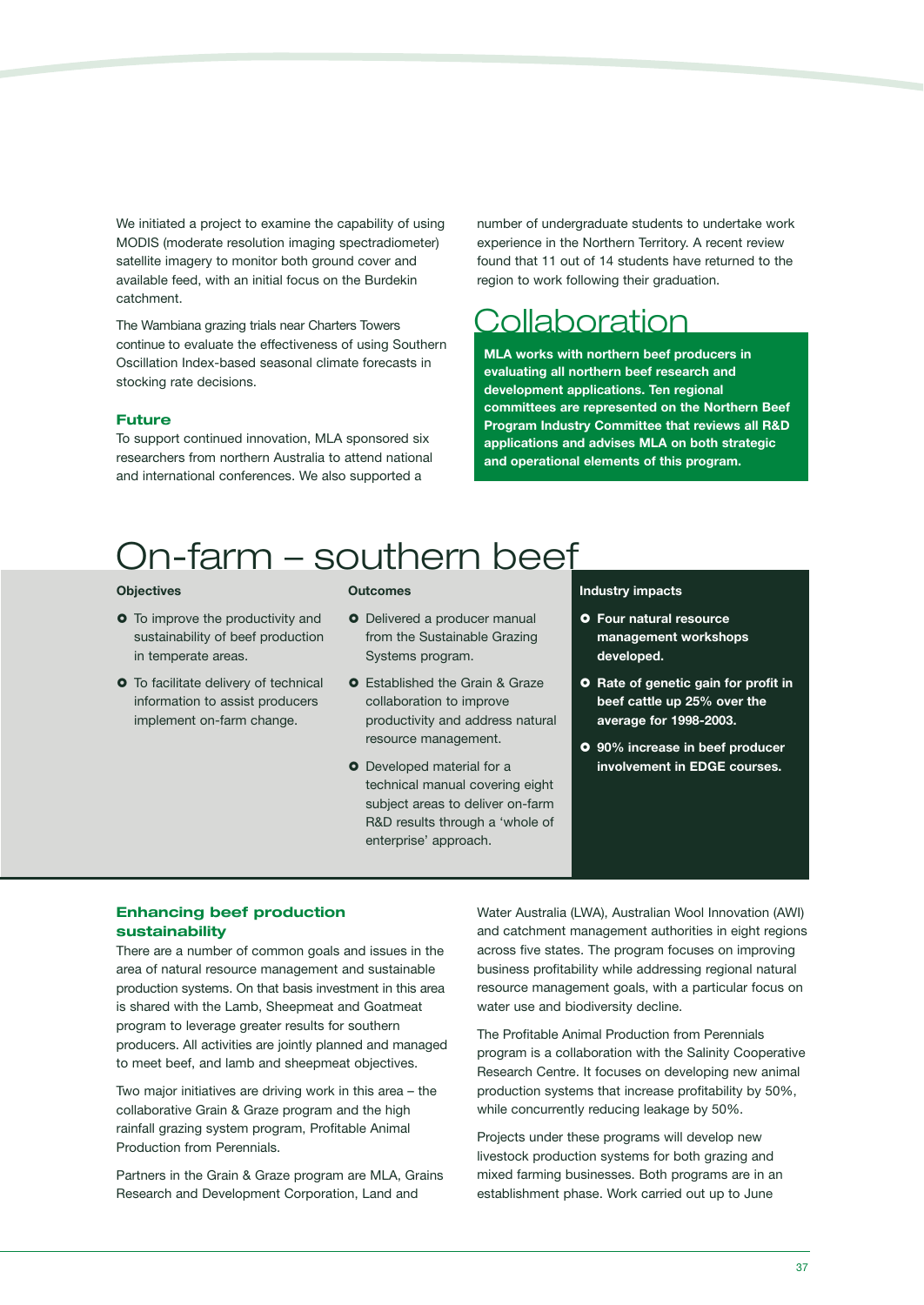We initiated a project to examine the capability of using MODIS (moderate resolution imaging spectradiometer) satellite imagery to monitor both ground cover and available feed, with an initial focus on the Burdekin catchment.

The Wambiana grazing trials near Charters Towers continue to evaluate the effectiveness of using Southern Oscillation Index-based seasonal climate forecasts in stocking rate decisions.

### Future

To support continued innovation, MLA sponsored six researchers from northern Australia to attend national and international conferences. We also supported a number of undergraduate students to undertake work experience in the Northern Territory. A recent review found that 11 out of 14 students have returned to the region to work following their graduation.

## Collaboration

**MLA works with northern beef producers in evaluating all northern beef research and development applications. Ten regional committees are represented on the Northern Beef Program Industry Committee that reviews all R&D applications and advises MLA on both strategic and operational elements of this program.**

# On-farm – southern beef

**Objectives**

- To improve the productivity and sustainability of beef production in temperate areas.
- To facilitate delivery of technical information to assist producers implement on-farm change.

**Outcomes**

- Delivered a producer manual from the Sustainable Grazing Systems program.
- Established the Grain & Graze collaboration to improve productivity and address natural resource management.
- Developed material for a technical manual covering eight subject areas to deliver on-farm R&D results through a 'whole of enterprise' approach.

**Industry impacts**

- **Four natural resource management workshops developed.**
- **Rate of genetic gain for profit in beef cattle up 25% over the average for 1998-2003.**
- **90% increase in beef producer involvement in EDGE courses.**

### Enhancing beef production sustainability

There are a number of common goals and issues in the area of natural resource management and sustainable production systems. On that basis investment in this area is shared with the Lamb, Sheepmeat and Goatmeat program to leverage greater results for southern producers. All activities are jointly planned and managed to meet beef, and lamb and sheepmeat objectives.

Two major initiatives are driving work in this area – the collaborative Grain & Graze program and the high rainfall grazing system program, Profitable Animal Production from Perennials.

Partners in the Grain & Graze program are MLA, Grains Research and Development Corporation, Land and Water Australia (LWA), Australian Wool Innovation (AWI) and catchment management authorities in eight regions across five states. The program focuses on improving business profitability while addressing regional natural resource management goals, with a particular focus on water use and biodiversity decline.

The Profitable Animal Production from Perennials program is a collaboration with the Salinity Cooperative Research Centre. It focuses on developing new animal production systems that increase profitability by 50%, while concurrently reducing leakage by 50%.

Projects under these programs will develop new livestock production systems for both grazing and mixed farming businesses. Both programs are in an establishment phase. Work carried out up to June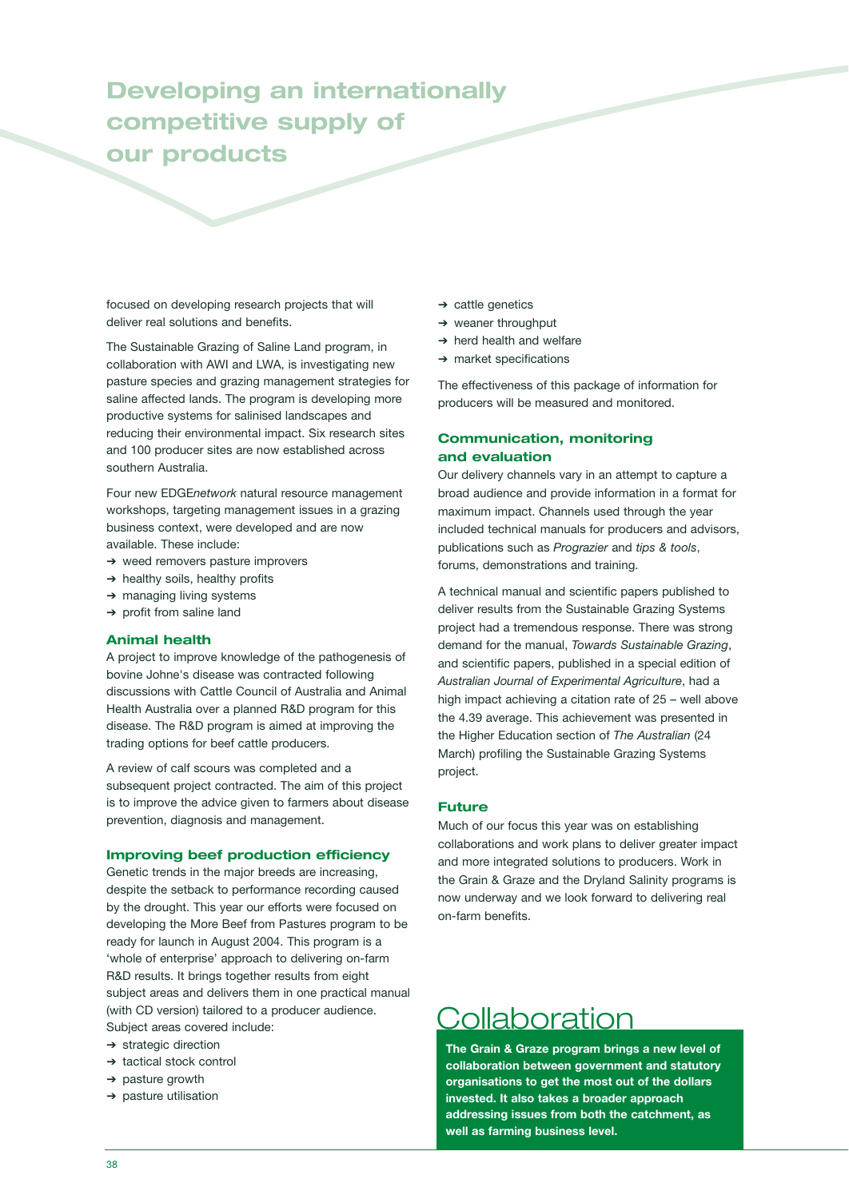# Developing an internationally competitive supply of our products

focused on developing research projects that will deliver real solutions and benefits.

The Sustainable Grazing of Saline Land program, in collaboration with AWI and LWA, is investigating new pasture species and grazing management strategies for saline affected lands. The program is developing more productive systems for salinised landscapes and reducing their environmental impact. Six research sites and 100 producer sites are now established across southern Australia.

Four new EDGE*network* natural resource management workshops, targeting management issues in a grazing business context, were developed and are now available. These include:

- weed removers pasture improvers
- healthy soils, healthy profits
- managing living systems
- profit from saline land

### Animal health

A project to improve knowledge of the pathogenesis of bovine Johne's disease was contracted following discussions with Cattle Council of Australia and Animal Health Australia over a planned R&D program for this disease. The R&D program is aimed at improving the trading options for beef cattle producers.

A review of calf scours was completed and a subsequent project contracted. The aim of this project is to improve the advice given to farmers about disease prevention, diagnosis and management.

### Improving beef production efficiency

Genetic trends in the major breeds are increasing, despite the setback to performance recording caused by the drought. This year our efforts were focused on developing the More Beef from Pastures program to be ready for launch in August 2004. This program is a 'whole of enterprise' approach to delivering on-farm R&D results. It brings together results from eight subject areas and delivers them in one practical manual (with CD version) tailored to a producer audience. Subject areas covered include:

- strategic direction
- tactical stock control
- pasture growth
- pasture utilisation
- cattle genetics
- weaner throughput
- herd health and welfare
- market specifications

The effectiveness of this package of information for producers will be measured and monitored.

### Communication, monitoring and evaluation

Our delivery channels vary in an attempt to capture a broad audience and provide information in a format for maximum impact. Channels used through the year included technical manuals for producers and advisors, publications such as *Prograzier* and *tips & tools*, forums, demonstrations and training.

A technical manual and scientific papers published to deliver results from the Sustainable Grazing Systems project had a tremendous response. There was strong demand for the manual, *Towards Sustainable Grazing*, and scientific papers, published in a special edition of *Australian Journal of Experimental Agriculture*, had a high impact achieving a citation rate of 25 – well above the 4.39 average. This achievement was presented in the Higher Education section of *The Australian* (24 March) profiling the Sustainable Grazing Systems project.

### Future

Much of our focus this year was on establishing collaborations and work plans to deliver greater impact and more integrated solutions to producers. Work in the Grain & Graze and the Dryland Salinity programs is now underway and we look forward to delivering real on-farm benefits.

## Collaboration

**The Grain & Graze program brings a new level of collaboration between government and statutory organisations to get the most out of the dollars invested. It also takes a broader approach addressing issues from both the catchment, as well as farming business level.**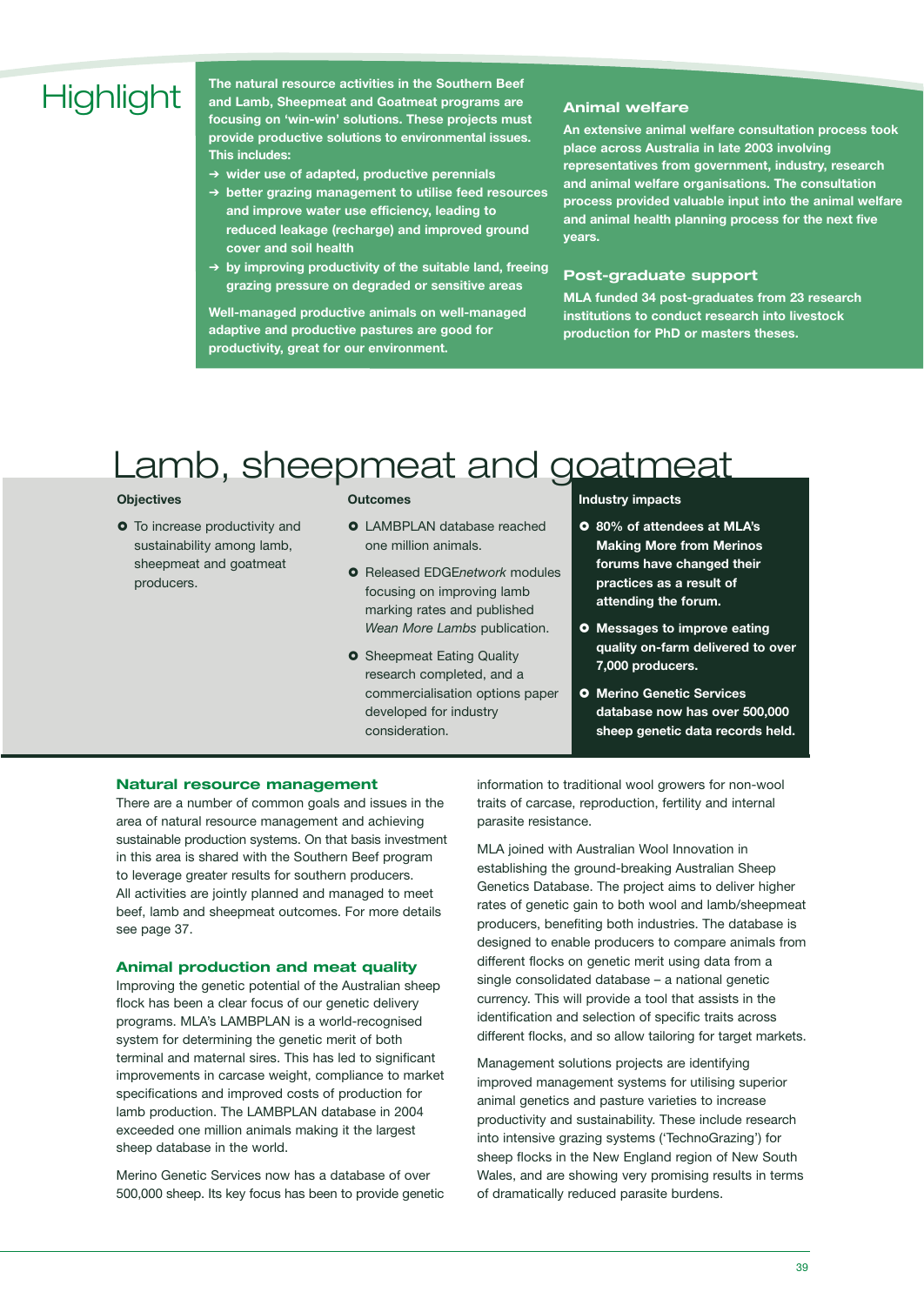## Highlight

**The natural resource activities in the Southern Beef and Lamb, Sheepmeat and Goatmeat programs are focusing on 'win-win' solutions. These projects must provide productive solutions to environmental issues. This includes:**

- **wider use of adapted, productive perennials**
- **better grazing management to utilise feed resources and improve water use efficiency, leading to reduced leakage (recharge) and improved ground cover and soil health**
- **by improving productivity of the suitable land, freeing grazing pressure on degraded or sensitive areas**

**Well-managed productive animals on well-managed adaptive and productive pastures are good for productivity, great for our environment.**

### Animal welfare

**An extensive animal welfare consultation process took place across Australia in late 2003 involving representatives from government, industry, research and animal welfare organisations. The consultation process provided valuable input into the animal welfare and animal health planning process for the next five years.**

### Post-graduate support

**MLA funded 34 post-graduates from 23 research institutions to conduct research into livestock production for PhD or masters theses.**

# Lamb, sheepmeat and goatmeat

### Objectives

- To increase productivity and sustainability among lamb, sheepmeat and goatmeat producers.

### Outcomes

- LAMBPLAN database reached one million animals.
- Released EDGE*network* modules focusing on improving lamb marking rates and published *Wean More Lambs* publication.
- Sheepmeat Eating Quality research completed, and a commercialisation options paper developed for industry consideration.

### Industry impacts

- **80% of attendees at MLA's Making More from Merinos forums have changed their practices as a result of attending the forum.**
- **Messages to improve eating quality on-farm delivered to over 7,000 producers.**
- **Merino Genetic Services database now has over 500,000 sheep genetic data records held.**

### Natural resource management

There are a number of common goals and issues in the area of natural resource management and achieving sustainable production systems. On that basis investment in this area is shared with the Southern Beef program to leverage greater results for southern producers. All activities are jointly planned and managed to meet beef, lamb and sheepmeat outcomes. For more details see page 37.

### Animal production and meat quality

Improving the genetic potential of the Australian sheep flock has been a clear focus of our genetic delivery programs. MLA's LAMBPLAN is a world-recognised system for determining the genetic merit of both terminal and maternal sires. This has led to significant improvements in carcase weight, compliance to market specifications and improved costs of production for lamb production. The LAMBPLAN database in 2004 exceeded one million animals making it the largest sheep database in the world.

Merino Genetic Services now has a database of over 500,000 sheep. Its key focus has been to provide genetic information to traditional wool growers for non-wool traits of carcase, reproduction, fertility and internal parasite resistance.

MLA joined with Australian Wool Innovation in establishing the ground-breaking Australian Sheep Genetics Database. The project aims to deliver higher rates of genetic gain to both wool and lamb/sheepmeat producers, benefiting both industries. The database is designed to enable producers to compare animals from different flocks on genetic merit using data from a single consolidated database – a national genetic currency. This will provide a tool that assists in the identification and selection of specific traits across different flocks, and so allow tailoring for target markets.

Management solutions projects are identifying improved management systems for utilising superior animal genetics and pasture varieties to increase productivity and sustainability. These include research into intensive grazing systems ('TechnoGrazing') for sheep flocks in the New England region of New South Wales, and are showing very promising results in terms of dramatically reduced parasite burdens.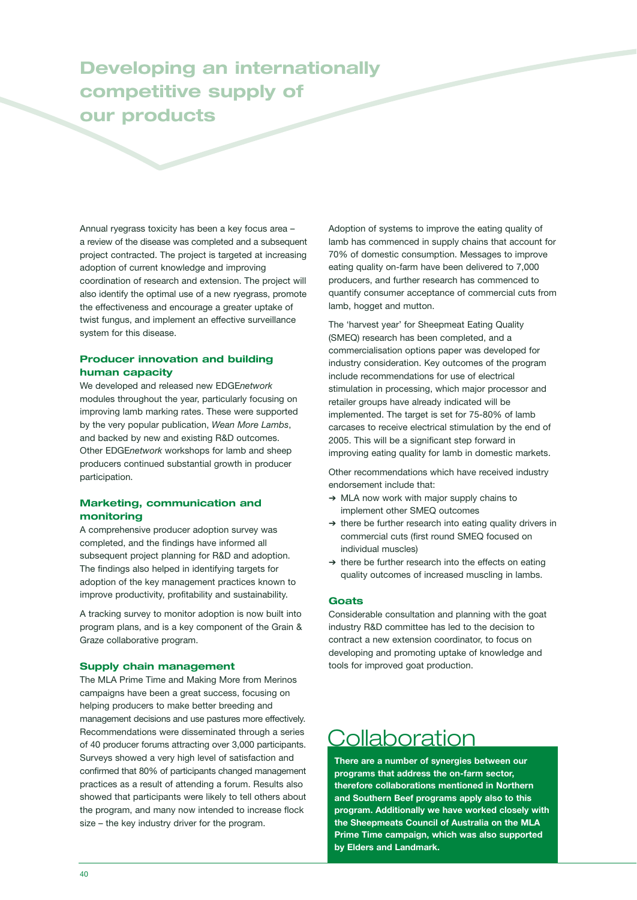# Developing an internationally competitive supply of our products

Annual ryegrass toxicity has been a key focus area – a review of the disease was completed and a subsequent project contracted. The project is targeted at increasing adoption of current knowledge and improving coordination of research and extension. The project will also identify the optimal use of a new ryegrass, promote the effectiveness and encourage a greater uptake of twist fungus, and implement an effective surveillance system for this disease.

### Producer innovation and building human capacity

We developed and released new EDGE*network* modules throughout the year, particularly focusing on improving lamb marking rates. These were supported by the very popular publication, *Wean More Lambs*, and backed by new and existing R&D outcomes. Other EDGE*network* workshops for lamb and sheep producers continued substantial growth in producer participation.

### Marketing, communication and monitoring

A comprehensive producer adoption survey was completed, and the findings have informed all subsequent project planning for R&D and adoption. The findings also helped in identifying targets for adoption of the key management practices known to improve productivity, profitability and sustainability.

A tracking survey to monitor adoption is now built into program plans, and is a key component of the Grain & Graze collaborative program.

### Supply chain management

The MLA Prime Time and Making More from Merinos campaigns have been a great success, focusing on helping producers to make better breeding and management decisions and use pastures more effectively. Recommendations were disseminated through a series of 40 producer forums attracting over 3,000 participants. Surveys showed a very high level of satisfaction and confirmed that 80% of participants changed management practices as a result of attending a forum. Results also showed that participants were likely to tell others about the program, and many now intended to increase flock size – the key industry driver for the program.

Adoption of systems to improve the eating quality of lamb has commenced in supply chains that account for 70% of domestic consumption. Messages to improve eating quality on-farm have been delivered to 7,000 producers, and further research has commenced to quantify consumer acceptance of commercial cuts from lamb, hogget and mutton.

The 'harvest year' for Sheepmeat Eating Quality (SMEQ) research has been completed, and a commercialisation options paper was developed for industry consideration. Key outcomes of the program include recommendations for use of electrical stimulation in processing, which major processor and retailer groups have already indicated will be implemented. The target is set for 75-80% of lamb carcases to receive electrical stimulation by the end of 2005. This will be a significant step forward in improving eating quality for lamb in domestic markets.

Other recommendations which have received industry endorsement include that:

- MLA now work with major supply chains to implement other SMEQ outcomes
- there be further research into eating quality drivers in commercial cuts (first round SMEQ focused on individual muscles)
- there be further research into the effects on eating quality outcomes of increased muscling in lambs.

### Goats

Considerable consultation and planning with the goat industry R&D committee has led to the decision to contract a new extension coordinator, to focus on developing and promoting uptake of knowledge and tools for improved goat production.

## Collaboration

**There are a number of synergies between our programs that address the on-farm sector, therefore collaborations mentioned in Northern and Southern Beef programs apply also to this program. Additionally we have worked closely with the Sheepmeats Council of Australia on the MLA Prime Time campaign, which was also supported by Elders and Landmark.**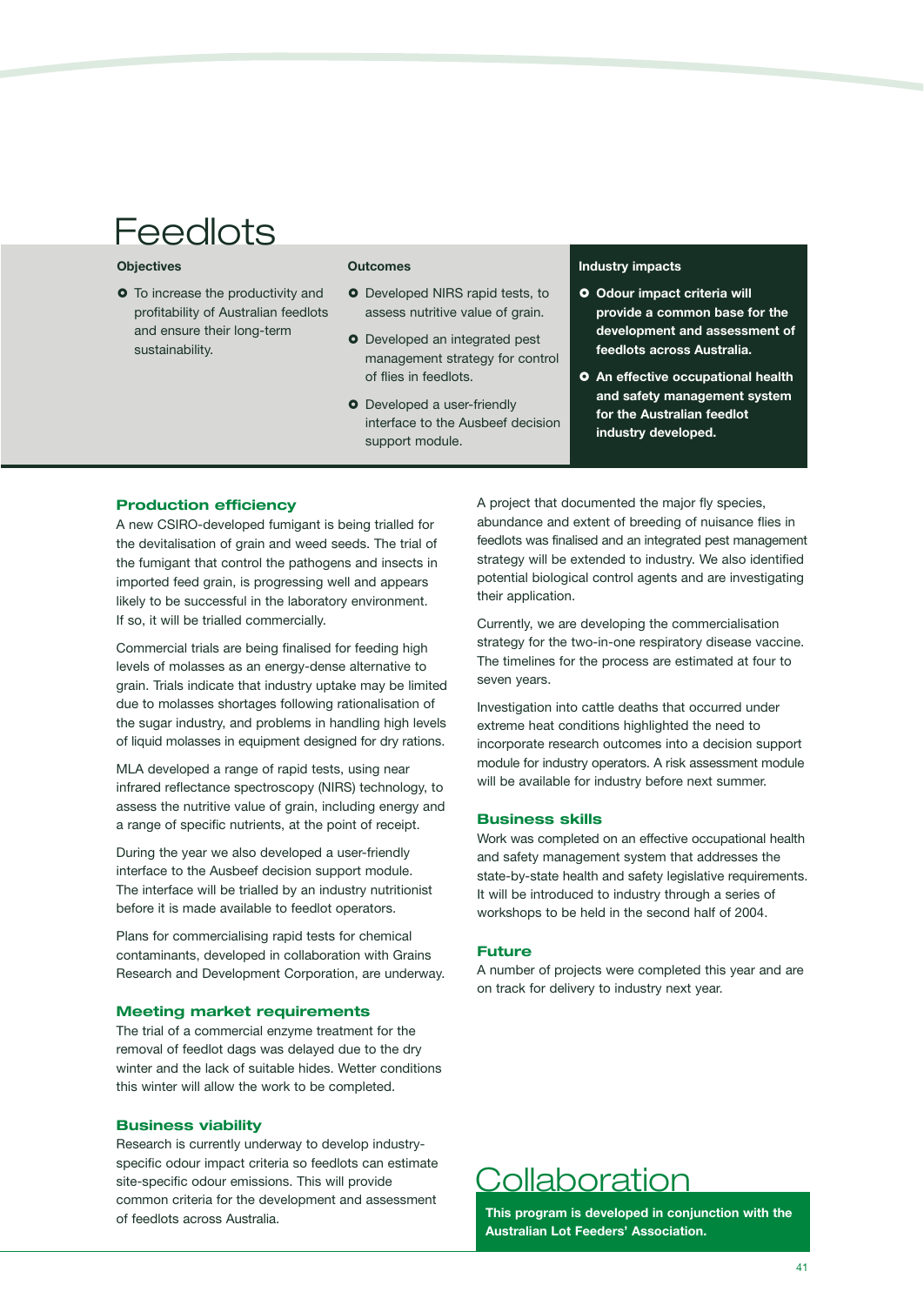# Feedlots

### Objectives

- To increase the productivity and profitability of Australian feedlots and ensure their long-term sustainability.

### Outcomes

- Developed NIRS rapid tests, to assess nutritive value of grain.
- Developed an integrated pest management strategy for control of flies in feedlots.
- Developed a user-friendly interface to the Ausbeef decision support module.

### Industry impacts

- **Odour impact criteria will provide a common base for the development and assessment of feedlots across Australia.**
- **An effective occupational health and safety management system for the Australian feedlot industry developed.**

## Production efficiency

A new CSIRO-developed fumigant is being trialled for the devitalisation of grain and weed seeds. The trial of the fumigant that control the pathogens and insects in imported feed grain, is progressing well and appears likely to be successful in the laboratory environment. If so, it will be trialled commercially.

Commercial trials are being finalised for feeding high levels of molasses as an energy-dense alternative to grain. Trials indicate that industry uptake may be limited due to molasses shortages following rationalisation of the sugar industry, and problems in handling high levels of liquid molasses in equipment designed for dry rations.

MLA developed a range of rapid tests, using near infrared reflectance spectroscopy (NIRS) technology, to assess the nutritive value of grain, including energy and a range of specific nutrients, at the point of receipt.

During the year we also developed a user-friendly interface to the Ausbeef decision support module. The interface will be trialled by an industry nutritionist before it is made available to feedlot operators.

Plans for commercialising rapid tests for chemical contaminants, developed in collaboration with Grains Research and Development Corporation, are underway.

## Meeting market requirements

The trial of a commercial enzyme treatment for the removal of feedlot dags was delayed due to the dry winter and the lack of suitable hides. Wetter conditions this winter will allow the work to be completed.

## Business viability

Research is currently underway to develop industry-specific odour impact criteria so feedlots can estimate site-specific odour emissions. This will provide common criteria for the development and assessment of feedlots across Australia.

A project that documented the major fly species, abundance and extent of breeding of nuisance flies in feedlots was finalised and an integrated pest management strategy will be extended to industry. We also identified potential biological control agents and are investigating their application.

Currently, we are developing the commercialisation strategy for the two-in-one respiratory disease vaccine. The timelines for the process are estimated at four to seven years.

Investigation into cattle deaths that occurred under extreme heat conditions highlighted the need to incorporate research outcomes into a decision support module for industry operators. A risk assessment module will be available for industry before next summer.

## Business skills

Work was completed on an effective occupational health and safety management system that addresses the state-by-state health and safety legislative requirements. It will be introduced to industry through a series of workshops to be held in the second half of 2004.

## Future

A number of projects were completed this year and are on track for delivery to industry next year.

# Collaboration

**This program is developed in conjunction with the Australian Lot Feeders' Association.**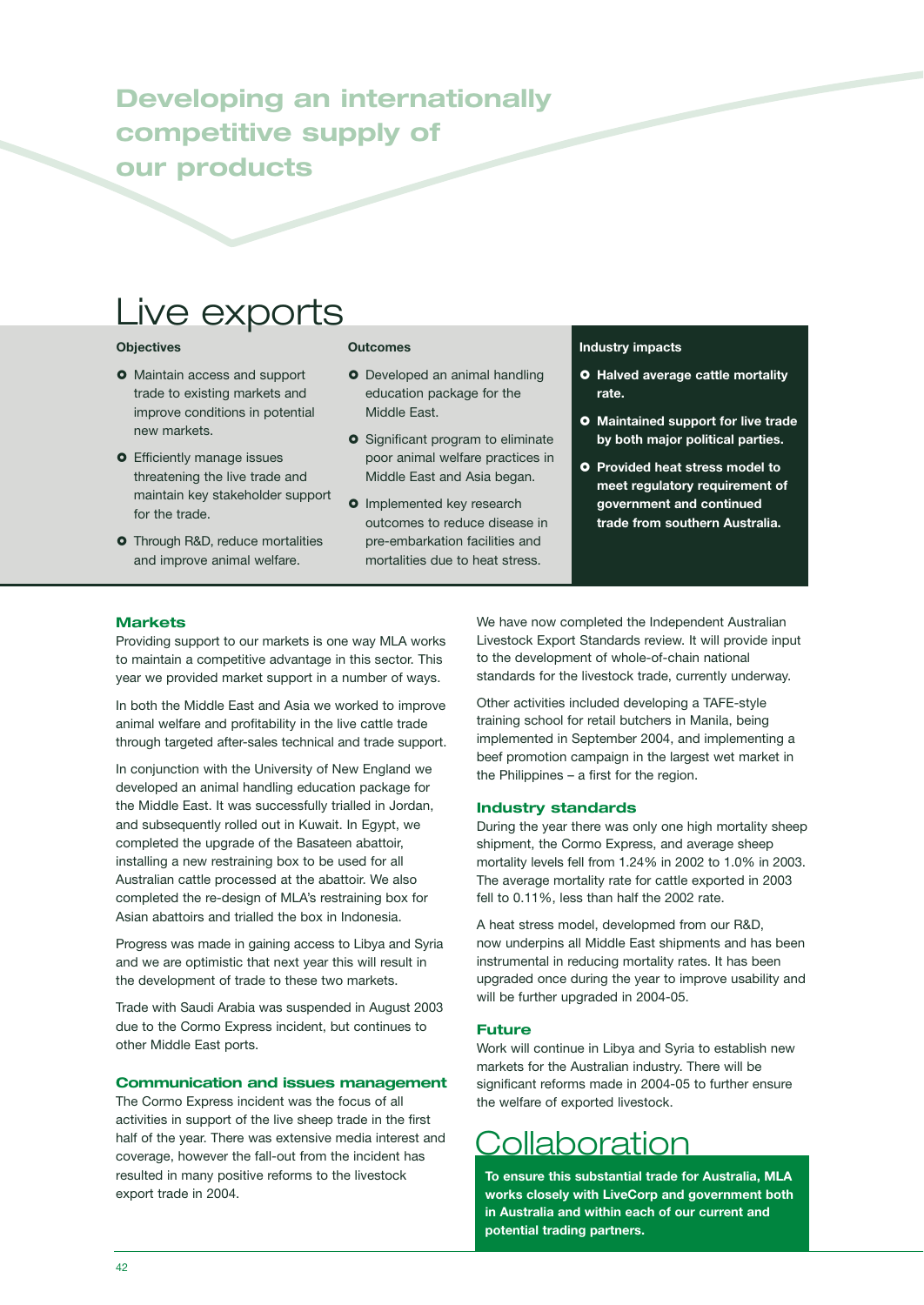# Developing an internationally competitive supply of our products

## Live exports

**Objectives**

- Maintain access and support trade to existing markets and improve conditions in potential new markets.
- Efficiently manage issues threatening the live trade and maintain key stakeholder support for the trade.
- Through R&D, reduce mortalities and improve animal welfare.

**Outcomes**

- Developed an animal handling education package for the Middle East.
- Significant program to eliminate poor animal welfare practices in Middle East and Asia began.
- Implemented key research outcomes to reduce disease in pre-embarkation facilities and mortalities due to heat stress.

**Industry impacts**

- **Halved average cattle mortality rate.**
- **Maintained support for live trade by both major political parties.**
- **Provided heat stress model to meet regulatory requirement of government and continued trade from southern Australia.**

### Markets

Providing support to our markets is one way MLA works to maintain a competitive advantage in this sector. This year we provided market support in a number of ways.

In both the Middle East and Asia we worked to improve animal welfare and profitability in the live cattle trade through targeted after-sales technical and trade support.

In conjunction with the University of New England we developed an animal handling education package for the Middle East. It was successfully trialled in Jordan, and subsequently rolled out in Kuwait. In Egypt, we completed the upgrade of the Basateen abattoir, installing a new restraining box to be used for all Australian cattle processed at the abattoir. We also completed the re-design of MLA's restraining box for Asian abattoirs and trialled the box in Indonesia.

Progress was made in gaining access to Libya and Syria and we are optimistic that next year this will result in the development of trade to these two markets.

Trade with Saudi Arabia was suspended in August 2003 due to the Cormo Express incident, but continues to other Middle East ports.

### Communication and issues management

The Cormo Express incident was the focus of all activities in support of the live sheep trade in the first half of the year. There was extensive media interest and coverage, however the fall-out from the incident has resulted in many positive reforms to the livestock export trade in 2004.

We have now completed the Independent Australian Livestock Export Standards review. It will provide input to the development of whole-of-chain national standards for the livestock trade, currently underway.

Other activities included developing a TAFE-style training school for retail butchers in Manila, being implemented in September 2004, and implementing a beef promotion campaign in the largest wet market in the Philippines – a first for the region.

### Industry standards

During the year there was only one high mortality sheep shipment, the Cormo Express, and average sheep mortality levels fell from 1.24% in 2002 to 1.0% in 2003. The average mortality rate for cattle exported in 2003 fell to 0.11%, less than half the 2002 rate.

A heat stress model, developmed from our R&D, now underpins all Middle East shipments and has been instrumental in reducing mortality rates. It has been upgraded once during the year to improve usability and will be further upgraded in 2004-05.

### Future

Work will continue in Libya and Syria to establish new markets for the Australian industry. There will be significant reforms made in 2004-05 to further ensure the welfare of exported livestock.

## Collaboration

**To ensure this substantial trade for Australia, MLA works closely with LiveCorp and government both in Australia and within each of our current and potential trading partners.**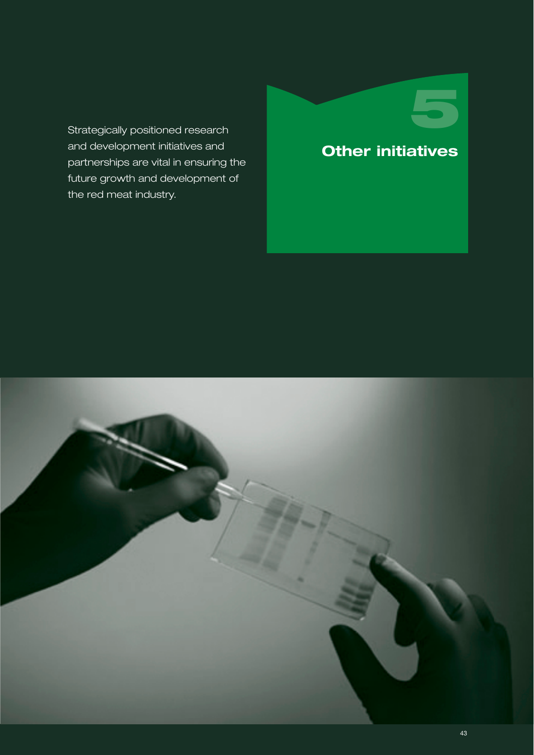# 5 Other initiatives

Strategically positioned research and development initiatives and partnerships are vital in ensuring the future growth and development of the red meat industry.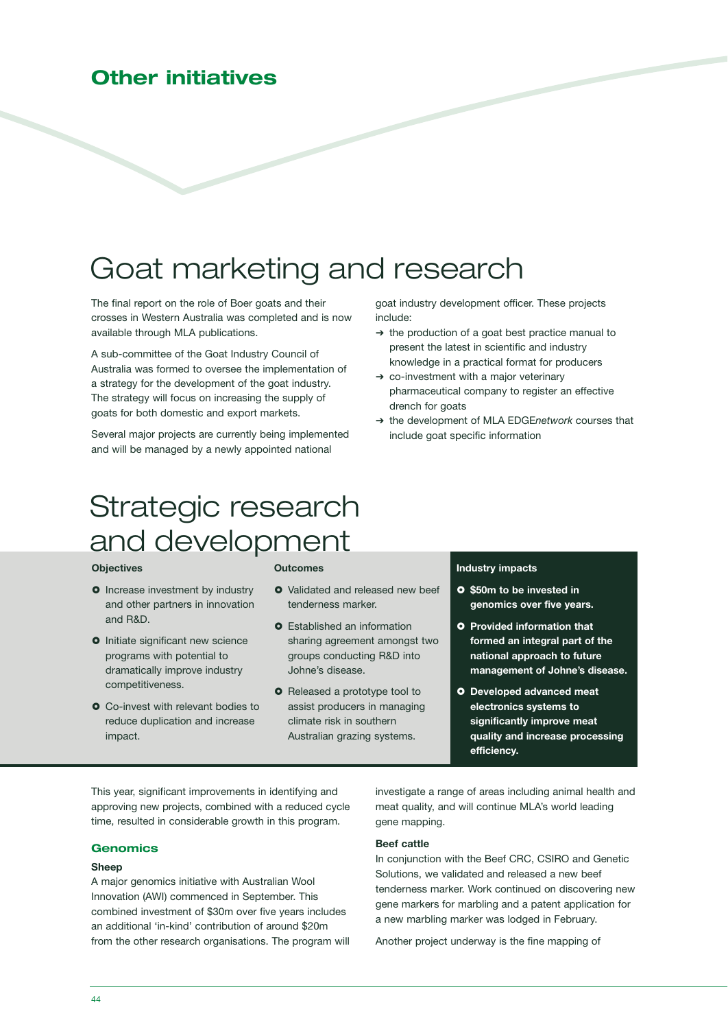## Other initiatives

# Goat marketing and research

The final report on the role of Boer goats and their crosses in Western Australia was completed and is now available through MLA publications.

A sub-committee of the Goat Industry Council of Australia was formed to oversee the implementation of a strategy for the development of the goat industry. The strategy will focus on increasing the supply of goats for both domestic and export markets.

Several major projects are currently being implemented and will be managed by a newly appointed national goat industry development officer. These projects include:

- the production of a goat best practice manual to present the latest in scientific and industry knowledge in a practical format for producers
- co-investment with a major veterinary pharmaceutical company to register an effective drench for goats
- the development of MLA EDGE*network* courses that include goat specific information

# Strategic research and development

**Objectives**

- Increase investment by industry and other partners in innovation and R&D.
- Initiate significant new science programs with potential to dramatically improve industry competitiveness.
- Co-invest with relevant bodies to reduce duplication and increase impact.

**Outcomes**

- Validated and released new beef tenderness marker.
- Established an information sharing agreement amongst two groups conducting R&D into Johne's disease.
- Released a prototype tool to assist producers in managing climate risk in southern Australian grazing systems.

**Industry impacts**

- **$50m to be invested in genomics over five years.**
- **Provided information that formed an integral part of the national approach to future management of Johne's disease.**
- **Developed advanced meat electronics systems to significantly improve meat quality and increase processing efficiency.**

This year, significant improvements in identifying and approving new projects, combined with a reduced cycle time, resulted in considerable growth in this program.

### Genomics

**Sheep**

A major genomics initiative with Australian Wool Innovation (AWI) commenced in September. This combined investment of $30m over five years includes an additional 'in-kind' contribution of around $20m from the other research organisations. The program will investigate a range of areas including animal health and meat quality, and will continue MLA's world leading gene mapping.

**Beef cattle**

In conjunction with the Beef CRC, CSIRO and Genetic Solutions, we validated and released a new beef tenderness marker. Work continued on discovering new gene markers for marbling and a patent application for a new marbling marker was lodged in February.

Another project underway is the fine mapping of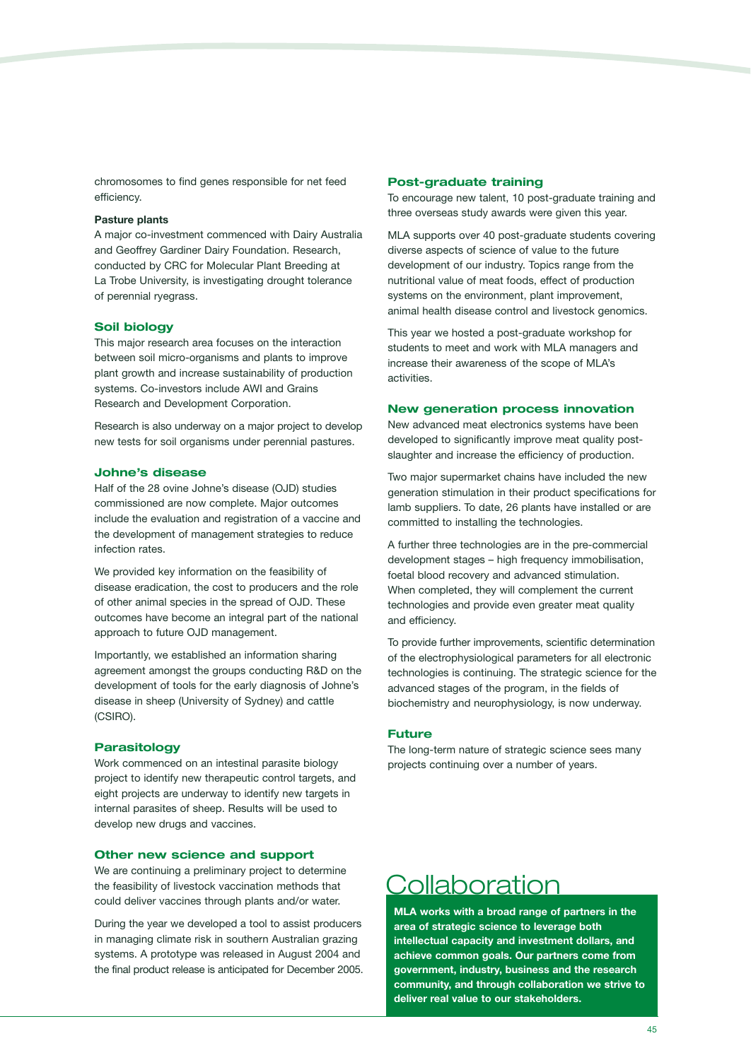chromosomes to find genes responsible for net feed efficiency.

**Pasture plants**

A major co-investment commenced with Dairy Australia and Geoffrey Gardiner Dairy Foundation. Research, conducted by CRC for Molecular Plant Breeding at La Trobe University, is investigating drought tolerance of perennial ryegrass.

### Soil biology

This major research area focuses on the interaction between soil micro-organisms and plants to improve plant growth and increase sustainability of production systems. Co-investors include AWI and Grains Research and Development Corporation.

Research is also underway on a major project to develop new tests for soil organisms under perennial pastures.

### Johne's disease

Half of the 28 ovine Johne's disease (OJD) studies commissioned are now complete. Major outcomes include the evaluation and registration of a vaccine and the development of management strategies to reduce infection rates.

We provided key information on the feasibility of disease eradication, the cost to producers and the role of other animal species in the spread of OJD. These outcomes have become an integral part of the national approach to future OJD management.

Importantly, we established an information sharing agreement amongst the groups conducting R&D on the development of tools for the early diagnosis of Johne's disease in sheep (University of Sydney) and cattle (CSIRO).

### Parasitology

Work commenced on an intestinal parasite biology project to identify new therapeutic control targets, and eight projects are underway to identify new targets in internal parasites of sheep. Results will be used to develop new drugs and vaccines.

### Other new science and support

We are continuing a preliminary project to determine the feasibility of livestock vaccination methods that could deliver vaccines through plants and/or water.

During the year we developed a tool to assist producers in managing climate risk in southern Australian grazing systems. A prototype was released in August 2004 and the final product release is anticipated for December 2005.

### Post-graduate training

To encourage new talent, 10 post-graduate training and three overseas study awards were given this year.

MLA supports over 40 post-graduate students covering diverse aspects of science of value to the future development of our industry. Topics range from the nutritional value of meat foods, effect of production systems on the environment, plant improvement, animal health disease control and livestock genomics.

This year we hosted a post-graduate workshop for students to meet and work with MLA managers and increase their awareness of the scope of MLA's activities.

### New generation process innovation

New advanced meat electronics systems have been developed to significantly improve meat quality post-slaughter and increase the efficiency of production.

Two major supermarket chains have included the new generation stimulation in their product specifications for lamb suppliers. To date, 26 plants have installed or are committed to installing the technologies.

A further three technologies are in the pre-commercial development stages – high frequency immobilisation, foetal blood recovery and advanced stimulation. When completed, they will complement the current technologies and provide even greater meat quality and efficiency.

To provide further improvements, scientific determination of the electrophysiological parameters for all electronic technologies is continuing. The strategic science for the advanced stages of the program, in the fields of biochemistry and neurophysiology, is now underway.

### Future

The long-term nature of strategic science sees many projects continuing over a number of years.

## Collaboration

**MLA works with a broad range of partners in the area of strategic science to leverage both intellectual capacity and investment dollars, and achieve common goals. Our partners come from government, industry, business and the research community, and through collaboration we strive to deliver real value to our stakeholders.**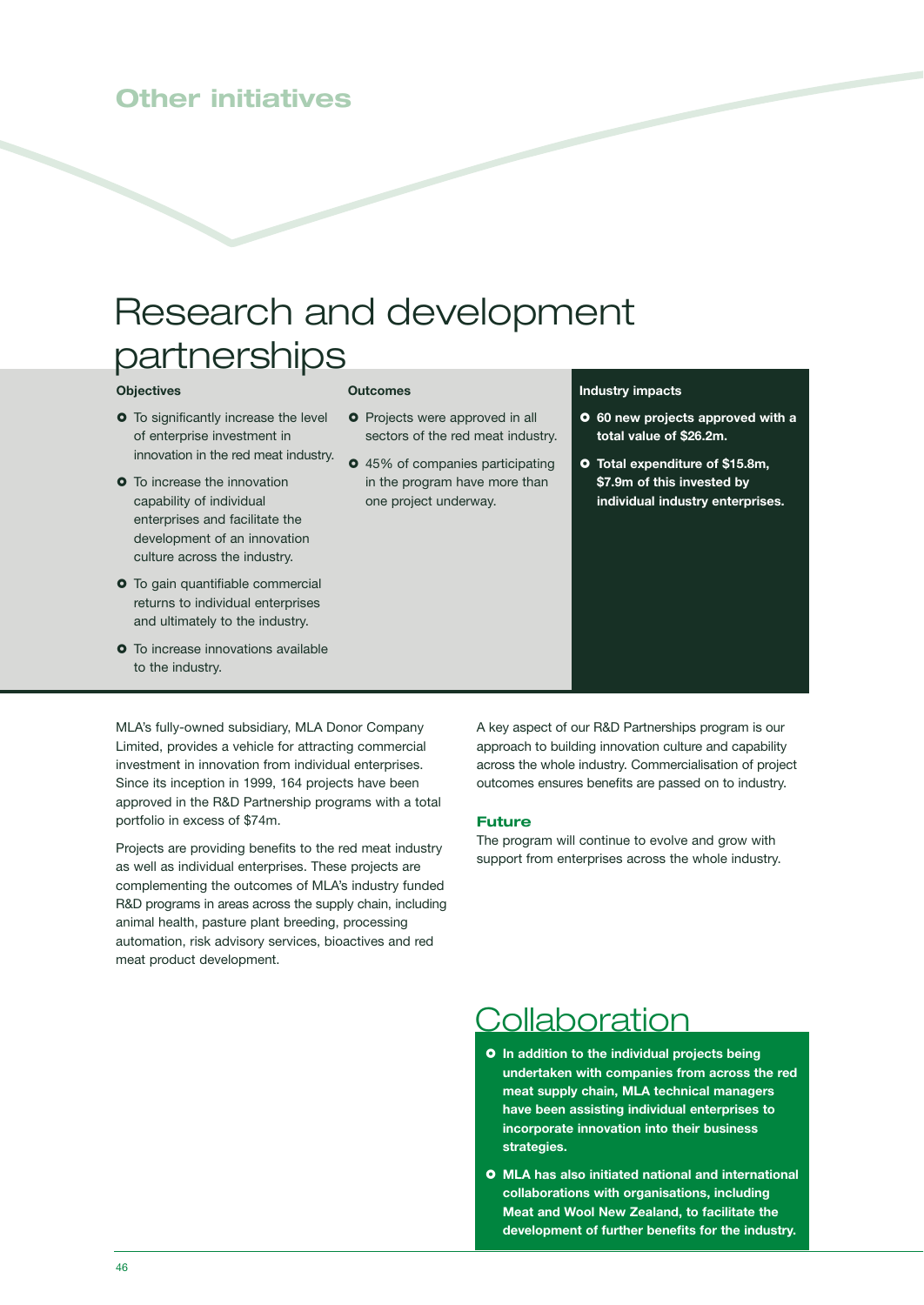## Other initiatives

# Research and development partnerships

### Objectives

- To significantly increase the level of enterprise investment in innovation in the red meat industry.
- To increase the innovation capability of individual enterprises and facilitate the development of an innovation culture across the industry.
- To gain quantifiable commercial returns to individual enterprises and ultimately to the industry.
- To increase innovations available to the industry.

### Outcomes

- Projects were approved in all sectors of the red meat industry.
- 45% of companies participating in the program have more than one project underway.

### Industry impacts

- **60 new projects approved with a total value of $26.2m.**
- **Total expenditure of $15.8m, $7.9m of this invested by individual industry enterprises.**

MLA's fully-owned subsidiary, MLA Donor Company Limited, provides a vehicle for attracting commercial investment in innovation from individual enterprises. Since its inception in 1999, 164 projects have been approved in the R&D Partnership programs with a total portfolio in excess of $74m.

Projects are providing benefits to the red meat industry as well as individual enterprises. These projects are complementing the outcomes of MLA's industry funded R&D programs in areas across the supply chain, including animal health, pasture plant breeding, processing automation, risk advisory services, bioactives and red meat product development.

A key aspect of our R&D Partnerships program is our approach to building innovation culture and capability across the whole industry. Commercialisation of project outcomes ensures benefits are passed on to industry.

### Future

The program will continue to evolve and grow with support from enterprises across the whole industry.

## Collaboration

- **In addition to the individual projects being undertaken with companies from across the red meat supply chain, MLA technical managers have been assisting individual enterprises to incorporate innovation into their business strategies.**
- **MLA has also initiated national and international collaborations with organisations, including Meat and Wool New Zealand, to facilitate the development of further benefits for the industry.**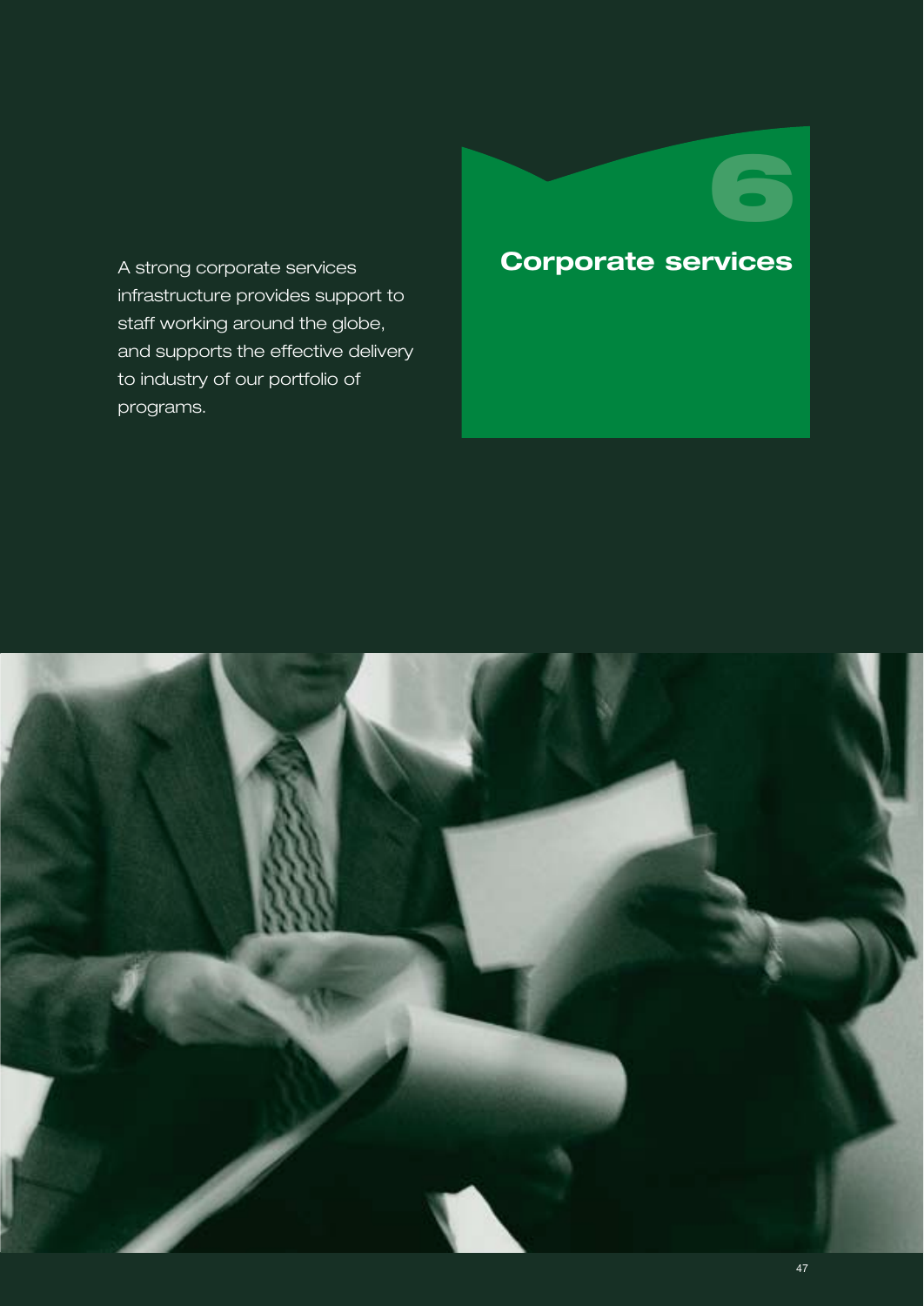# 6 Corporate services

A strong corporate services infrastructure provides support to staff working around the globe, and supports the effective delivery to industry of our portfolio of programs.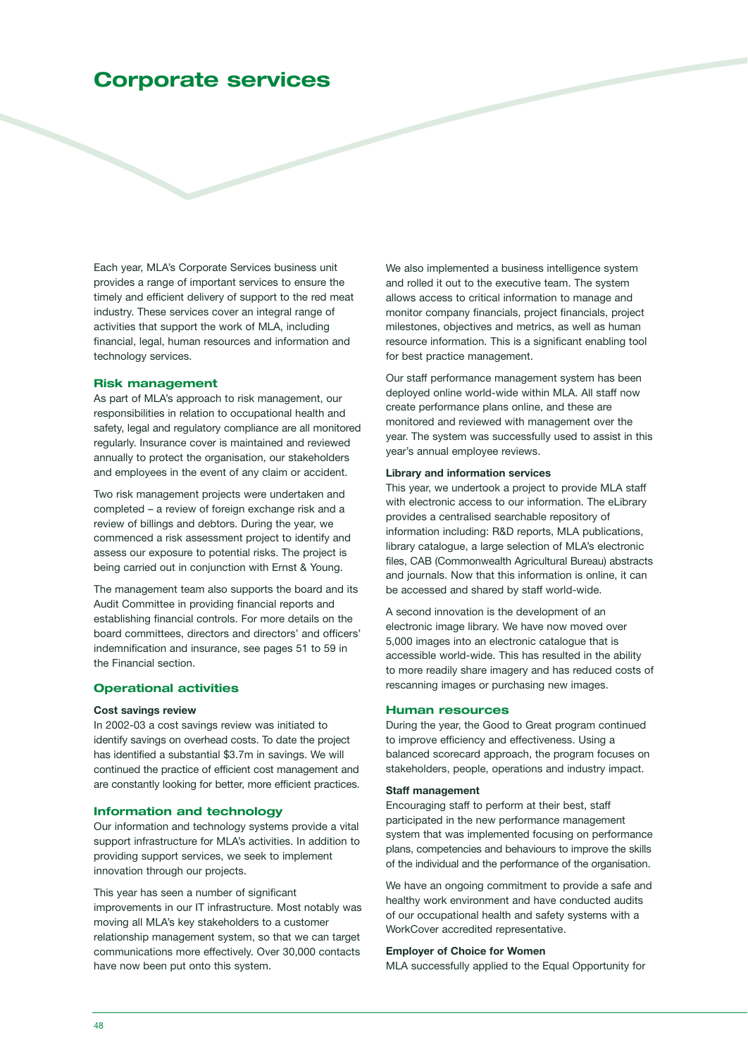# Corporate services

Each year, MLA's Corporate Services business unit provides a range of important services to ensure the timely and efficient delivery of support to the red meat industry. These services cover an integral range of activities that support the work of MLA, including financial, legal, human resources and information and technology services.

## Risk management

As part of MLA's approach to risk management, our responsibilities in relation to occupational health and safety, legal and regulatory compliance are all monitored regularly. Insurance cover is maintained and reviewed annually to protect the organisation, our stakeholders and employees in the event of any claim or accident.

Two risk management projects were undertaken and completed – a review of foreign exchange risk and a review of billings and debtors. During the year, we commenced a risk assessment project to identify and assess our exposure to potential risks. The project is being carried out in conjunction with Ernst & Young.

The management team also supports the board and its Audit Committee in providing financial reports and establishing financial controls. For more details on the board committees, directors and directors' and officers' indemnification and insurance, see pages 51 to 59 in the Financial section.

## Operational activities

### Cost savings review

In 2002-03 a cost savings review was initiated to identify savings on overhead costs. To date the project has identified a substantial $3.7m in savings. We will continued the practice of efficient cost management and are constantly looking for better, more efficient practices.

## Information and technology

Our information and technology systems provide a vital support infrastructure for MLA's activities. In addition to providing support services, we seek to implement innovation through our projects.

This year has seen a number of significant improvements in our IT infrastructure. Most notably was moving all MLA's key stakeholders to a customer relationship management system, so that we can target communications more effectively. Over 30,000 contacts have now been put onto this system.

We also implemented a business intelligence system and rolled it out to the executive team. The system allows access to critical information to manage and monitor company financials, project financials, project milestones, objectives and metrics, as well as human resource information. This is a significant enabling tool for best practice management.

Our staff performance management system has been deployed online world-wide within MLA. All staff now create performance plans online, and these are monitored and reviewed with management over the year. The system was successfully used to assist in this year's annual employee reviews.

### Library and information services

This year, we undertook a project to provide MLA staff with electronic access to our information. The eLibrary provides a centralised searchable repository of information including: R&D reports, MLA publications, library catalogue, a large selection of MLA's electronic files, CAB (Commonwealth Agricultural Bureau) abstracts and journals. Now that this information is online, it can be accessed and shared by staff world-wide.

A second innovation is the development of an electronic image library. We have now moved over 5,000 images into an electronic catalogue that is accessible world-wide. This has resulted in the ability to more readily share imagery and has reduced costs of rescanning images or purchasing new images.

## Human resources

During the year, the Good to Great program continued to improve efficiency and effectiveness. Using a balanced scorecard approach, the program focuses on stakeholders, people, operations and industry impact.

### Staff management

Encouraging staff to perform at their best, staff participated in the new performance management system that was implemented focusing on performance plans, competencies and behaviours to improve the skills of the individual and the performance of the organisation.

We have an ongoing commitment to provide a safe and healthy work environment and have conducted audits of our occupational health and safety systems with a WorkCover accredited representative.

### Employer of Choice for Women

MLA successfully applied to the Equal Opportunity for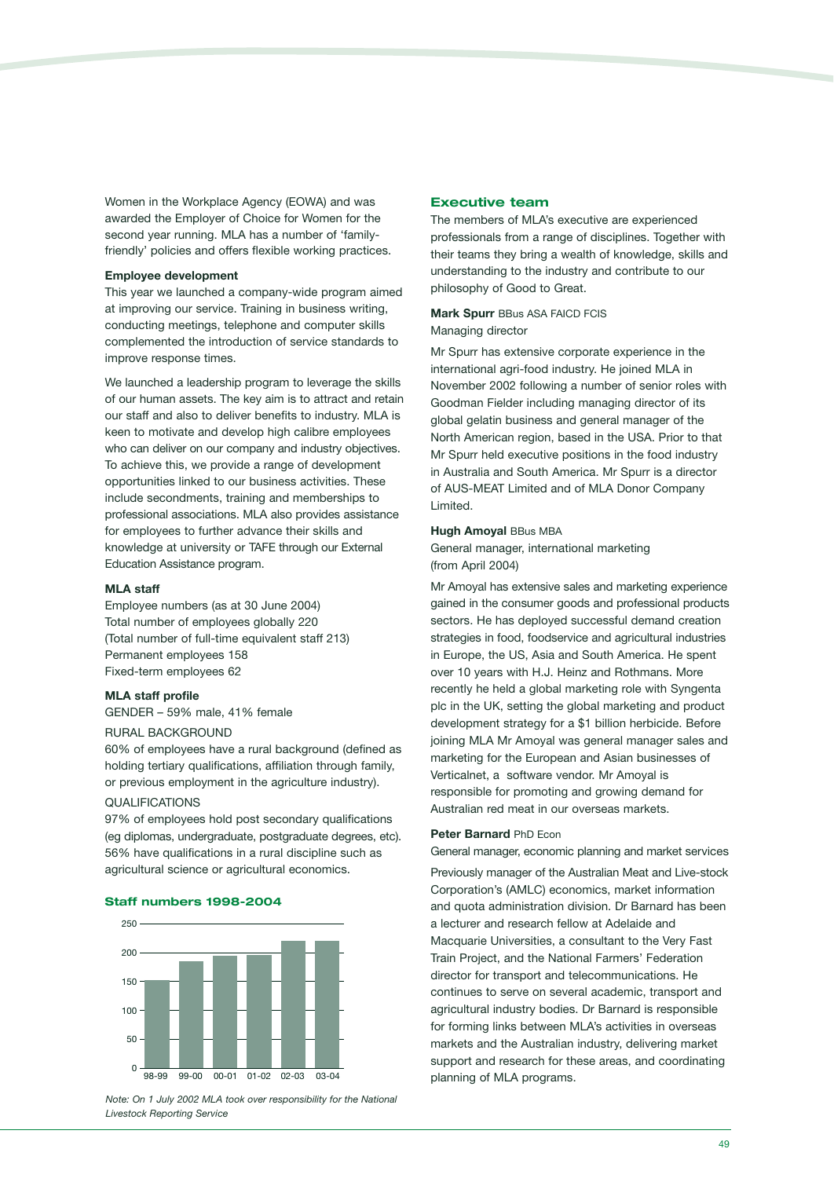Women in the Workplace Agency (EOWA) and was awarded the Employer of Choice for Women for the second year running. MLA has a number of 'family-friendly' policies and offers flexible working practices.

**Employee development**

This year we launched a company-wide program aimed at improving our service. Training in business writing, conducting meetings, telephone and computer skills complemented the introduction of service standards to improve response times.

We launched a leadership program to leverage the skills of our human assets. The key aim is to attract and retain our staff and also to deliver benefits to industry. MLA is keen to motivate and develop high calibre employees who can deliver on our company and industry objectives. To achieve this, we provide a range of development opportunities linked to our business activities. These include secondments, training and memberships to professional associations. MLA also provides assistance for employees to further advance their skills and knowledge at university or TAFE through our External Education Assistance program.

**MLA staff**

Employee numbers (as at 30 June 2004)
Total number of employees globally 220
(Total number of full-time equivalent staff 213)
Permanent employees 158
Fixed-term employees 62

**MLA staff profile**

GENDER – 59% male, 41% female

RURAL BACKGROUND

60% of employees have a rural background (defined as holding tertiary qualifications, affiliation through family, or previous employment in the agriculture industry).

QUALIFICATIONS

97% of employees hold post secondary qualifications (eg diplomas, undergraduate, postgraduate degrees, etc). 56% have qualifications in a rural discipline such as agricultural science or agricultural economics.

### Staff numbers 1998-2004

| Year | Staff (approx.) |
|---|---|
| 98-99 | 153 |
| 99-00 | 185 |
| 00-01 | 195 |
| 01-02 | 196 |
| 02-03 | 220 |
| 03-04 | 220 |

*Note: On 1 July 2002 MLA took over responsibility for the National Livestock Reporting Service*

## Executive team

The members of MLA's executive are experienced professionals from a range of disciplines. Together with their teams they bring a wealth of knowledge, skills and understanding to the industry and contribute to our philosophy of Good to Great.

**Mark Spurr** BBus ASA FAICD FCIS
Managing director

Mr Spurr has extensive corporate experience in the international agri-food industry. He joined MLA in November 2002 following a number of senior roles with Goodman Fielder including managing director of its global gelatin business and general manager of the North American region, based in the USA. Prior to that Mr Spurr held executive positions in the food industry in Australia and South America. Mr Spurr is a director of AUS-MEAT Limited and of MLA Donor Company Limited.

**Hugh Amoyal** BBus MBA
General manager, international marketing
(from April 2004)

Mr Amoyal has extensive sales and marketing experience gained in the consumer goods and professional products sectors. He has deployed successful demand creation strategies in food, foodservice and agricultural industries in Europe, the US, Asia and South America. He spent over 10 years with H.J. Heinz and Rothmans. More recently he held a global marketing role with Syngenta plc in the UK, setting the global marketing and product development strategy for a $1 billion herbicide. Before joining MLA Mr Amoyal was general manager sales and marketing for the European and Asian businesses of Verticalnet, a software vendor. Mr Amoyal is responsible for promoting and growing demand for Australian red meat in our overseas markets.

**Peter Barnard** PhD Econ
General manager, economic planning and market services

Previously manager of the Australian Meat and Live-stock Corporation's (AMLC) economics, market information and quota administration division. Dr Barnard has been a lecturer and research fellow at Adelaide and Macquarie Universities, a consultant to the Very Fast Train Project, and the National Farmers' Federation director for transport and telecommunications. He continues to serve on several academic, transport and agricultural industry bodies. Dr Barnard is responsible for forming links between MLA's activities in overseas markets and the Australian industry, delivering market support and research for these areas, and coordinating planning of MLA programs.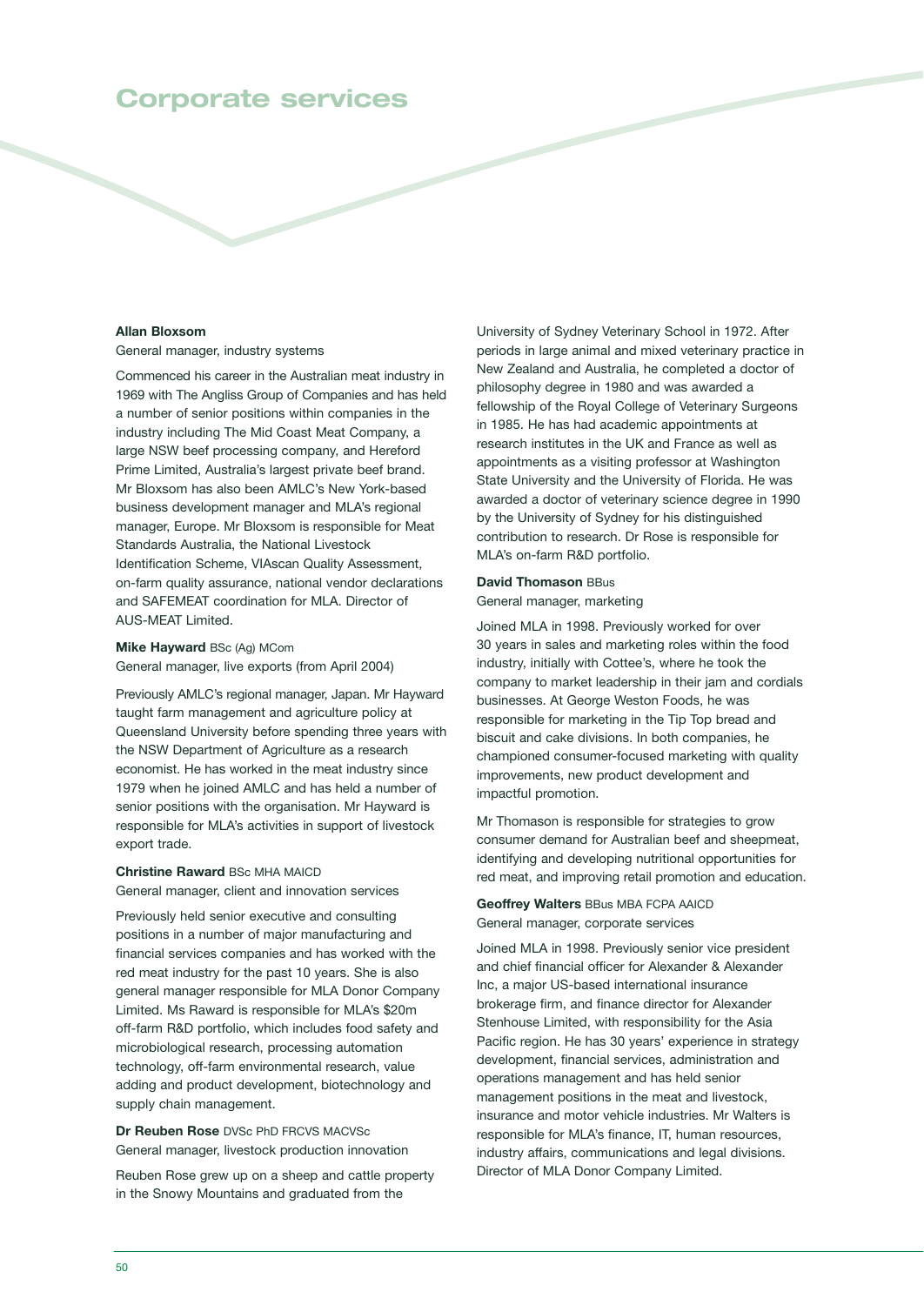# Corporate services

**Allan Bloxsom**
General manager, industry systems

Commenced his career in the Australian meat industry in 1969 with The Angliss Group of Companies and has held a number of senior positions within companies in the industry including The Mid Coast Meat Company, a large NSW beef processing company, and Hereford Prime Limited, Australia's largest private beef brand. Mr Bloxsom has also been AMLC's New York-based business development manager and MLA's regional manager, Europe. Mr Bloxsom is responsible for Meat Standards Australia, the National Livestock Identification Scheme, VIAscan Quality Assessment, on-farm quality assurance, national vendor declarations and SAFEMEAT coordination for MLA. Director of AUS-MEAT Limited.

**Mike Hayward** BSc (Ag) MCom
General manager, live exports (from April 2004)

Previously AMLC's regional manager, Japan. Mr Hayward taught farm management and agriculture policy at Queensland University before spending three years with the NSW Department of Agriculture as a research economist. He has worked in the meat industry since 1979 when he joined AMLC and has held a number of senior positions with the organisation. Mr Hayward is responsible for MLA's activities in support of livestock export trade.

**Christine Raward** BSc MHA MAICD
General manager, client and innovation services

Previously held senior executive and consulting positions in a number of major manufacturing and financial services companies and has worked with the red meat industry for the past 10 years. She is also general manager responsible for MLA Donor Company Limited. Ms Raward is responsible for MLA's $20m off-farm R&D portfolio, which includes food safety and microbiological research, processing automation technology, off-farm environmental research, value adding and product development, biotechnology and supply chain management.

**Dr Reuben Rose** DVSc PhD FRCVS MACVSc
General manager, livestock production innovation

Reuben Rose grew up on a sheep and cattle property in the Snowy Mountains and graduated from the University of Sydney Veterinary School in 1972. After periods in large animal and mixed veterinary practice in New Zealand and Australia, he completed a doctor of philosophy degree in 1980 and was awarded a fellowship of the Royal College of Veterinary Surgeons in 1985. He has had academic appointments at research institutes in the UK and France as well as appointments as a visiting professor at Washington State University and the University of Florida. He was awarded a doctor of veterinary science degree in 1990 by the University of Sydney for his distinguished contribution to research. Dr Rose is responsible for MLA's on-farm R&D portfolio.

**David Thomason** BBus
General manager, marketing

Joined MLA in 1998. Previously worked for over 30 years in sales and marketing roles within the food industry, initially with Cottee's, where he took the company to market leadership in their jam and cordials businesses. At George Weston Foods, he was responsible for marketing in the Tip Top bread and biscuit and cake divisions. In both companies, he championed consumer-focused marketing with quality improvements, new product development and impactful promotion.

Mr Thomason is responsible for strategies to grow consumer demand for Australian beef and sheepmeat, identifying and developing nutritional opportunities for red meat, and improving retail promotion and education.

**Geoffrey Walters** BBus MBA FCPA AAICD
General manager, corporate services

Joined MLA in 1998. Previously senior vice president and chief financial officer for Alexander & Alexander Inc, a major US-based international insurance brokerage firm, and finance director for Alexander Stenhouse Limited, with responsibility for the Asia Pacific region. He has 30 years' experience in strategy development, financial services, administration and operations management and has held senior management positions in the meat and livestock, insurance and motor vehicle industries. Mr Walters is responsible for MLA's finance, IT, human resources, industry affairs, communications and legal divisions. Director of MLA Donor Company Limited.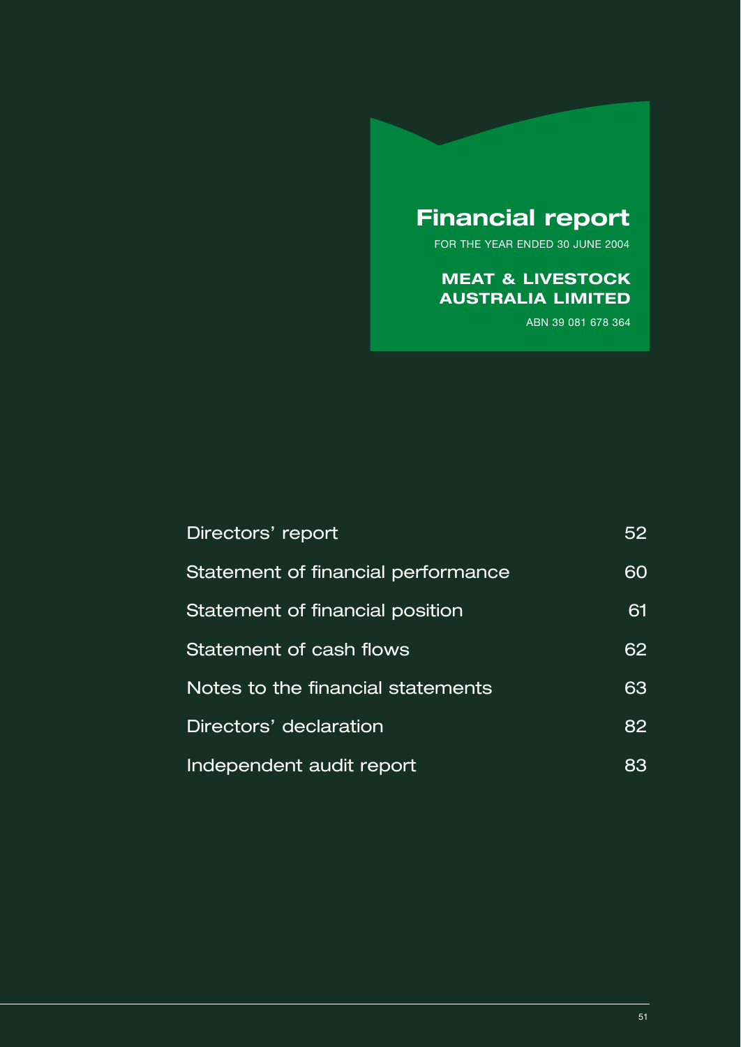# Financial report

FOR THE YEAR ENDED 30 JUNE 2004

**MEAT & LIVESTOCK AUSTRALIA LIMITED**

ABN 39 081 678 364

| | |
|---|---|
| Directors' report | 52 |
| Statement of financial performance | 60 |
| Statement of financial position | 61 |
| Statement of cash flows | 62 |
| Notes to the financial statements | 63 |
| Directors' declaration | 82 |
| Independent audit report | 83 |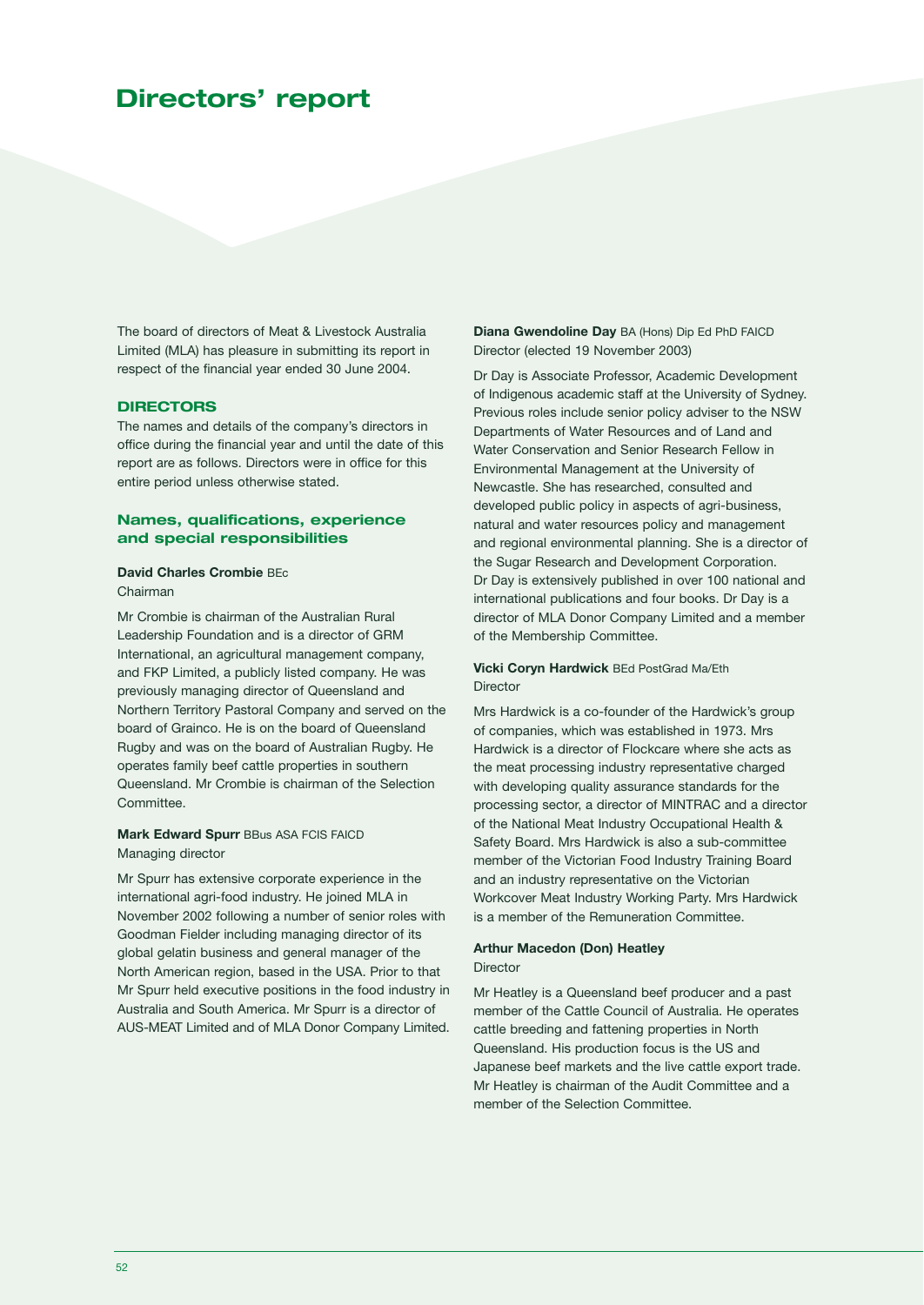# Directors' report

The board of directors of Meat & Livestock Australia Limited (MLA) has pleasure in submitting its report in respect of the financial year ended 30 June 2004.

## DIRECTORS

The names and details of the company's directors in office during the financial year and until the date of this report are as follows. Directors were in office for this entire period unless otherwise stated.

### Names, qualifications, experience and special responsibilities

**David Charles Crombie** BEc
Chairman

Mr Crombie is chairman of the Australian Rural Leadership Foundation and is a director of GRM International, an agricultural management company, and FKP Limited, a publicly listed company. He was previously managing director of Queensland and Northern Territory Pastoral Company and served on the board of Grainco. He is on the board of Queensland Rugby and was on the board of Australian Rugby. He operates family beef cattle properties in southern Queensland. Mr Crombie is chairman of the Selection Committee.

**Mark Edward Spurr** BBus ASA FCIS FAICD
Managing director

Mr Spurr has extensive corporate experience in the international agri-food industry. He joined MLA in November 2002 following a number of senior roles with Goodman Fielder including managing director of its global gelatin business and general manager of the North American region, based in the USA. Prior to that Mr Spurr held executive positions in the food industry in Australia and South America. Mr Spurr is a director of AUS-MEAT Limited and of MLA Donor Company Limited.

**Diana Gwendoline Day** BA (Hons) Dip Ed PhD FAICD
Director (elected 19 November 2003)

Dr Day is Associate Professor, Academic Development of Indigenous academic staff at the University of Sydney. Previous roles include senior policy adviser to the NSW Departments of Water Resources and of Land and Water Conservation and Senior Research Fellow in Environmental Management at the University of Newcastle. She has researched, consulted and developed public policy in aspects of agri-business, natural and water resources policy and management and regional environmental planning. She is a director of the Sugar Research and Development Corporation. Dr Day is extensively published in over 100 national and international publications and four books. Dr Day is a director of MLA Donor Company Limited and a member of the Membership Committee.

**Vicki Coryn Hardwick** BEd PostGrad Ma/Eth
Director

Mrs Hardwick is a co-founder of the Hardwick's group of companies, which was established in 1973. Mrs Hardwick is a director of Flockcare where she acts as the meat processing industry representative charged with developing quality assurance standards for the processing sector, a director of MINTRAC and a director of the National Meat Industry Occupational Health & Safety Board. Mrs Hardwick is also a sub-committee member of the Victorian Food Industry Training Board and an industry representative on the Victorian Workcover Meat Industry Working Party. Mrs Hardwick is a member of the Remuneration Committee.

**Arthur Macedon (Don) Heatley**
Director

Mr Heatley is a Queensland beef producer and a past member of the Cattle Council of Australia. He operates cattle breeding and fattening properties in North Queensland. His production focus is the US and Japanese beef markets and the live cattle export trade. Mr Heatley is chairman of the Audit Committee and a member of the Selection Committee.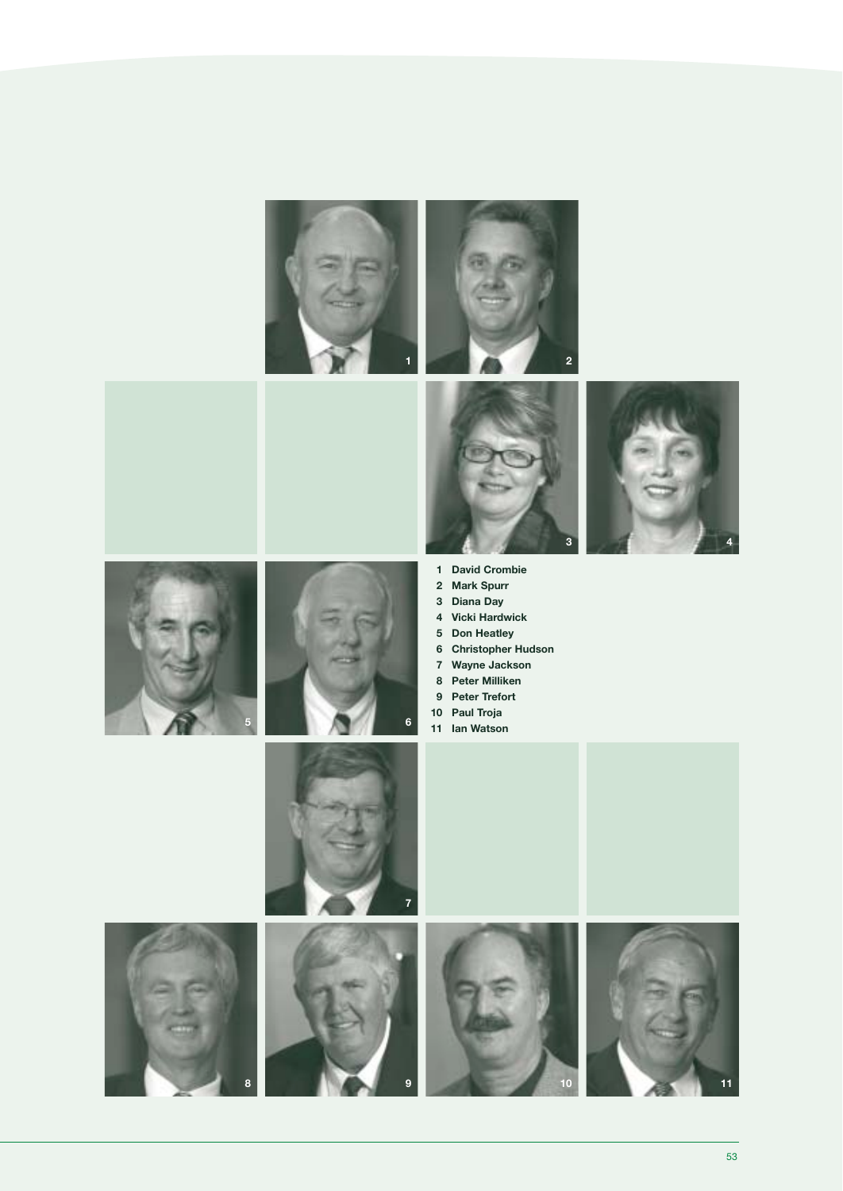1 David Crombie
2 Mark Spurr
3 Diana Day
4 Vicki Hardwick
5 Don Heatley
6 Christopher Hudson
7 Wayne Jackson
8 Peter Milliken
9 Peter Trefort
10 Paul Troja
11 Ian Watson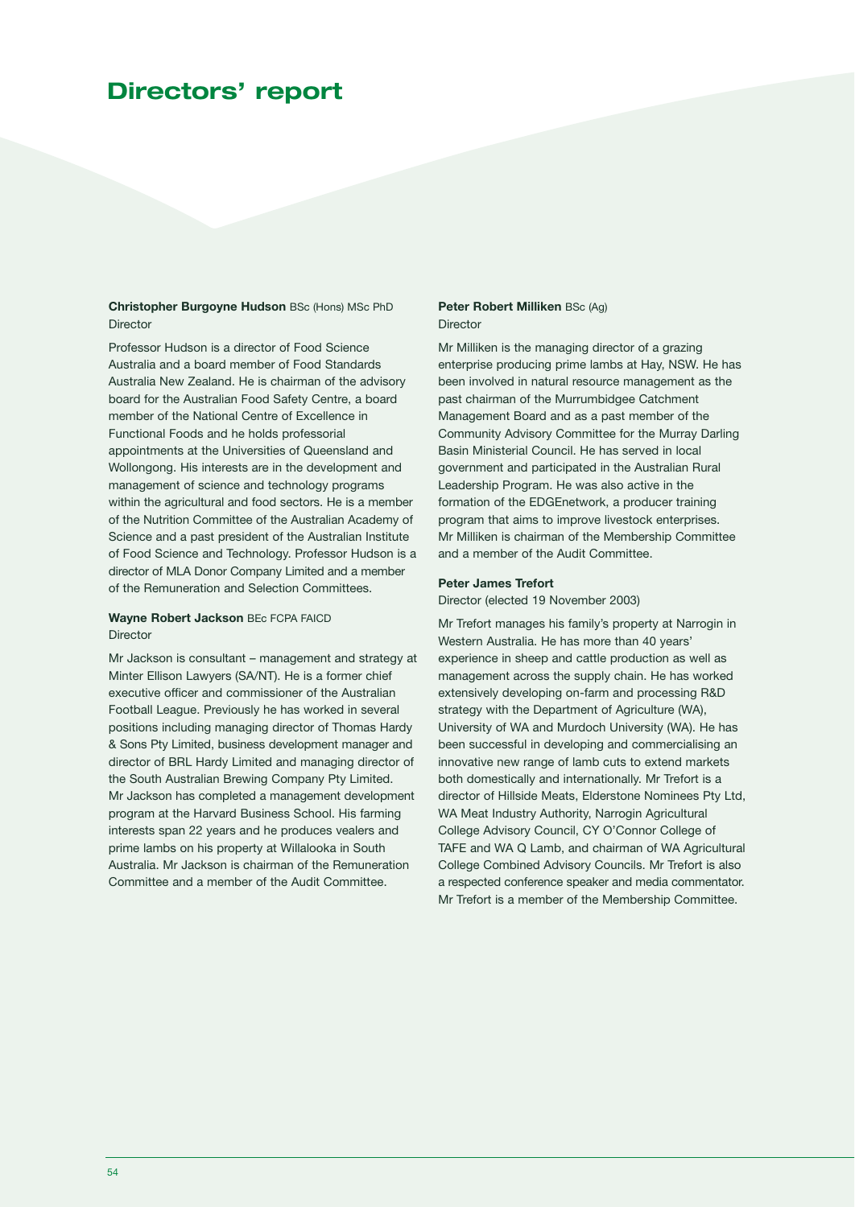# Directors' report

**Christopher Burgoyne Hudson** BSc (Hons) MSc PhD
Director

Professor Hudson is a director of Food Science Australia and a board member of Food Standards Australia New Zealand. He is chairman of the advisory board for the Australian Food Safety Centre, a board member of the National Centre of Excellence in Functional Foods and he holds professorial appointments at the Universities of Queensland and Wollongong. His interests are in the development and management of science and technology programs within the agricultural and food sectors. He is a member of the Nutrition Committee of the Australian Academy of Science and a past president of the Australian Institute of Food Science and Technology. Professor Hudson is a director of MLA Donor Company Limited and a member of the Remuneration and Selection Committees.

**Wayne Robert Jackson** BEc FCPA FAICD
Director

Mr Jackson is consultant – management and strategy at Minter Ellison Lawyers (SA/NT). He is a former chief executive officer and commissioner of the Australian Football League. Previously he has worked in several positions including managing director of Thomas Hardy & Sons Pty Limited, business development manager and director of BRL Hardy Limited and managing director of the South Australian Brewing Company Pty Limited. Mr Jackson has completed a management development program at the Harvard Business School. His farming interests span 22 years and he produces vealers and prime lambs on his property at Willalooka in South Australia. Mr Jackson is chairman of the Remuneration Committee and a member of the Audit Committee.

**Peter Robert Milliken** BSc (Ag)
Director

Mr Milliken is the managing director of a grazing enterprise producing prime lambs at Hay, NSW. He has been involved in natural resource management as the past chairman of the Murrumbidgee Catchment Management Board and as a past member of the Community Advisory Committee for the Murray Darling Basin Ministerial Council. He has served in local government and participated in the Australian Rural Leadership Program. He was also active in the formation of the EDGEnetwork, a producer training program that aims to improve livestock enterprises. Mr Milliken is chairman of the Membership Committee and a member of the Audit Committee.

**Peter James Trefort**
Director (elected 19 November 2003)

Mr Trefort manages his family's property at Narrogin in Western Australia. He has more than 40 years' experience in sheep and cattle production as well as management across the supply chain. He has worked extensively developing on-farm and processing R&D strategy with the Department of Agriculture (WA), University of WA and Murdoch University (WA). He has been successful in developing and commercialising an innovative new range of lamb cuts to extend markets both domestically and internationally. Mr Trefort is a director of Hillside Meats, Elderstone Nominees Pty Ltd, WA Meat Industry Authority, Narrogin Agricultural College Advisory Council, CY O'Connor College of TAFE and WA Q Lamb, and chairman of WA Agricultural College Combined Advisory Councils. Mr Trefort is also a respected conference speaker and media commentator. Mr Trefort is a member of the Membership Committee.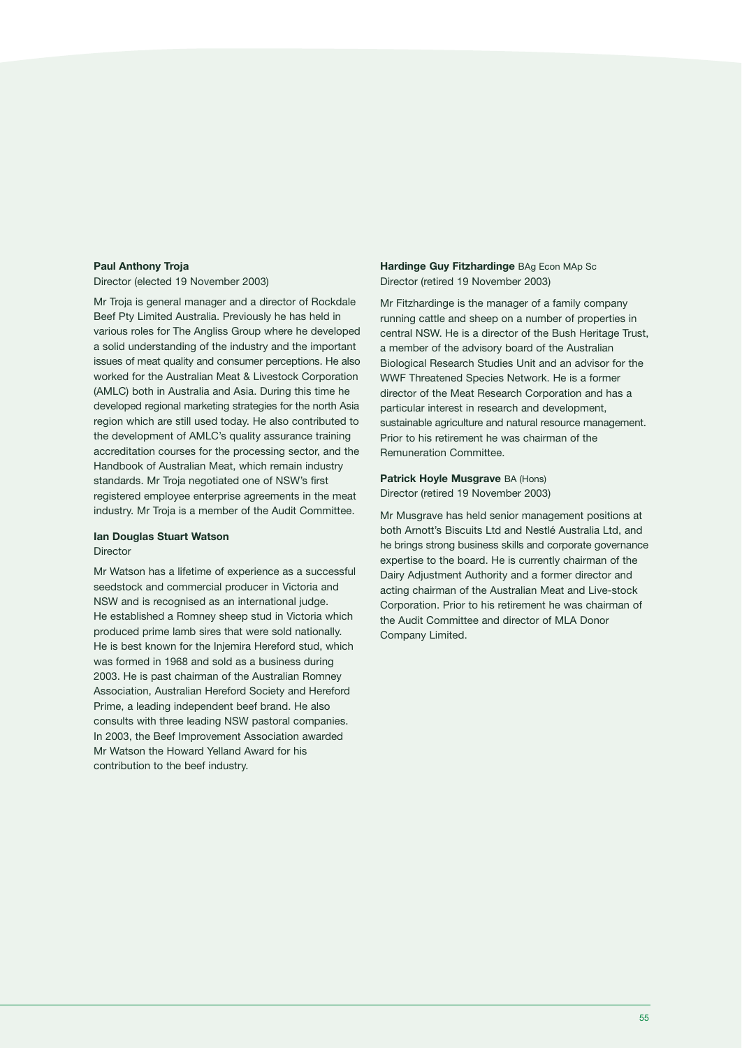**Paul Anthony Troja**
Director (elected 19 November 2003)

Mr Troja is general manager and a director of Rockdale Beef Pty Limited Australia. Previously he has held in various roles for The Angliss Group where he developed a solid understanding of the industry and the important issues of meat quality and consumer perceptions. He also worked for the Australian Meat & Livestock Corporation (AMLC) both in Australia and Asia. During this time he developed regional marketing strategies for the north Asia region which are still used today. He also contributed to the development of AMLC's quality assurance training accreditation courses for the processing sector, and the Handbook of Australian Meat, which remain industry standards. Mr Troja negotiated one of NSW's first registered employee enterprise agreements in the meat industry. Mr Troja is a member of the Audit Committee.

**Ian Douglas Stuart Watson**
Director

Mr Watson has a lifetime of experience as a successful seedstock and commercial producer in Victoria and NSW and is recognised as an international judge. He established a Romney sheep stud in Victoria which produced prime lamb sires that were sold nationally. He is best known for the Injemira Hereford stud, which was formed in 1968 and sold as a business during 2003. He is past chairman of the Australian Romney Association, Australian Hereford Society and Hereford Prime, a leading independent beef brand. He also consults with three leading NSW pastoral companies. In 2003, the Beef Improvement Association awarded Mr Watson the Howard Yelland Award for his contribution to the beef industry.

**Hardinge Guy Fitzhardinge** BAg Econ MAp Sc
Director (retired 19 November 2003)

Mr Fitzhardinge is the manager of a family company running cattle and sheep on a number of properties in central NSW. He is a director of the Bush Heritage Trust, a member of the advisory board of the Australian Biological Research Studies Unit and an advisor for the WWF Threatened Species Network. He is a former director of the Meat Research Corporation and has a particular interest in research and development, sustainable agriculture and natural resource management. Prior to his retirement he was chairman of the Remuneration Committee.

**Patrick Hoyle Musgrave** BA (Hons)
Director (retired 19 November 2003)

Mr Musgrave has held senior management positions at both Arnott's Biscuits Ltd and Nestlé Australia Ltd, and he brings strong business skills and corporate governance expertise to the board. He is currently chairman of the Dairy Adjustment Authority and a former director and acting chairman of the Australian Meat and Live-stock Corporation. Prior to his retirement he was chairman of the Audit Committee and director of MLA Donor Company Limited.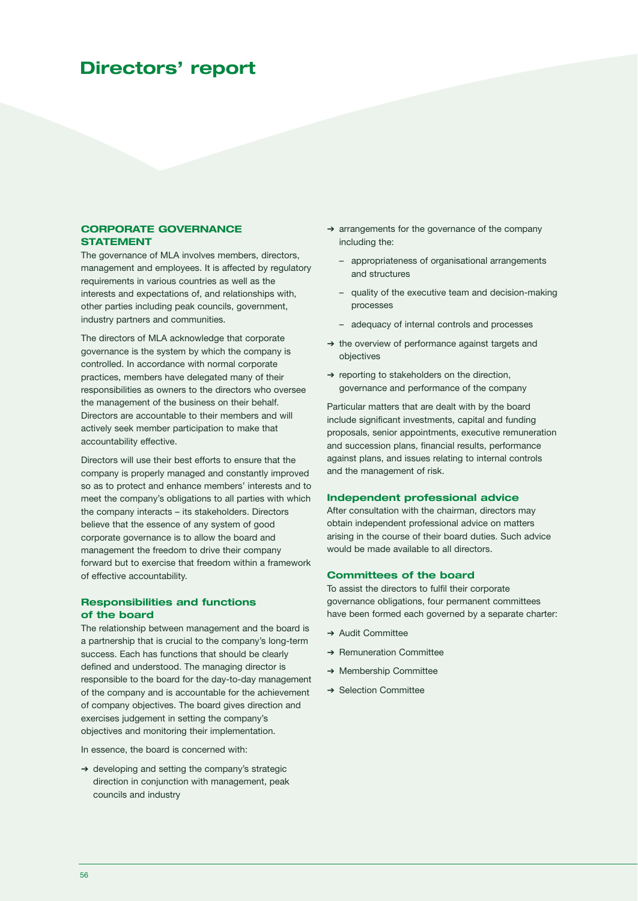# Directors' report

## CORPORATE GOVERNANCE STATEMENT

The governance of MLA involves members, directors, management and employees. It is affected by regulatory requirements in various countries as well as the interests and expectations of, and relationships with, other parties including peak councils, government, industry partners and communities.

The directors of MLA acknowledge that corporate governance is the system by which the company is controlled. In accordance with normal corporate practices, members have delegated many of their responsibilities as owners to the directors who oversee the management of the business on their behalf. Directors are accountable to their members and will actively seek member participation to make that accountability effective.

Directors will use their best efforts to ensure that the company is properly managed and constantly improved so as to protect and enhance members' interests and to meet the company's obligations to all parties with which the company interacts – its stakeholders. Directors believe that the essence of any system of good corporate governance is to allow the board and management the freedom to drive their company forward but to exercise that freedom within a framework of effective accountability.

### Responsibilities and functions of the board

The relationship between management and the board is a partnership that is crucial to the company's long-term success. Each has functions that should be clearly defined and understood. The managing director is responsible to the board for the day-to-day management of the company and is accountable for the achievement of company objectives. The board gives direction and exercises judgement in setting the company's objectives and monitoring their implementation.

In essence, the board is concerned with:

- developing and setting the company's strategic direction in conjunction with management, peak councils and industry
- arrangements for the governance of the company including the:
  - appropriateness of organisational arrangements and structures
  - quality of the executive team and decision-making processes
  - adequacy of internal controls and processes
- the overview of performance against targets and objectives
- reporting to stakeholders on the direction, governance and performance of the company

Particular matters that are dealt with by the board include significant investments, capital and funding proposals, senior appointments, executive remuneration and succession plans, financial results, performance against plans, and issues relating to internal controls and the management of risk.

### Independent professional advice

After consultation with the chairman, directors may obtain independent professional advice on matters arising in the course of their board duties. Such advice would be made available to all directors.

### Committees of the board

To assist the directors to fulfil their corporate governance obligations, four permanent committees have been formed each governed by a separate charter:

- Audit Committee
- Remuneration Committee
- Membership Committee
- Selection Committee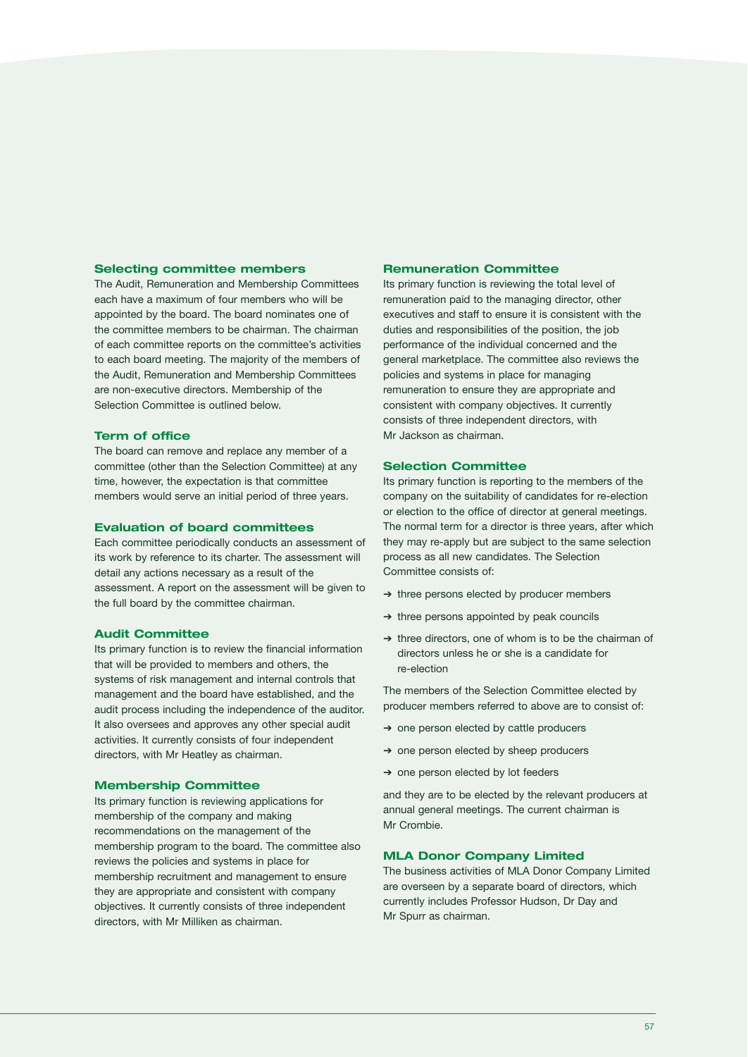### Selecting committee members

The Audit, Remuneration and Membership Committees each have a maximum of four members who will be appointed by the board. The board nominates one of the committee members to be chairman. The chairman of each committee reports on the committee's activities to each board meeting. The majority of the members of the Audit, Remuneration and Membership Committees are non-executive directors. Membership of the Selection Committee is outlined below.

### Term of office

The board can remove and replace any member of a committee (other than the Selection Committee) at any time, however, the expectation is that committee members would serve an initial period of three years.

### Evaluation of board committees

Each committee periodically conducts an assessment of its work by reference to its charter. The assessment will detail any actions necessary as a result of the assessment. A report on the assessment will be given to the full board by the committee chairman.

### Audit Committee

Its primary function is to review the financial information that will be provided to members and others, the systems of risk management and internal controls that management and the board have established, and the audit process including the independence of the auditor. It also oversees and approves any other special audit activities. It currently consists of four independent directors, with Mr Heatley as chairman.

### Membership Committee

Its primary function is reviewing applications for membership of the company and making recommendations on the management of the membership program to the board. The committee also reviews the policies and systems in place for membership recruitment and management to ensure they are appropriate and consistent with company objectives. It currently consists of three independent directors, with Mr Milliken as chairman.

### Remuneration Committee

Its primary function is reviewing the total level of remuneration paid to the managing director, other executives and staff to ensure it is consistent with the duties and responsibilities of the position, the job performance of the individual concerned and the general marketplace. The committee also reviews the policies and systems in place for managing remuneration to ensure they are appropriate and consistent with company objectives. It currently consists of three independent directors, with Mr Jackson as chairman.

### Selection Committee

Its primary function is reporting to the members of the company on the suitability of candidates for re-election or election to the office of director at general meetings. The normal term for a director is three years, after which they may re-apply but are subject to the same selection process as all new candidates. The Selection Committee consists of:

- three persons elected by producer members
- three persons appointed by peak councils
- three directors, one of whom is to be the chairman of directors unless he or she is a candidate for re-election

The members of the Selection Committee elected by producer members referred to above are to consist of:

- one person elected by cattle producers
- one person elected by sheep producers
- one person elected by lot feeders

and they are to be elected by the relevant producers at annual general meetings. The current chairman is Mr Crombie.

### MLA Donor Company Limited

The business activities of MLA Donor Company Limited are overseen by a separate board of directors, which currently includes Professor Hudson, Dr Day and Mr Spurr as chairman.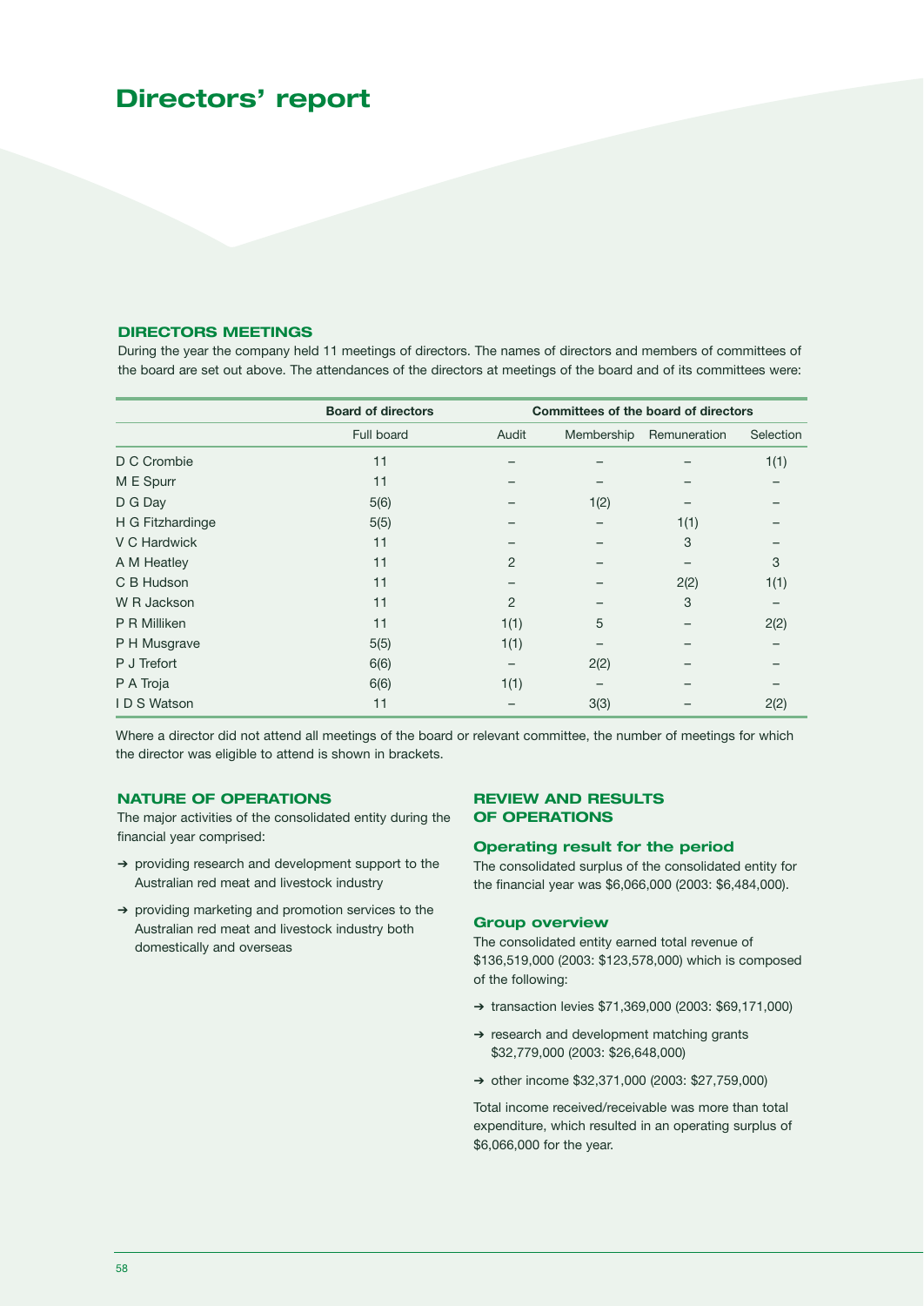# Directors' report

## DIRECTORS MEETINGS

During the year the company held 11 meetings of directors. The names of directors and members of committees of the board are set out above. The attendances of the directors at meetings of the board and of its committees were:

| | Board of directors | Committees of the board of directors | | | |
|---|---|---|---|---|---|
| | Full board | Audit | Membership | Remuneration | Selection |
| D C Crombie | 11 | – | – | – | 1(1) |
| M E Spurr | 11 | – | – | – | – |
| D G Day | 5(6) | – | 1(2) | – | – |
| H G Fitzhardinge | 5(5) | – | – | 1(1) | – |
| V C Hardwick | 11 | – | – | 3 | – |
| A M Heatley | 11 | 2 | – | – | 3 |
| C B Hudson | 11 | – | – | 2(2) | 1(1) |
| W R Jackson | 11 | 2 | – | 3 | – |
| P R Milliken | 11 | 1(1) | 5 | – | 2(2) |
| P H Musgrave | 5(5) | 1(1) | – | – | – |
| P J Trefort | 6(6) | – | 2(2) | – | – |
| P A Troja | 6(6) | 1(1) | – | – | – |
| I D S Watson | 11 | – | 3(3) | – | 2(2) |

Where a director did not attend all meetings of the board or relevant committee, the number of meetings for which the director was eligible to attend is shown in brackets.

## NATURE OF OPERATIONS

The major activities of the consolidated entity during the financial year comprised:

- providing research and development support to the Australian red meat and livestock industry
- providing marketing and promotion services to the Australian red meat and livestock industry both domestically and overseas

## REVIEW AND RESULTS OF OPERATIONS

### Operating result for the period

The consolidated surplus of the consolidated entity for the financial year was $6,066,000 (2003: $6,484,000).

### Group overview

The consolidated entity earned total revenue of $136,519,000 (2003: $123,578,000) which is composed of the following:

- transaction levies $71,369,000 (2003: $69,171,000)
- research and development matching grants $32,779,000 (2003: $26,648,000)
- other income $32,371,000 (2003: $27,759,000)

Total income received/receivable was more than total expenditure, which resulted in an operating surplus of $6,066,000 for the year.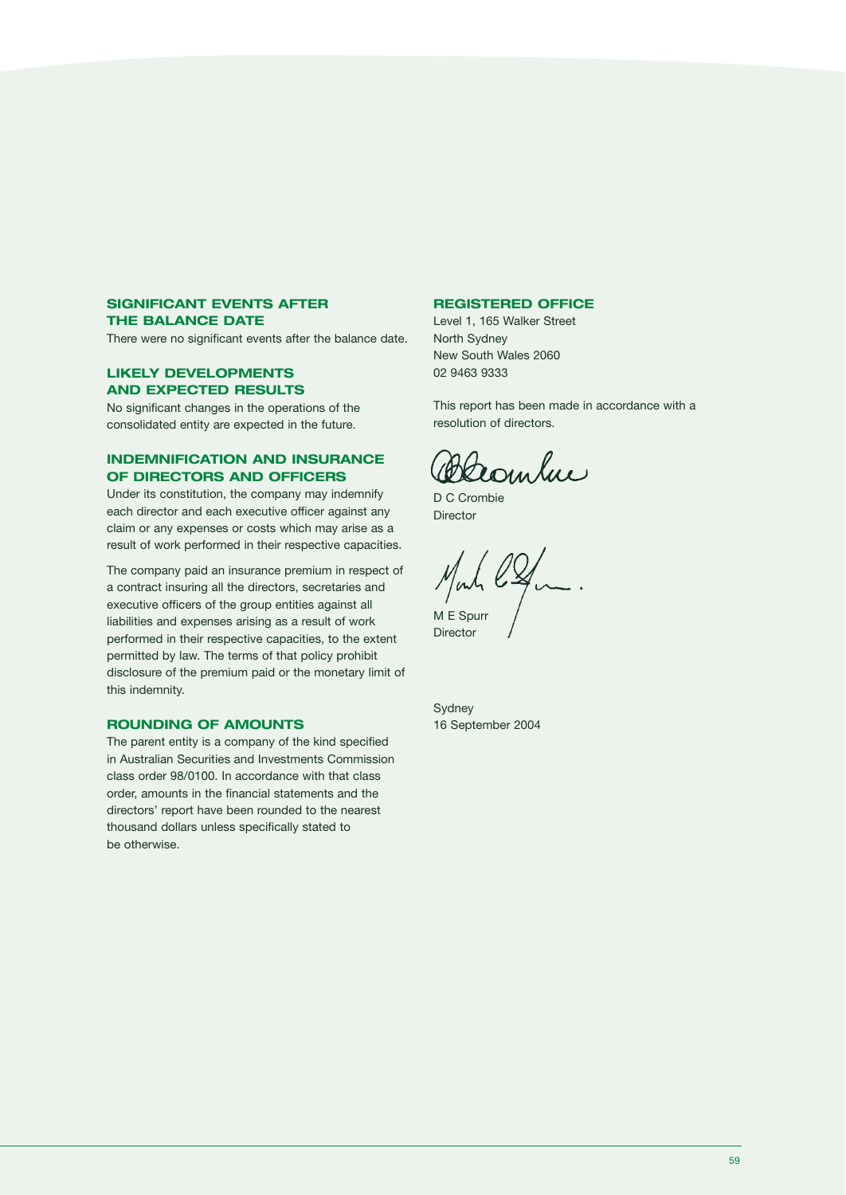## SIGNIFICANT EVENTS AFTER THE BALANCE DATE

There were no significant events after the balance date.

## LIKELY DEVELOPMENTS AND EXPECTED RESULTS

No significant changes in the operations of the consolidated entity are expected in the future.

## INDEMNIFICATION AND INSURANCE OF DIRECTORS AND OFFICERS

Under its constitution, the company may indemnify each director and each executive officer against any claim or any expenses or costs which may arise as a result of work performed in their respective capacities.

The company paid an insurance premium in respect of a contract insuring all the directors, secretaries and executive officers of the group entities against all liabilities and expenses arising as a result of work performed in their respective capacities, to the extent permitted by law. The terms of that policy prohibit disclosure of the premium paid or the monetary limit of this indemnity.

## ROUNDING OF AMOUNTS

The parent entity is a company of the kind specified in Australian Securities and Investments Commission class order 98/0100. In accordance with that class order, amounts in the financial statements and the directors' report have been rounded to the nearest thousand dollars unless specifically stated to be otherwise.

## REGISTERED OFFICE

Level 1, 165 Walker Street
North Sydney
New South Wales 2060
02 9463 9333

This report has been made in accordance with a resolution of directors.

D C Crombie
Director

M E Spurr
Director

Sydney
16 September 2004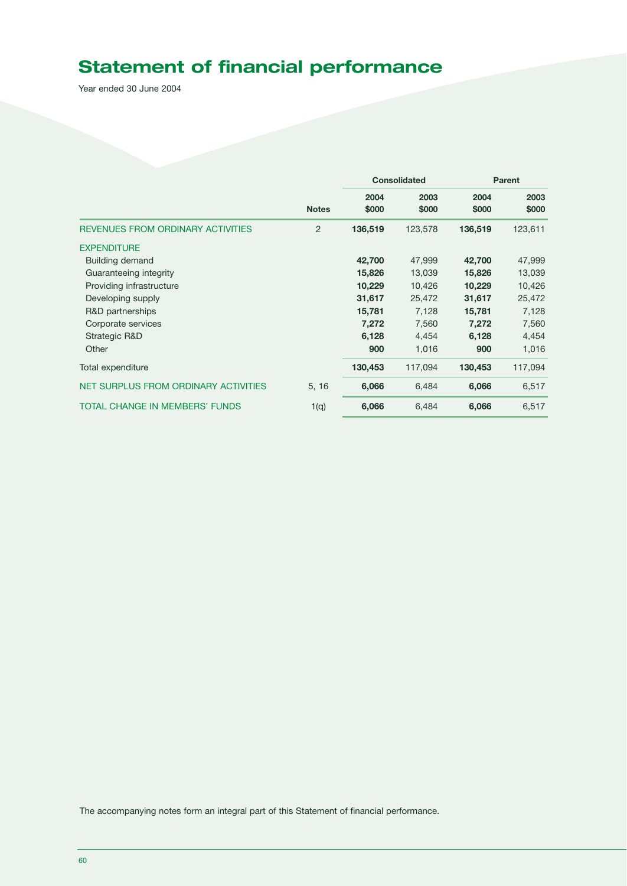# Statement of financial performance

Year ended 30 June 2004

| | Notes | Consolidated | | Parent | |
|---|---|---|---|---|---|
| | | **2004 $000** | **2003 $000** | **2004 $000** | **2003 $000** |
| REVENUES FROM ORDINARY ACTIVITIES | 2 | **136,519** | 123,578 | **136,519** | 123,611 |
| EXPENDITURE | | | | | |
| Building demand | | **42,700** | 47,999 | **42,700** | 47,999 |
| Guaranteeing integrity | | **15,826** | 13,039 | **15,826** | 13,039 |
| Providing infrastructure | | **10,229** | 10,426 | **10,229** | 10,426 |
| Developing supply | | **31,617** | 25,472 | **31,617** | 25,472 |
| R&D partnerships | | **15,781** | 7,128 | **15,781** | 7,128 |
| Corporate services | | **7,272** | 7,560 | **7,272** | 7,560 |
| Strategic R&D | | **6,128** | 4,454 | **6,128** | 4,454 |
| Other | | **900** | 1,016 | **900** | 1,016 |
| Total expenditure | | **130,453** | 117,094 | **130,453** | 117,094 |
| NET SURPLUS FROM ORDINARY ACTIVITIES | 5, 16 | **6,066** | 6,484 | **6,066** | 6,517 |
| TOTAL CHANGE IN MEMBERS' FUNDS | 1(q) | **6,066** | 6,484 | **6,066** | 6,517 |

The accompanying notes form an integral part of this Statement of financial performance.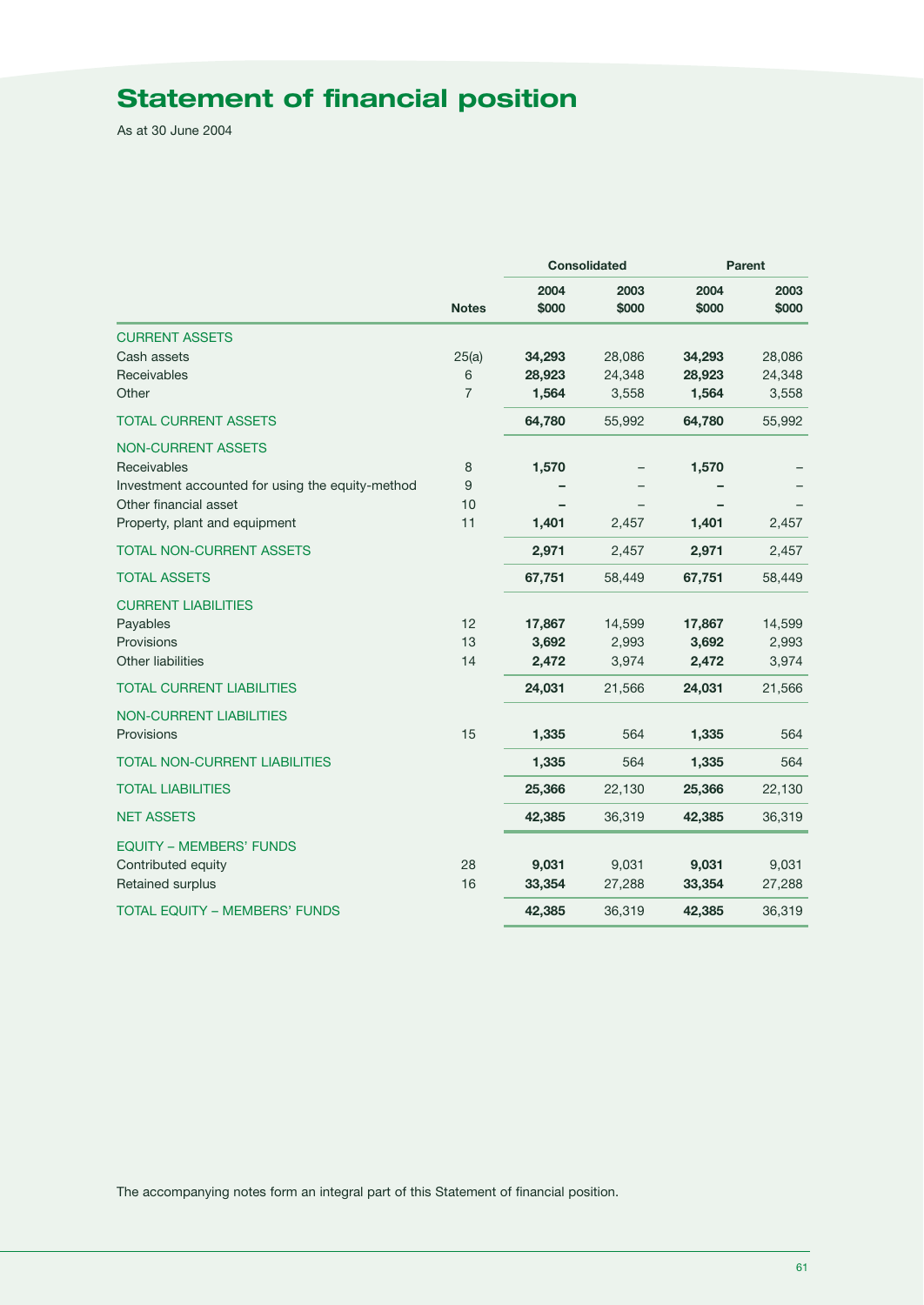# Statement of financial position

As at 30 June 2004

| | Notes | Consolidated | | Parent | |
|---|---|---|---|---|---|
| | | **2004 $000** | **2003 $000** | **2004 $000** | **2003 $000** |
| CURRENT ASSETS | | | | | |
| Cash assets | 25(a) | **34,293** | 28,086 | **34,293** | 28,086 |
| Receivables | 6 | **28,923** | 24,348 | **28,923** | 24,348 |
| Other | 7 | **1,564** | 3,558 | **1,564** | 3,558 |
| TOTAL CURRENT ASSETS | | **64,780** | 55,992 | **64,780** | 55,992 |
| NON-CURRENT ASSETS | | | | | |
| Receivables | 8 | **1,570** | – | **1,570** | – |
| Investment accounted for using the equity-method | 9 | **–** | – | **–** | – |
| Other financial asset | 10 | **–** | – | **–** | – |
| Property, plant and equipment | 11 | **1,401** | 2,457 | **1,401** | 2,457 |
| TOTAL NON-CURRENT ASSETS | | **2,971** | 2,457 | **2,971** | 2,457 |
| TOTAL ASSETS | | **67,751** | 58,449 | **67,751** | 58,449 |
| CURRENT LIABILITIES | | | | | |
| Payables | 12 | **17,867** | 14,599 | **17,867** | 14,599 |
| Provisions | 13 | **3,692** | 2,993 | **3,692** | 2,993 |
| Other liabilities | 14 | **2,472** | 3,974 | **2,472** | 3,974 |
| TOTAL CURRENT LIABILITIES | | **24,031** | 21,566 | **24,031** | 21,566 |
| NON-CURRENT LIABILITIES | | | | | |
| Provisions | 15 | **1,335** | 564 | **1,335** | 564 |
| TOTAL NON-CURRENT LIABILITIES | | **1,335** | 564 | **1,335** | 564 |
| TOTAL LIABILITIES | | **25,366** | 22,130 | **25,366** | 22,130 |
| NET ASSETS | | **42,385** | 36,319 | **42,385** | 36,319 |
| EQUITY – MEMBERS' FUNDS | | | | | |
| Contributed equity | 28 | **9,031** | 9,031 | **9,031** | 9,031 |
| Retained surplus | 16 | **33,354** | 27,288 | **33,354** | 27,288 |
| TOTAL EQUITY – MEMBERS' FUNDS | | **42,385** | 36,319 | **42,385** | 36,319 |

The accompanying notes form an integral part of this Statement of financial position.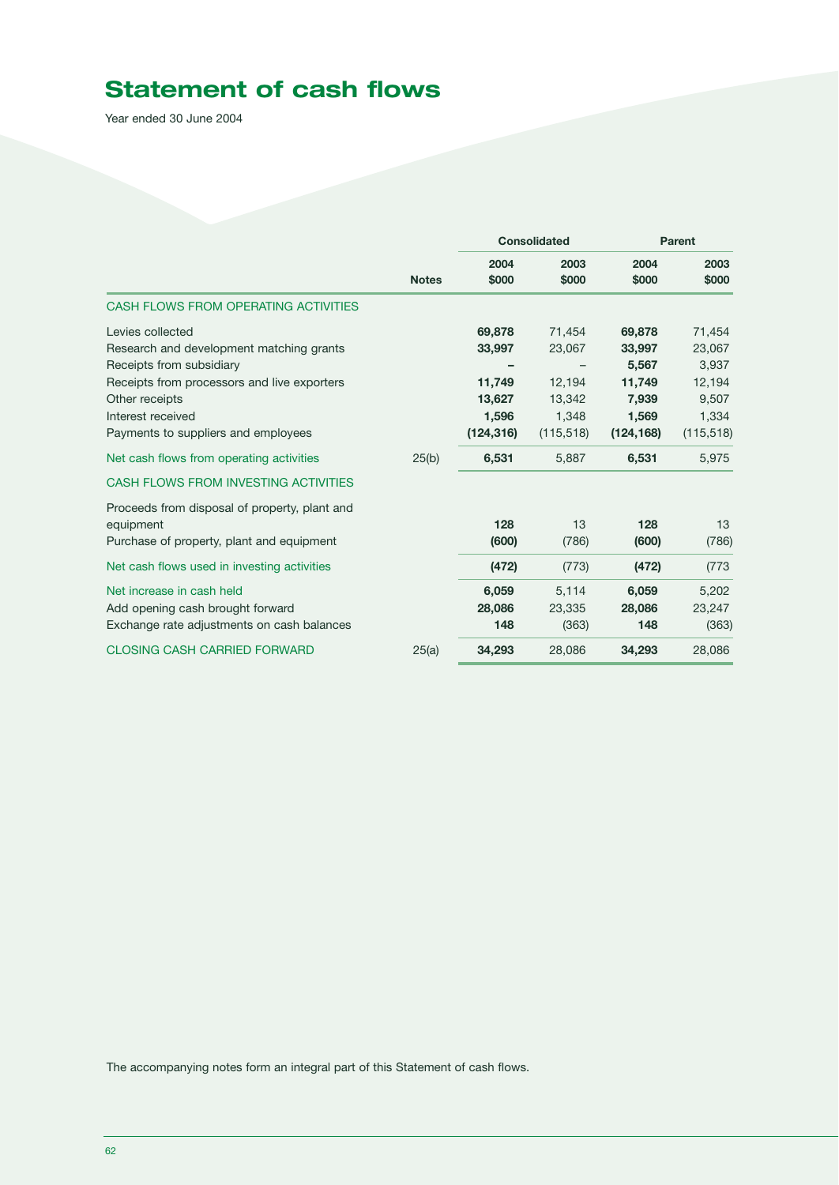# Statement of cash flows

Year ended 30 June 2004

| | Notes | Consolidated | | Parent | |
|---|---|---|---|---|---|
| | | **2004 $000** | **2003 $000** | **2004 $000** | **2003 $000** |
| CASH FLOWS FROM OPERATING ACTIVITIES | | | | | |
| Levies collected | | **69,878** | 71,454 | **69,878** | 71,454 |
| Research and development matching grants | | **33,997** | 23,067 | **33,997** | 23,067 |
| Receipts from subsidiary | | **–** | – | **5,567** | 3,937 |
| Receipts from processors and live exporters | | **11,749** | 12,194 | **11,749** | 12,194 |
| Other receipts | | **13,627** | 13,342 | **7,939** | 9,507 |
| Interest received | | **1,596** | 1,348 | **1,569** | 1,334 |
| Payments to suppliers and employees | | **(124,316)** | (115,518) | **(124,168)** | (115,518) |
| Net cash flows from operating activities | 25(b) | **6,531** | 5,887 | **6,531** | 5,975 |
| CASH FLOWS FROM INVESTING ACTIVITIES | | | | | |
| Proceeds from disposal of property, plant and equipment | | **128** | 13 | **128** | 13 |
| Purchase of property, plant and equipment | | **(600)** | (786) | **(600)** | (786) |
| Net cash flows used in investing activities | | **(472)** | (773) | **(472)** | (773 |
| Net increase in cash held | | **6,059** | 5,114 | **6,059** | 5,202 |
| Add opening cash brought forward | | **28,086** | 23,335 | **28,086** | 23,247 |
| Exchange rate adjustments on cash balances | | **148** | (363) | **148** | (363) |
| CLOSING CASH CARRIED FORWARD | 25(a) | **34,293** | 28,086 | **34,293** | 28,086 |

The accompanying notes form an integral part of this Statement of cash flows.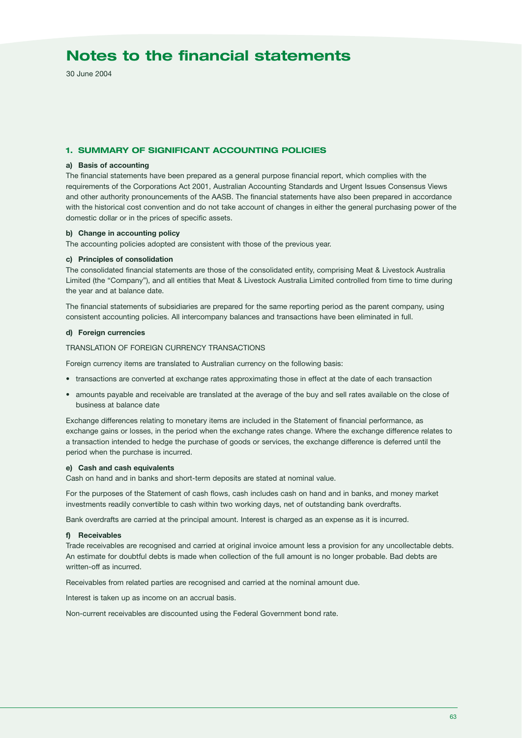# Notes to the financial statements

30 June 2004

## 1. SUMMARY OF SIGNIFICANT ACCOUNTING POLICIES

**a) Basis of accounting**

The financial statements have been prepared as a general purpose financial report, which complies with the requirements of the Corporations Act 2001, Australian Accounting Standards and Urgent Issues Consensus Views and other authority pronouncements of the AASB. The financial statements have also been prepared in accordance with the historical cost convention and do not take account of changes in either the general purchasing power of the domestic dollar or in the prices of specific assets.

**b) Change in accounting policy**

The accounting policies adopted are consistent with those of the previous year.

**c) Principles of consolidation**

The consolidated financial statements are those of the consolidated entity, comprising Meat & Livestock Australia Limited (the "Company"), and all entities that Meat & Livestock Australia Limited controlled from time to time during the year and at balance date.

The financial statements of subsidiaries are prepared for the same reporting period as the parent company, using consistent accounting policies. All intercompany balances and transactions have been eliminated in full.

**d) Foreign currencies**

TRANSLATION OF FOREIGN CURRENCY TRANSACTIONS

Foreign currency items are translated to Australian currency on the following basis:

- transactions are converted at exchange rates approximating those in effect at the date of each transaction
- amounts payable and receivable are translated at the average of the buy and sell rates available on the close of business at balance date

Exchange differences relating to monetary items are included in the Statement of financial performance, as exchange gains or losses, in the period when the exchange rates change. Where the exchange difference relates to a transaction intended to hedge the purchase of goods or services, the exchange difference is deferred until the period when the purchase is incurred.

**e) Cash and cash equivalents**

Cash on hand and in banks and short-term deposits are stated at nominal value.

For the purposes of the Statement of cash flows, cash includes cash on hand and in banks, and money market investments readily convertible to cash within two working days, net of outstanding bank overdrafts.

Bank overdrafts are carried at the principal amount. Interest is charged as an expense as it is incurred.

**f) Receivables**

Trade receivables are recognised and carried at original invoice amount less a provision for any uncollectable debts. An estimate for doubtful debts is made when collection of the full amount is no longer probable. Bad debts are written-off as incurred.

Receivables from related parties are recognised and carried at the nominal amount due.

Interest is taken up as income on an accrual basis.

Non-current receivables are discounted using the Federal Government bond rate.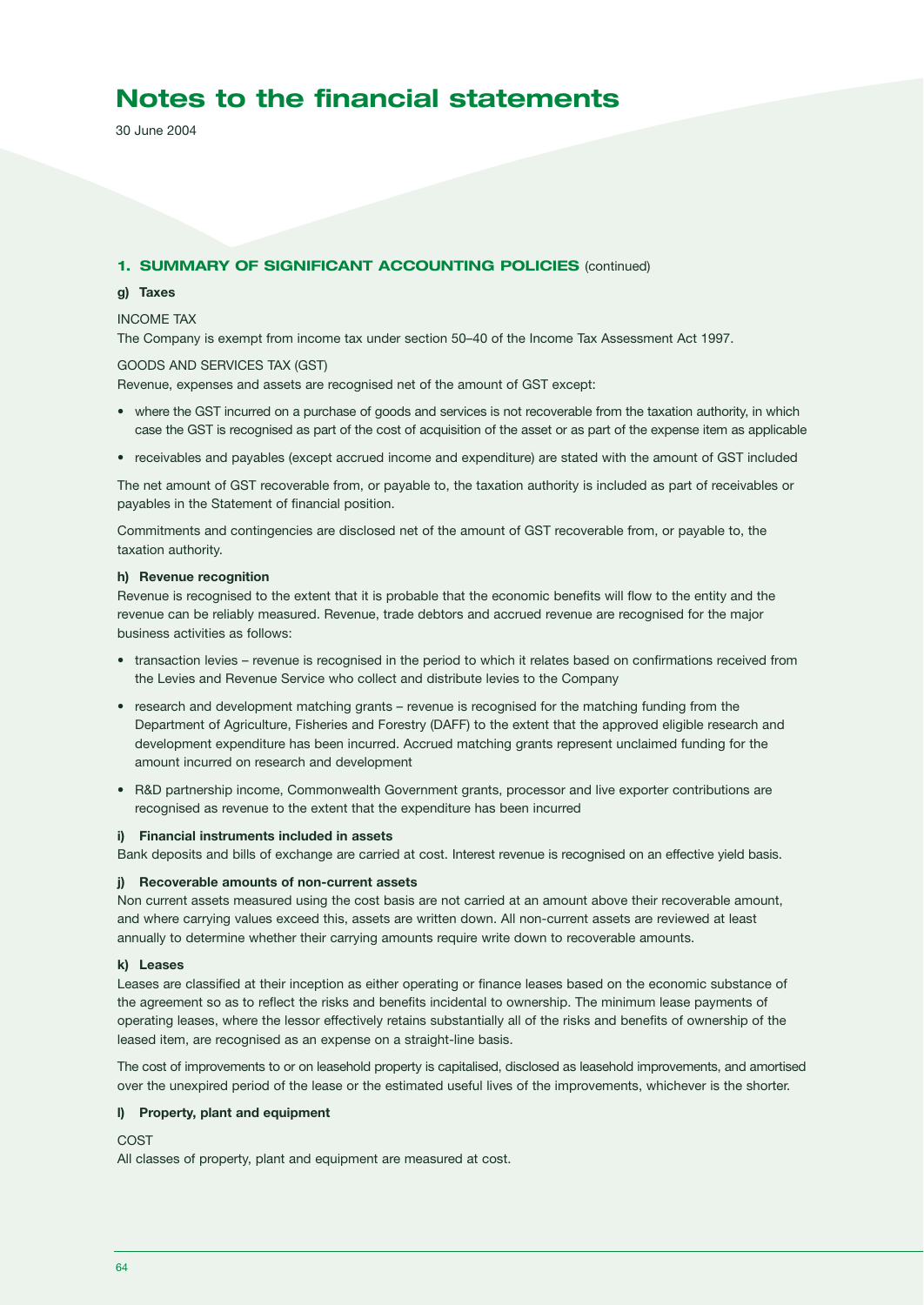# Notes to the financial statements

30 June 2004

## 1. SUMMARY OF SIGNIFICANT ACCOUNTING POLICIES (continued)

### g) Taxes

INCOME TAX

The Company is exempt from income tax under section 50–40 of the Income Tax Assessment Act 1997.

GOODS AND SERVICES TAX (GST)

Revenue, expenses and assets are recognised net of the amount of GST except:

- where the GST incurred on a purchase of goods and services is not recoverable from the taxation authority, in which case the GST is recognised as part of the cost of acquisition of the asset or as part of the expense item as applicable
- receivables and payables (except accrued income and expenditure) are stated with the amount of GST included

The net amount of GST recoverable from, or payable to, the taxation authority is included as part of receivables or payables in the Statement of financial position.

Commitments and contingencies are disclosed net of the amount of GST recoverable from, or payable to, the taxation authority.

### h) Revenue recognition

Revenue is recognised to the extent that it is probable that the economic benefits will flow to the entity and the revenue can be reliably measured. Revenue, trade debtors and accrued revenue are recognised for the major business activities as follows:

- transaction levies – revenue is recognised in the period to which it relates based on confirmations received from the Levies and Revenue Service who collect and distribute levies to the Company
- research and development matching grants – revenue is recognised for the matching funding from the Department of Agriculture, Fisheries and Forestry (DAFF) to the extent that the approved eligible research and development expenditure has been incurred. Accrued matching grants represent unclaimed funding for the amount incurred on research and development
- R&D partnership income, Commonwealth Government grants, processor and live exporter contributions are recognised as revenue to the extent that the expenditure has been incurred

### i) Financial instruments included in assets

Bank deposits and bills of exchange are carried at cost. Interest revenue is recognised on an effective yield basis.

### j) Recoverable amounts of non-current assets

Non current assets measured using the cost basis are not carried at an amount above their recoverable amount, and where carrying values exceed this, assets are written down. All non-current assets are reviewed at least annually to determine whether their carrying amounts require write down to recoverable amounts.

### k) Leases

Leases are classified at their inception as either operating or finance leases based on the economic substance of the agreement so as to reflect the risks and benefits incidental to ownership. The minimum lease payments of operating leases, where the lessor effectively retains substantially all of the risks and benefits of ownership of the leased item, are recognised as an expense on a straight-line basis.

The cost of improvements to or on leasehold property is capitalised, disclosed as leasehold improvements, and amortised over the unexpired period of the lease or the estimated useful lives of the improvements, whichever is the shorter.

### l) Property, plant and equipment

COST

All classes of property, plant and equipment are measured at cost.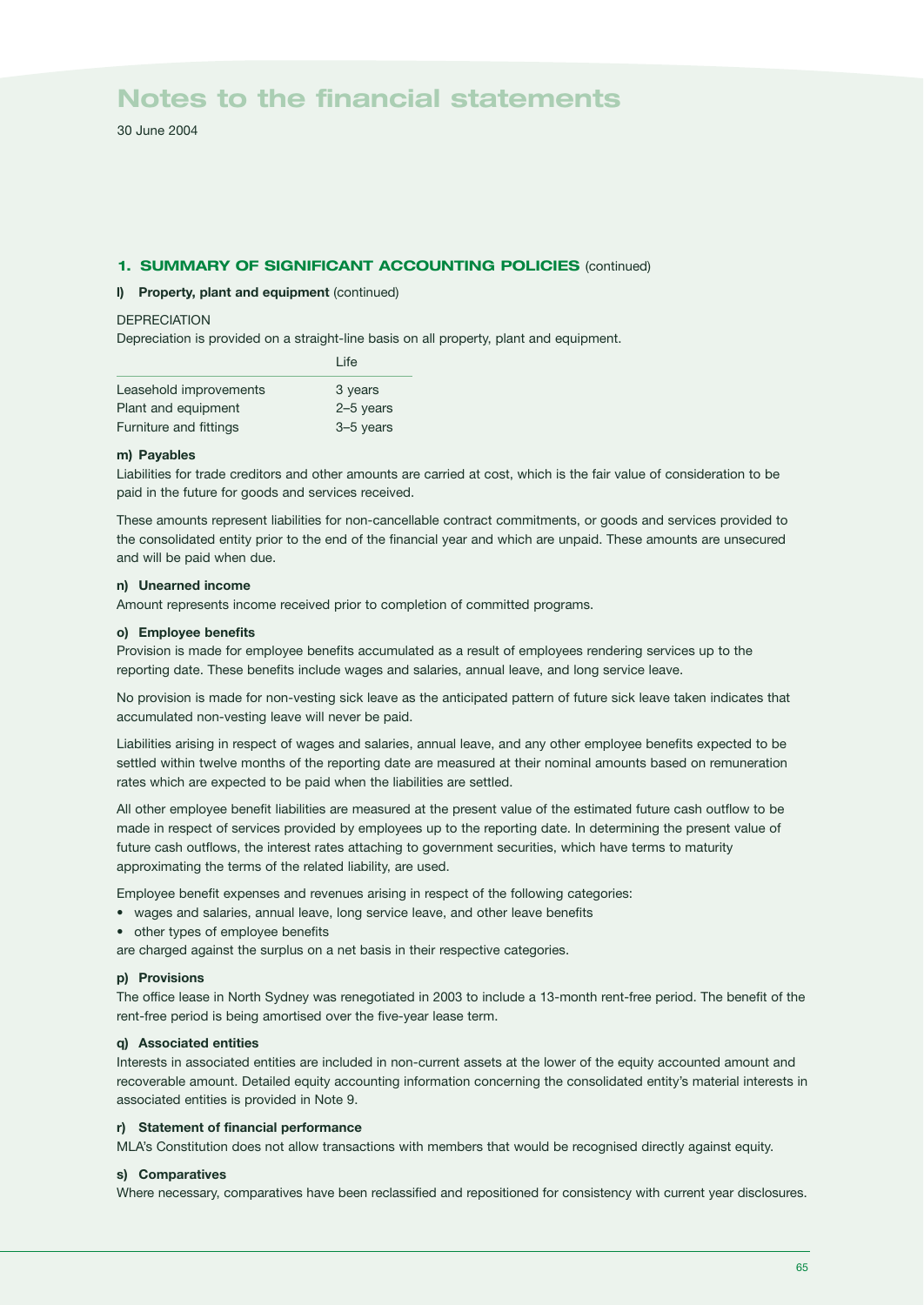# Notes to the financial statements

30 June 2004

## 1. SUMMARY OF SIGNIFICANT ACCOUNTING POLICIES (continued)

### l) Property, plant and equipment (continued)

DEPRECIATION

Depreciation is provided on a straight-line basis on all property, plant and equipment.

| | Life |
|---|---|
| Leasehold improvements | 3 years |
| Plant and equipment | 2–5 years |
| Furniture and fittings | 3–5 years |

### m) Payables

Liabilities for trade creditors and other amounts are carried at cost, which is the fair value of consideration to be paid in the future for goods and services received.

These amounts represent liabilities for non-cancellable contract commitments, or goods and services provided to the consolidated entity prior to the end of the financial year and which are unpaid. These amounts are unsecured and will be paid when due.

### n) Unearned income

Amount represents income received prior to completion of committed programs.

### o) Employee benefits

Provision is made for employee benefits accumulated as a result of employees rendering services up to the reporting date. These benefits include wages and salaries, annual leave, and long service leave.

No provision is made for non-vesting sick leave as the anticipated pattern of future sick leave taken indicates that accumulated non-vesting leave will never be paid.

Liabilities arising in respect of wages and salaries, annual leave, and any other employee benefits expected to be settled within twelve months of the reporting date are measured at their nominal amounts based on remuneration rates which are expected to be paid when the liabilities are settled.

All other employee benefit liabilities are measured at the present value of the estimated future cash outflow to be made in respect of services provided by employees up to the reporting date. In determining the present value of future cash outflows, the interest rates attaching to government securities, which have terms to maturity approximating the terms of the related liability, are used.

Employee benefit expenses and revenues arising in respect of the following categories:

- wages and salaries, annual leave, long service leave, and other leave benefits
- other types of employee benefits

are charged against the surplus on a net basis in their respective categories.

### p) Provisions

The office lease in North Sydney was renegotiated in 2003 to include a 13-month rent-free period. The benefit of the rent-free period is being amortised over the five-year lease term.

### q) Associated entities

Interests in associated entities are included in non-current assets at the lower of the equity accounted amount and recoverable amount. Detailed equity accounting information concerning the consolidated entity's material interests in associated entities is provided in Note 9.

### r) Statement of financial performance

MLA's Constitution does not allow transactions with members that would be recognised directly against equity.

### s) Comparatives

Where necessary, comparatives have been reclassified and repositioned for consistency with current year disclosures.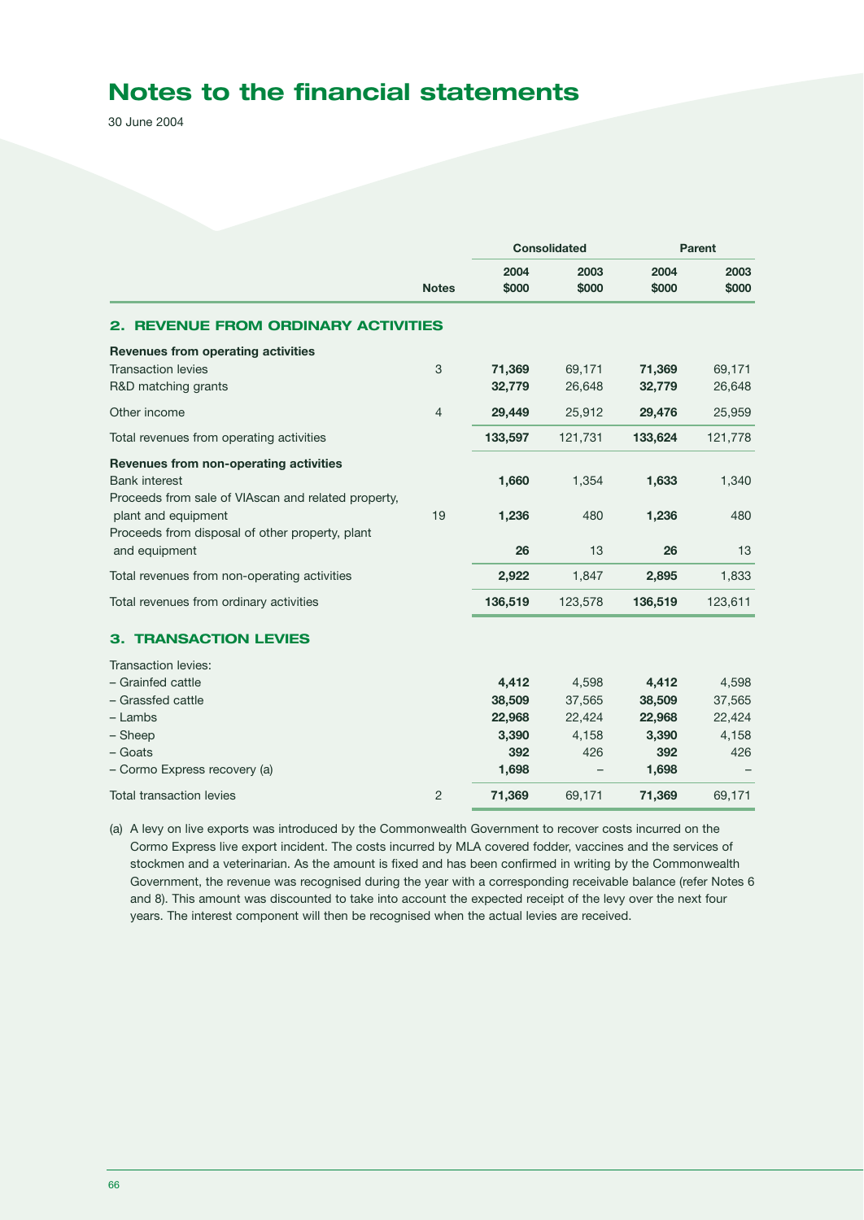# Notes to the financial statements

30 June 2004

| | Notes | Consolidated | | Parent | |
|---|---|---|---|---|---|
| | | 2004 $000 | 2003 $000 | 2004 $000 | 2003 $000 |
| **2. REVENUE FROM ORDINARY ACTIVITIES** | | | | | |
| **Revenues from operating activities** | | | | | |
| Transaction levies | 3 | **71,369** | 69,171 | **71,369** | 69,171 |
| R&D matching grants | | **32,779** | 26,648 | **32,779** | 26,648 |
| Other income | 4 | **29,449** | 25,912 | **29,476** | 25,959 |
| Total revenues from operating activities | | **133,597** | 121,731 | **133,624** | 121,778 |
| **Revenues from non-operating activities** | | | | | |
| Bank interest | | **1,660** | 1,354 | **1,633** | 1,340 |
| Proceeds from sale of VIAscan and related property, plant and equipment | 19 | **1,236** | 480 | **1,236** | 480 |
| Proceeds from disposal of other property, plant and equipment | | **26** | 13 | **26** | 13 |
| Total revenues from non-operating activities | | **2,922** | 1,847 | **2,895** | 1,833 |
| Total revenues from ordinary activities | | **136,519** | 123,578 | **136,519** | 123,611 |
| **3. TRANSACTION LEVIES** | | | | | |
| Transaction levies: | | | | | |
| – Grainfed cattle | | **4,412** | 4,598 | **4,412** | 4,598 |
| – Grassfed cattle | | **38,509** | 37,565 | **38,509** | 37,565 |
| – Lambs | | **22,968** | 22,424 | **22,968** | 22,424 |
| – Sheep | | **3,390** | 4,158 | **3,390** | 4,158 |
| – Goats | | **392** | 426 | **392** | 426 |
| – Cormo Express recovery (a) | | **1,698** | – | **1,698** | – |
| Total transaction levies | 2 | **71,369** | 69,171 | **71,369** | 69,171 |

(a) A levy on live exports was introduced by the Commonwealth Government to recover costs incurred on the Cormo Express live export incident. The costs incurred by MLA covered fodder, vaccines and the services of stockmen and a veterinarian. As the amount is fixed and has been confirmed in writing by the Commonwealth Government, the revenue was recognised during the year with a corresponding receivable balance (refer Notes 6 and 8). This amount was discounted to take into account the expected receipt of the levy over the next four years. The interest component will then be recognised when the actual levies are received.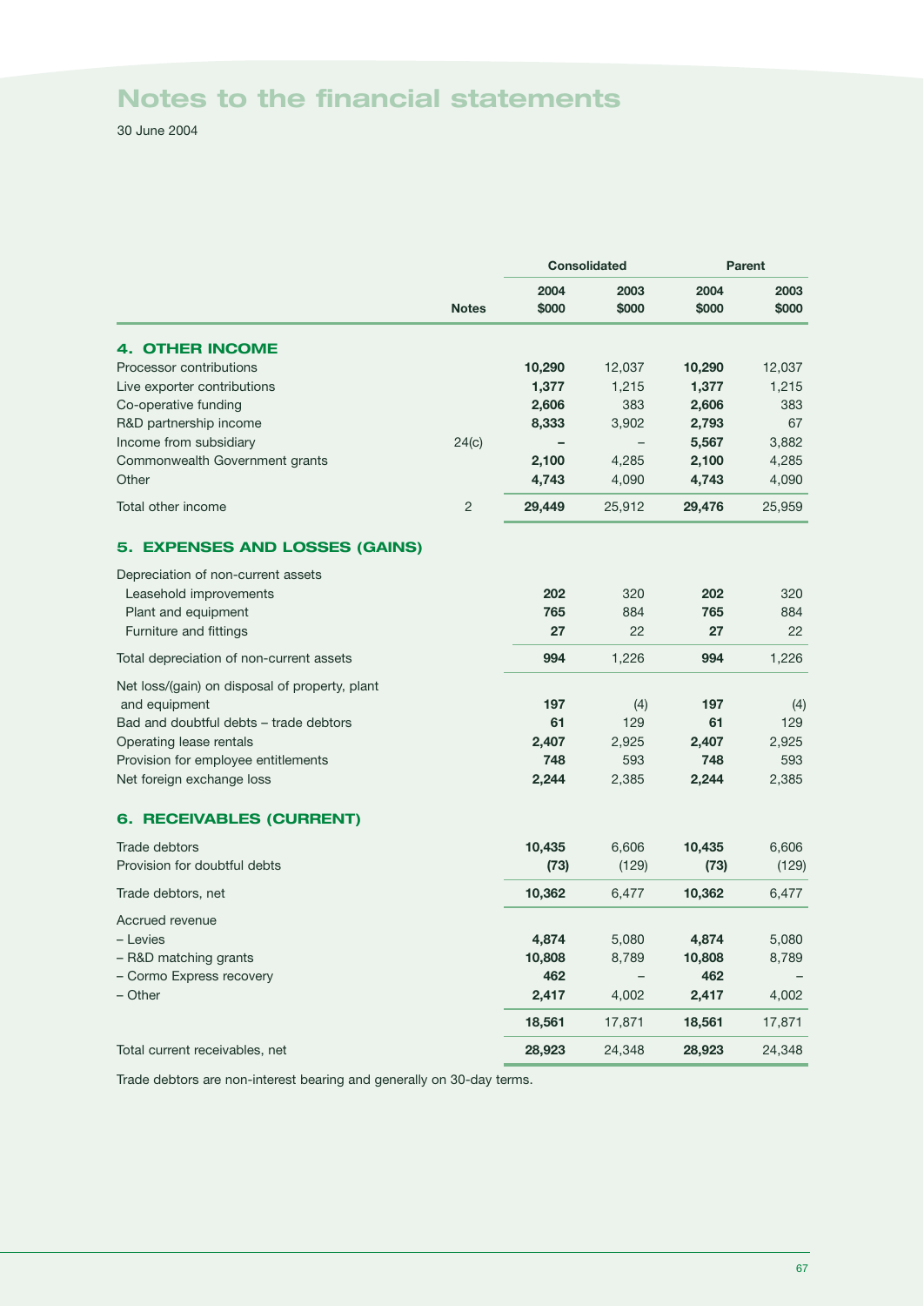# Notes to the financial statements

30 June 2004

| | Notes | Consolidated | | Parent | |
|---|---|---|---|---|---|
| | | 2004 $000 | 2003 $000 | 2004 $000 | 2003 $000 |
| **4. OTHER INCOME** | | | | | |
| Processor contributions | | **10,290** | 12,037 | **10,290** | 12,037 |
| Live exporter contributions | | **1,377** | 1,215 | **1,377** | 1,215 |
| Co-operative funding | | **2,606** | 383 | **2,606** | 383 |
| R&D partnership income | | **8,333** | 3,902 | **2,793** | 67 |
| Income from subsidiary | 24(c) | **–** | – | **5,567** | 3,882 |
| Commonwealth Government grants | | **2,100** | 4,285 | **2,100** | 4,285 |
| Other | | **4,743** | 4,090 | **4,743** | 4,090 |
| Total other income | 2 | **29,449** | 25,912 | **29,476** | 25,959 |
| **5. EXPENSES AND LOSSES (GAINS)** | | | | | |
| Depreciation of non-current assets | | | | | |
| Leasehold improvements | | **202** | 320 | **202** | 320 |
| Plant and equipment | | **765** | 884 | **765** | 884 |
| Furniture and fittings | | **27** | 22 | **27** | 22 |
| Total depreciation of non-current assets | | **994** | 1,226 | **994** | 1,226 |
| Net loss/(gain) on disposal of property, plant and equipment | | **197** | (4) | **197** | (4) |
| Bad and doubtful debts – trade debtors | | **61** | 129 | **61** | 129 |
| Operating lease rentals | | **2,407** | 2,925 | **2,407** | 2,925 |
| Provision for employee entitlements | | **748** | 593 | **748** | 593 |
| Net foreign exchange loss | | **2,244** | 2,385 | **2,244** | 2,385 |
| **6. RECEIVABLES (CURRENT)** | | | | | |
| Trade debtors | | **10,435** | 6,606 | **10,435** | 6,606 |
| Provision for doubtful debts | | **(73)** | (129) | **(73)** | (129) |
| Trade debtors, net | | **10,362** | 6,477 | **10,362** | 6,477 |
| Accrued revenue | | | | | |
| – Levies | | **4,874** | 5,080 | **4,874** | 5,080 |
| – R&D matching grants | | **10,808** | 8,789 | **10,808** | 8,789 |
| – Cormo Express recovery | | **462** | – | **462** | – |
| – Other | | **2,417** | 4,002 | **2,417** | 4,002 |
| | | **18,561** | 17,871 | **18,561** | 17,871 |
| Total current receivables, net | | **28,923** | 24,348 | **28,923** | 24,348 |

Trade debtors are non-interest bearing and generally on 30-day terms.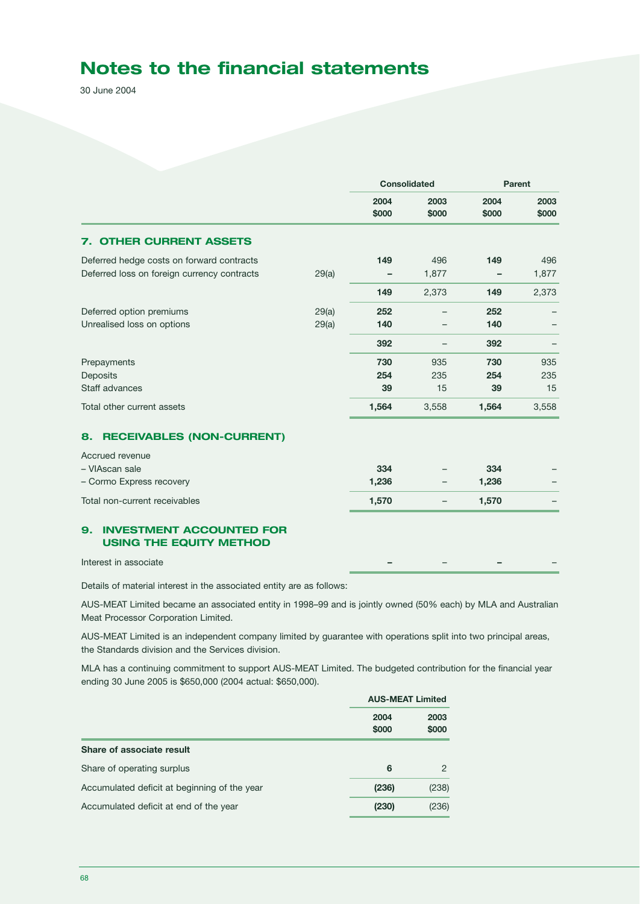# Notes to the financial statements

30 June 2004

| | | Consolidated | | Parent | |
|---|---|---|---|---|---|
| | | **2004 $000** | **2003 $000** | **2004 $000** | **2003 $000** |
| **7. OTHER CURRENT ASSETS** | | | | | |
| Deferred hedge costs on forward contracts | | **149** | 496 | **149** | 496 |
| Deferred loss on foreign currency contracts | 29(a) | **–** | 1,877 | **–** | 1,877 |
| | | **149** | 2,373 | **149** | 2,373 |
| Deferred option premiums | 29(a) | **252** | – | **252** | – |
| Unrealised loss on options | 29(a) | **140** | – | **140** | – |
| | | **392** | – | **392** | – |
| Prepayments | | **730** | 935 | **730** | 935 |
| Deposits | | **254** | 235 | **254** | 235 |
| Staff advances | | **39** | 15 | **39** | 15 |
| Total other current assets | | **1,564** | 3,558 | **1,564** | 3,558 |
| **8. RECEIVABLES (NON-CURRENT)** | | | | | |
| Accrued revenue | | | | | |
| – VIAscan sale | | **334** | – | **334** | – |
| – Cormo Express recovery | | **1,236** | – | **1,236** | – |
| Total non-current receivables | | **1,570** | – | **1,570** | – |
| **9. INVESTMENT ACCOUNTED FOR USING THE EQUITY METHOD** | | | | | |
| Interest in associate | | **–** | – | **–** | – |

Details of material interest in the associated entity are as follows:

AUS-MEAT Limited became an associated entity in 1998–99 and is jointly owned (50% each) by MLA and Australian Meat Processor Corporation Limited.

AUS-MEAT Limited is an independent company limited by guarantee with operations split into two principal areas, the Standards division and the Services division.

MLA has a continuing commitment to support AUS-MEAT Limited. The budgeted contribution for the financial year ending 30 June 2005 is $650,000 (2004 actual: $650,000).

| | AUS-MEAT Limited | |
|---|---|---|
| | **2004 $000** | **2003 $000** |
| **Share of associate result** | | |
| Share of operating surplus | **6** | 2 |
| Accumulated deficit at beginning of the year | **(236)** | (238) |
| Accumulated deficit at end of the year | **(230)** | (236) |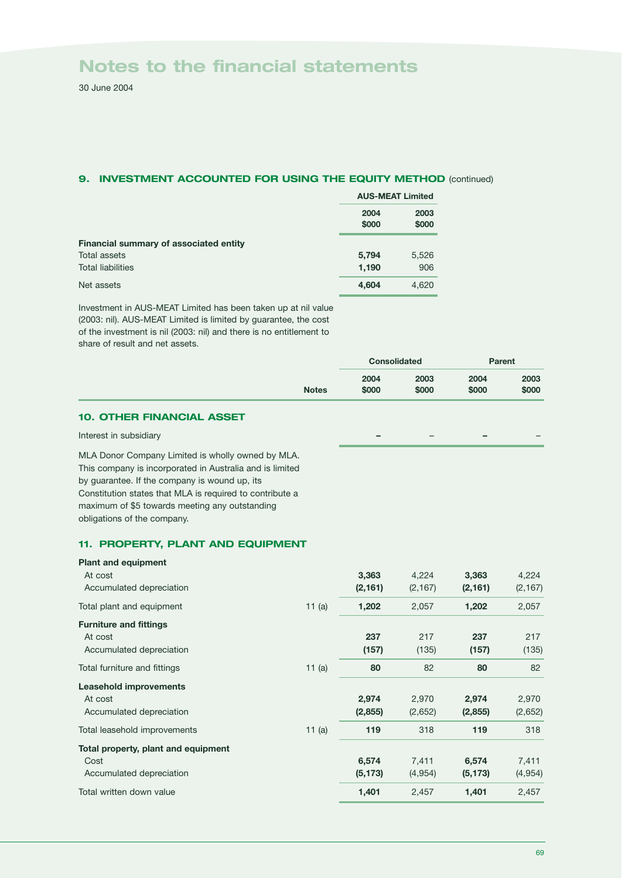# Notes to the financial statements

30 June 2004

## 9. INVESTMENT ACCOUNTED FOR USING THE EQUITY METHOD (continued)

| | AUS-MEAT Limited | |
|---|---|---|
| | **2004 $000** | **2003 $000** |
| **Financial summary of associated entity** | | |
| Total assets | **5,794** | 5,526 |
| Total liabilities | **1,190** | 906 |
| Net assets | **4,604** | 4,620 |

Investment in AUS-MEAT Limited has been taken up at nil value (2003: nil). AUS-MEAT Limited is limited by guarantee, the cost of the investment is nil (2003: nil) and there is no entitlement to share of result and net assets.

| | | Consolidated | | Parent | |
|---|---|---|---|---|---|
| | **Notes** | **2004 $000** | **2003 $000** | **2004 $000** | **2003 $000** |
| **10. OTHER FINANCIAL ASSET** | | | | | |
| Interest in subsidiary | | **–** | – | **–** | – |

MLA Donor Company Limited is wholly owned by MLA. This company is incorporated in Australia and is limited by guarantee. If the company is wound up, its Constitution states that MLA is required to contribute a maximum of $5 towards meeting any outstanding obligations of the company.

## 11. PROPERTY, PLANT AND EQUIPMENT

| | Notes | Consolidated 2004 $000 | Consolidated 2003 $000 | Parent 2004 $000 | Parent 2003 $000 |
|---|---|---|---|---|---|
| **Plant and equipment** | | | | | |
| At cost | | **3,363** | 4,224 | **3,363** | 4,224 |
| Accumulated depreciation | | **(2,161)** | (2,167) | **(2,161)** | (2,167) |
| Total plant and equipment | 11 (a) | **1,202** | 2,057 | **1,202** | 2,057 |
| **Furniture and fittings** | | | | | |
| At cost | | **237** | 217 | **237** | 217 |
| Accumulated depreciation | | **(157)** | (135) | **(157)** | (135) |
| Total furniture and fittings | 11 (a) | **80** | 82 | **80** | 82 |
| **Leasehold improvements** | | | | | |
| At cost | | **2,974** | 2,970 | **2,974** | 2,970 |
| Accumulated depreciation | | **(2,855)** | (2,652) | **(2,855)** | (2,652) |
| Total leasehold improvements | 11 (a) | **119** | 318 | **119** | 318 |
| **Total property, plant and equipment** | | | | | |
| Cost | | **6,574** | 7,411 | **6,574** | 7,411 |
| Accumulated depreciation | | **(5,173)** | (4,954) | **(5,173)** | (4,954) |
| Total written down value | | **1,401** | 2,457 | **1,401** | 2,457 |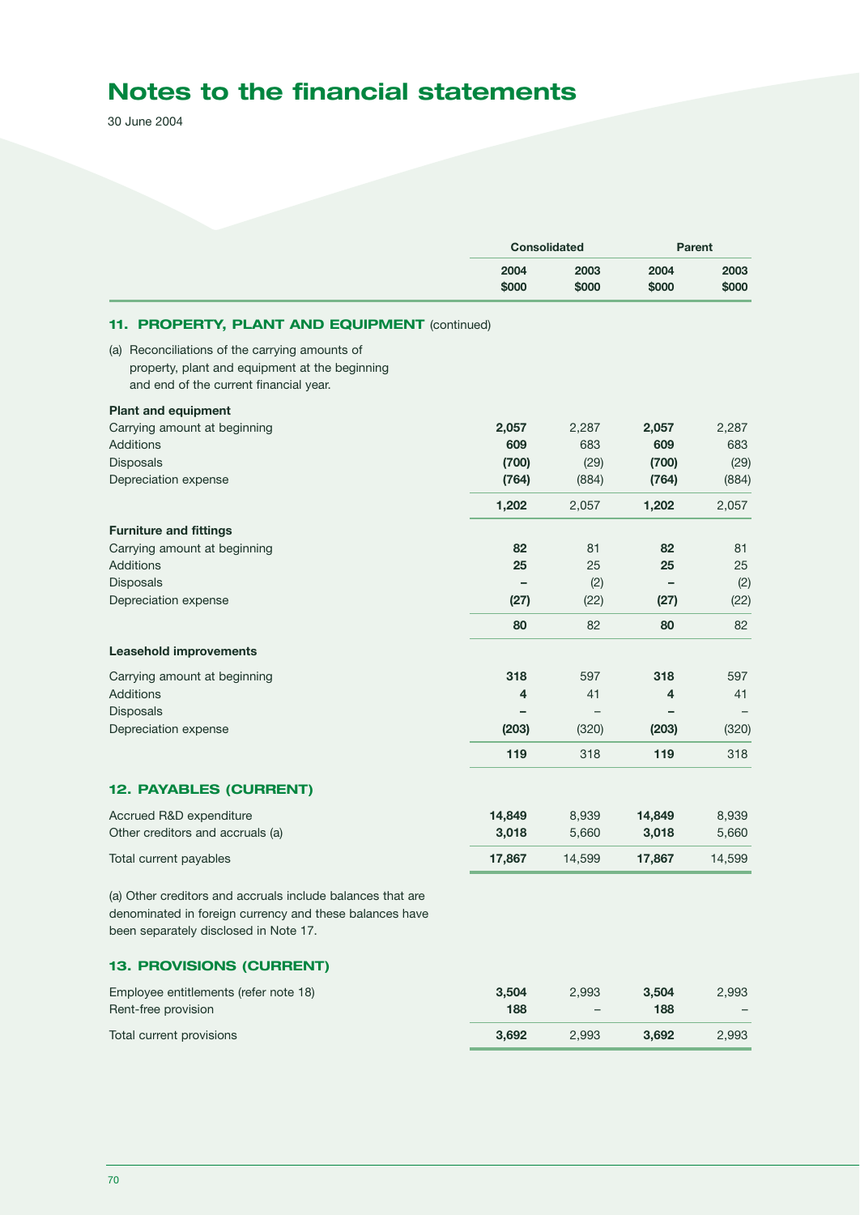# Notes to the financial statements

30 June 2004

| | Consolidated | | Parent | |
|---|---|---|---|---|
| | 2004 $000 | 2003 $000 | 2004 $000 | 2003 $000 |

## 11. PROPERTY, PLANT AND EQUIPMENT (continued)

(a) Reconciliations of the carrying amounts of property, plant and equipment at the beginning and end of the current financial year.

| | Consolidated | | Parent | |
|---|---|---|---|---|
| | 2004 $000 | 2003 $000 | 2004 $000 | 2003 $000 |
| **Plant and equipment** | | | | |
| Carrying amount at beginning | **2,057** | 2,287 | **2,057** | 2,287 |
| Additions | **609** | 683 | **609** | 683 |
| Disposals | **(700)** | (29) | **(700)** | (29) |
| Depreciation expense | **(764)** | (884) | **(764)** | (884) |
| | **1,202** | 2,057 | **1,202** | 2,057 |
| **Furniture and fittings** | | | | |
| Carrying amount at beginning | **82** | 81 | **82** | 81 |
| Additions | **25** | 25 | **25** | 25 |
| Disposals | **–** | (2) | **–** | (2) |
| Depreciation expense | **(27)** | (22) | **(27)** | (22) |
| | **80** | 82 | **80** | 82 |
| **Leasehold improvements** | | | | |
| Carrying amount at beginning | **318** | 597 | **318** | 597 |
| Additions | **4** | 41 | **4** | 41 |
| Disposals | **–** | – | **–** | – |
| Depreciation expense | **(203)** | (320) | **(203)** | (320) |
| | **119** | 318 | **119** | 318 |

## 12. PAYABLES (CURRENT)

| | Consolidated | | Parent | |
|---|---|---|---|---|
| | 2004 $000 | 2003 $000 | 2004 $000 | 2003 $000 |
| Accrued R&D expenditure | **14,849** | 8,939 | **14,849** | 8,939 |
| Other creditors and accruals (a) | **3,018** | 5,660 | **3,018** | 5,660 |
| Total current payables | **17,867** | 14,599 | **17,867** | 14,599 |

(a) Other creditors and accruals include balances that are denominated in foreign currency and these balances have been separately disclosed in Note 17.

## 13. PROVISIONS (CURRENT)

| | Consolidated | | Parent | |
|---|---|---|---|---|
| | 2004 $000 | 2003 $000 | 2004 $000 | 2003 $000 |
| Employee entitlements (refer note 18) | **3,504** | 2,993 | **3,504** | 2,993 |
| Rent-free provision | **188** | – | **188** | – |
| Total current provisions | **3,692** | 2,993 | **3,692** | 2,993 |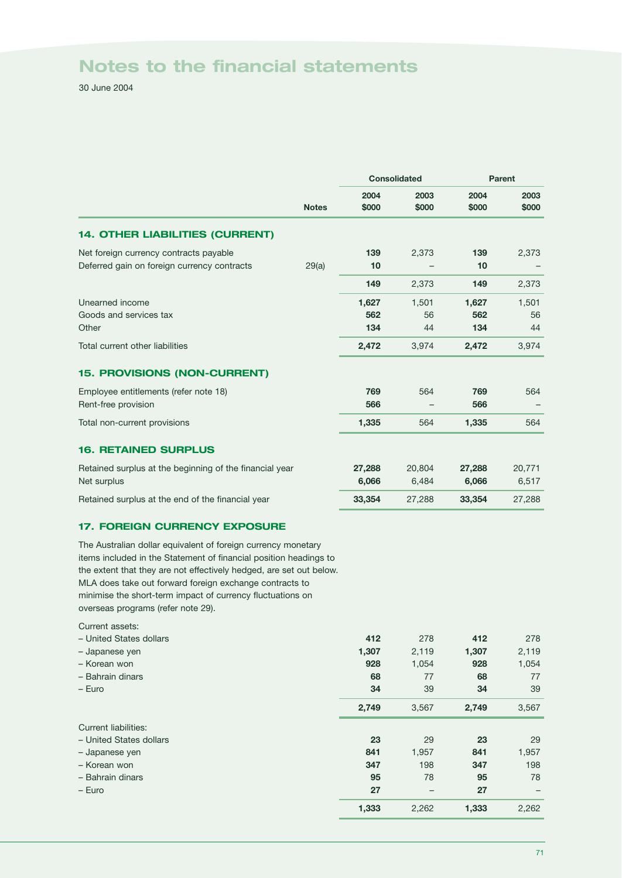# Notes to the financial statements

30 June 2004

| | Notes | Consolidated | | Parent | |
|---|---|---|---|---|---|
| | | 2004 $000 | 2003 $000 | 2004 $000 | 2003 $000 |
| **14. OTHER LIABILITIES (CURRENT)** | | | | | |
| Net foreign currency contracts payable | | **139** | 2,373 | **139** | 2,373 |
| Deferred gain on foreign currency contracts | 29(a) | **10** | – | **10** | – |
| | | **149** | 2,373 | **149** | 2,373 |
| Unearned income | | **1,627** | 1,501 | **1,627** | 1,501 |
| Goods and services tax | | **562** | 56 | **562** | 56 |
| Other | | **134** | 44 | **134** | 44 |
| Total current other liabilities | | **2,472** | 3,974 | **2,472** | 3,974 |
| **15. PROVISIONS (NON-CURRENT)** | | | | | |
| Employee entitlements (refer note 18) | | **769** | 564 | **769** | 564 |
| Rent-free provision | | **566** | – | **566** | – |
| Total non-current provisions | | **1,335** | 564 | **1,335** | 564 |
| **16. RETAINED SURPLUS** | | | | | |
| Retained surplus at the beginning of the financial year | | **27,288** | 20,804 | **27,288** | 20,771 |
| Net surplus | | **6,066** | 6,484 | **6,066** | 6,517 |
| Retained surplus at the end of the financial year | | **33,354** | 27,288 | **33,354** | 27,288 |

## 17. FOREIGN CURRENCY EXPOSURE

The Australian dollar equivalent of foreign currency monetary items included in the Statement of financial position headings to the extent that they are not effectively hedged, are set out below. MLA does take out forward foreign exchange contracts to minimise the short-term impact of currency fluctuations on overseas programs (refer note 29).

| | Consolidated 2004 $000 | Consolidated 2003 $000 | Parent 2004 $000 | Parent 2003 $000 |
|---|---|---|---|---|
| Current assets: | | | | |
| – United States dollars | **412** | 278 | **412** | 278 |
| – Japanese yen | **1,307** | 2,119 | **1,307** | 2,119 |
| – Korean won | **928** | 1,054 | **928** | 1,054 |
| – Bahrain dinars | **68** | 77 | **68** | 77 |
| – Euro | **34** | 39 | **34** | 39 |
| | **2,749** | 3,567 | **2,749** | 3,567 |
| Current liabilities: | | | | |
| – United States dollars | **23** | 29 | **23** | 29 |
| – Japanese yen | **841** | 1,957 | **841** | 1,957 |
| – Korean won | **347** | 198 | **347** | 198 |
| – Bahrain dinars | **95** | 78 | **95** | 78 |
| – Euro | **27** | – | **27** | – |
| | **1,333** | 2,262 | **1,333** | 2,262 |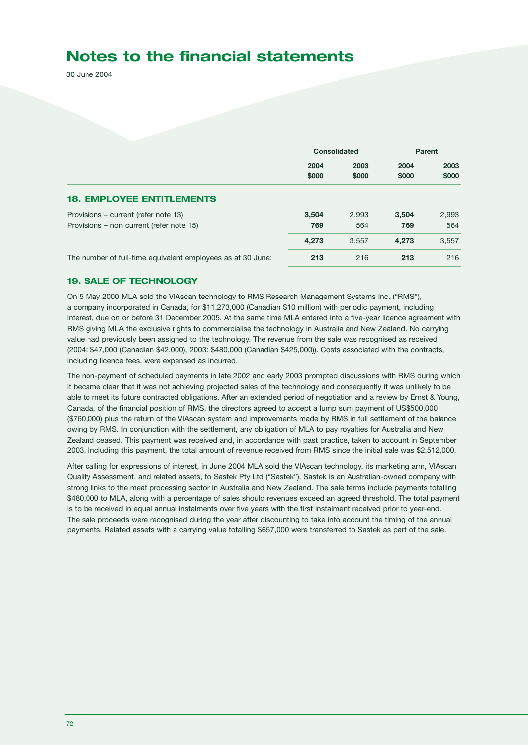# Notes to the financial statements

30 June 2004

| | Consolidated | | Parent | |
|---|---|---|---|---|
| | 2004 $000 | 2003 $000 | 2004 $000 | 2003 $000 |
| **18. EMPLOYEE ENTITLEMENTS** | | | | |
| Provisions – current (refer note 13) | **3,504** | 2,993 | **3,504** | 2,993 |
| Provisions – non current (refer note 15) | **769** | 564 | **769** | 564 |
| | **4,273** | 3,557 | **4,273** | 3,557 |
| The number of full-time equivalent employees as at 30 June: | **213** | 216 | **213** | 216 |

## 19. SALE OF TECHNOLOGY

On 5 May 2000 MLA sold the VIAscan technology to RMS Research Management Systems Inc. ("RMS"), a company incorporated in Canada, for $11,273,000 (Canadian $10 million) with periodic payment, including interest, due on or before 31 December 2005. At the same time MLA entered into a five-year licence agreement with RMS giving MLA the exclusive rights to commercialise the technology in Australia and New Zealand. No carrying value had previously been assigned to the technology. The revenue from the sale was recognised as received (2004: $47,000 (Canadian $42,000), 2003: $480,000 (Canadian $425,000)). Costs associated with the contracts, including licence fees, were expensed as incurred.

The non-payment of scheduled payments in late 2002 and early 2003 prompted discussions with RMS during which it became clear that it was not achieving projected sales of the technology and consequently it was unlikely to be able to meet its future contracted obligations. After an extended period of negotiation and a review by Ernst & Young, Canada, of the financial position of RMS, the directors agreed to accept a lump sum payment of US$500,000 ($760,000) plus the return of the VIAscan system and improvements made by RMS in full settlement of the balance owing by RMS. In conjunction with the settlement, any obligation of MLA to pay royalties for Australia and New Zealand ceased. This payment was received and, in accordance with past practice, taken to account in September 2003. Including this payment, the total amount of revenue received from RMS since the initial sale was $2,512,000.

After calling for expressions of interest, in June 2004 MLA sold the VIAscan technology, its marketing arm, VIAscan Quality Assessment, and related assets, to Sastek Pty Ltd ("Sastek"). Sastek is an Australian-owned company with strong links to the meat processing sector in Australia and New Zealand. The sale terms include payments totalling $480,000 to MLA, along with a percentage of sales should revenues exceed an agreed threshold. The total payment is to be received in equal annual instalments over five years with the first instalment received prior to year-end. The sale proceeds were recognised during the year after discounting to take into account the timing of the annual payments. Related assets with a carrying value totalling $657,000 were transferred to Sastek as part of the sale.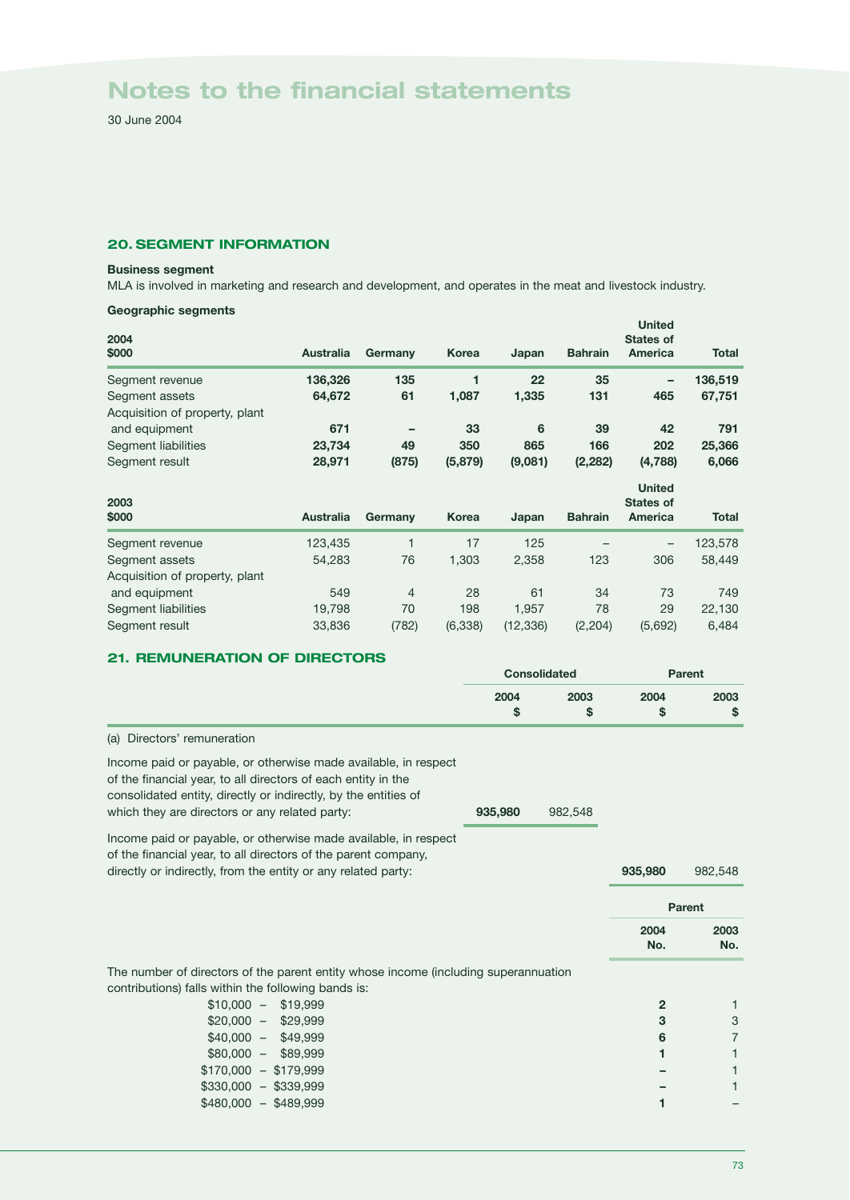# Notes to the financial statements

30 June 2004

## 20. SEGMENT INFORMATION

**Business segment**

MLA is involved in marketing and research and development, and operates in the meat and livestock industry.

**Geographic segments**

| 2004 $000 | Australia | Germany | Korea | Japan | Bahrain | United States of America | Total |
|---|---|---|---|---|---|---|---|
| Segment revenue | **136,326** | **135** | **1** | **22** | **35** | **–** | **136,519** |
| Segment assets | **64,672** | **61** | **1,087** | **1,335** | **131** | **465** | **67,751** |
| Acquisition of property, plant and equipment | **671** | **–** | **33** | **6** | **39** | **42** | **791** |
| Segment liabilities | **23,734** | **49** | **350** | **865** | **166** | **202** | **25,366** |
| Segment result | **28,971** | **(875)** | **(5,879)** | **(9,081)** | **(2,282)** | **(4,788)** | **6,066** |

| 2003 $000 | Australia | Germany | Korea | Japan | Bahrain | United States of America | Total |
|---|---|---|---|---|---|---|---|
| Segment revenue | 123,435 | 1 | 17 | 125 | – | – | 123,578 |
| Segment assets | 54,283 | 76 | 1,303 | 2,358 | 123 | 306 | 58,449 |
| Acquisition of property, plant and equipment | 549 | 4 | 28 | 61 | 34 | 73 | 749 |
| Segment liabilities | 19,798 | 70 | 198 | 1,957 | 78 | 29 | 22,130 |
| Segment result | 33,836 | (782) | (6,338) | (12,336) | (2,204) | (5,692) | 6,484 |

## 21. REMUNERATION OF DIRECTORS

| | Consolidated | | Parent | |
|---|---|---|---|---|
| | 2004 $ | 2003 $ | 2004 $ | 2003 $ |
| (a) Directors' remuneration | | | | |
| Income paid or payable, or otherwise made available, in respect of the financial year, to all directors of each entity in the consolidated entity, directly or indirectly, by the entities of which they are directors or any related party: | **935,980** | 982,548 | | |
| Income paid or payable, or otherwise made available, in respect of the financial year, to all directors of the parent company, directly or indirectly, from the entity or any related party: | | | **935,980** | 982,548 |

| | Parent | |
|---|---|---|
| | 2004 No. | 2003 No. |
| The number of directors of the parent entity whose income (including superannuation contributions) falls within the following bands is: | | |
| $10,000 – $19,999 | **2** | 1 |
| $20,000 – $29,999 | **3** | 3 |
| $40,000 – $49,999 | **6** | 7 |
| $80,000 – $89,999 | **1** | 1 |
| $170,000 – $179,999 | **–** | 1 |
| $330,000 – $339,999 | **–** | 1 |
| $480,000 – $489,999 | **1** | – |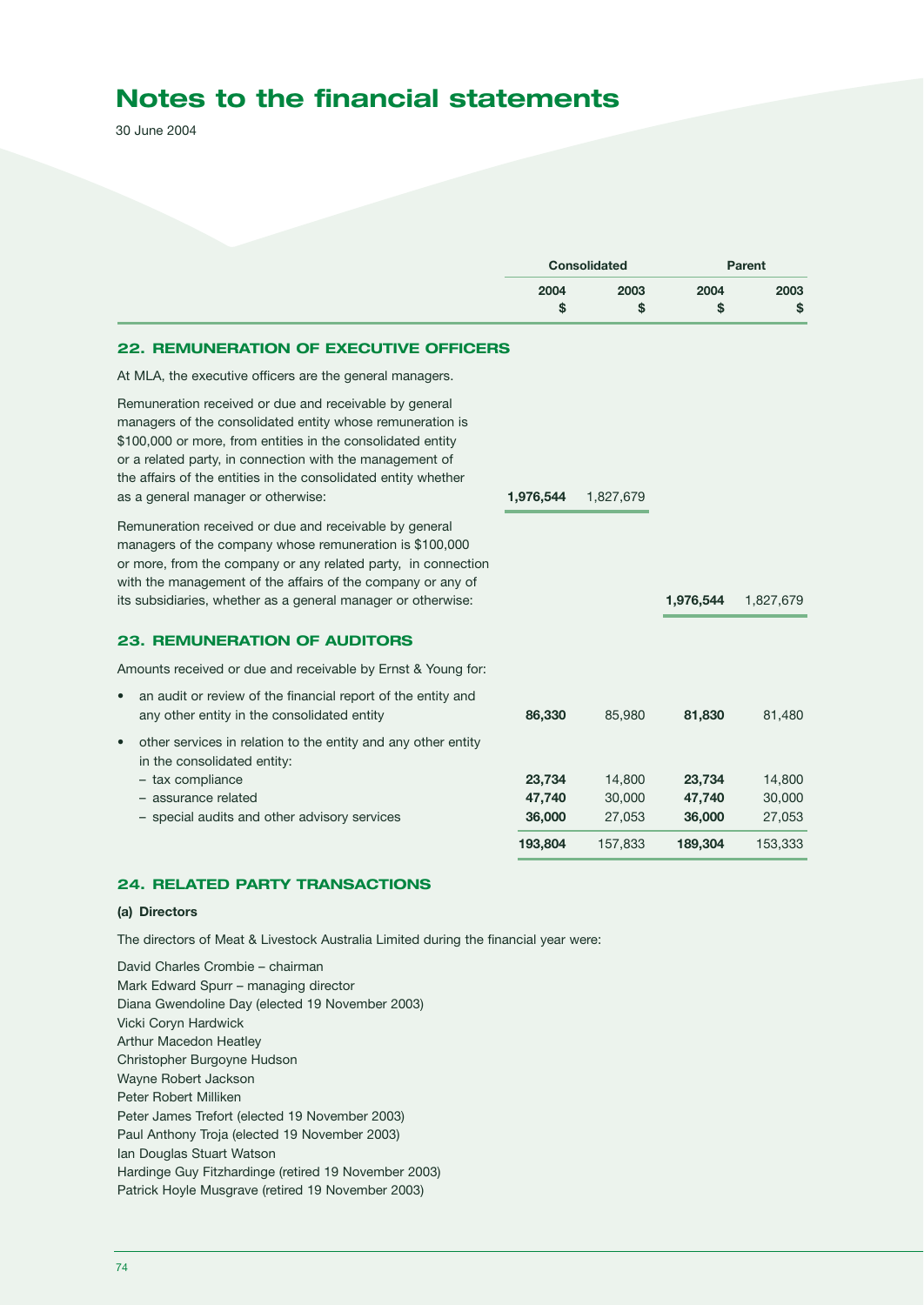# Notes to the financial statements

30 June 2004

| | Consolidated | | Parent | |
|---|---|---|---|---|
| | 2004<br>$ | 2003<br>$ | 2004<br>$ | 2003<br>$ |
| **22. REMUNERATION OF EXECUTIVE OFFICERS** | | | | |
| At MLA, the executive officers are the general managers. | | | | |
| Remuneration received or due and receivable by general managers of the consolidated entity whose remuneration is $100,000 or more, from entities in the consolidated entity or a related party, in connection with the management of the affairs of the entities in the consolidated entity whether as a general manager or otherwise: | **1,976,544** | 1,827,679 | | |
| Remuneration received or due and receivable by general managers of the company whose remuneration is $100,000 or more, from the company or any related party, in connection with the management of the affairs of the company or any of its subsidiaries, whether as a general manager or otherwise: | | | **1,976,544** | 1,827,679 |
| **23. REMUNERATION OF AUDITORS** | | | | |
| Amounts received or due and receivable by Ernst & Young for: | | | | |
| • an audit or review of the financial report of the entity and any other entity in the consolidated entity | **86,330** | 85,980 | **81,830** | 81,480 |
| • other services in relation to the entity and any other entity in the consolidated entity: | | | | |
| – tax compliance | **23,734** | 14,800 | **23,734** | 14,800 |
| – assurance related | **47,740** | 30,000 | **47,740** | 30,000 |
| – special audits and other advisory services | **36,000** | 27,053 | **36,000** | 27,053 |
| | **193,804** | 157,833 | **189,304** | 153,333 |

## 24. RELATED PARTY TRANSACTIONS

**(a) Directors**

The directors of Meat & Livestock Australia Limited during the financial year were:

David Charles Crombie – chairman
Mark Edward Spurr – managing director
Diana Gwendoline Day (elected 19 November 2003)
Vicki Coryn Hardwick
Arthur Macedon Heatley
Christopher Burgoyne Hudson
Wayne Robert Jackson
Peter Robert Milliken
Peter James Trefort (elected 19 November 2003)
Paul Anthony Troja (elected 19 November 2003)
Ian Douglas Stuart Watson
Hardinge Guy Fitzhardinge (retired 19 November 2003)
Patrick Hoyle Musgrave (retired 19 November 2003)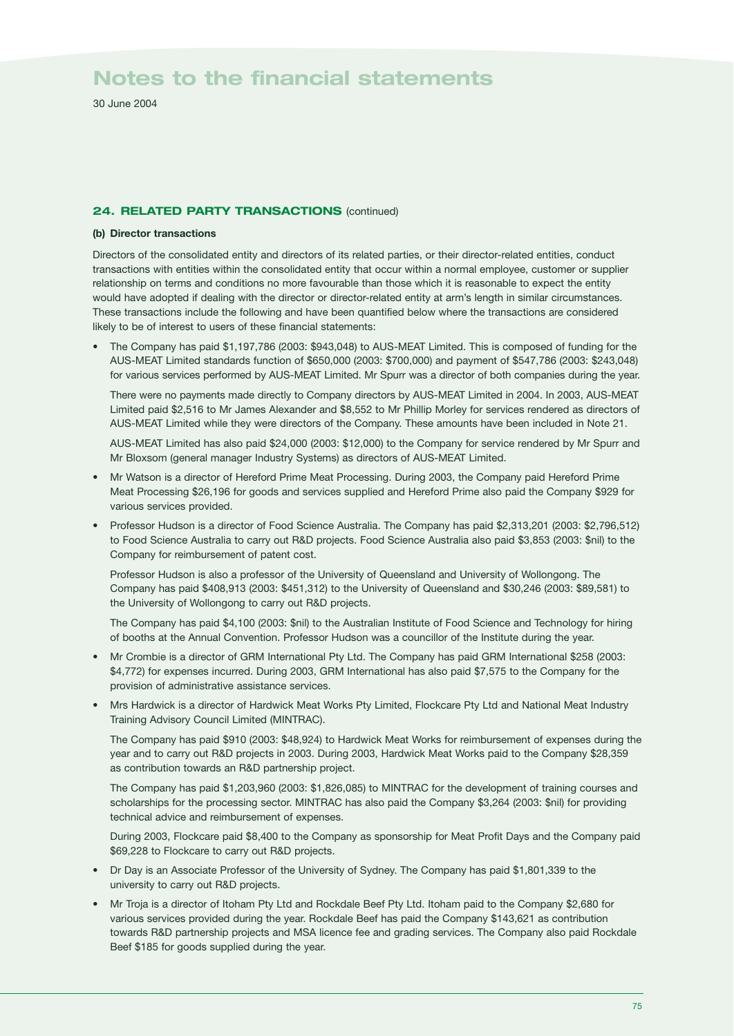# Notes to the financial statements

30 June 2004

## 24. RELATED PARTY TRANSACTIONS (continued)

**(b) Director transactions**

Directors of the consolidated entity and directors of its related parties, or their director-related entities, conduct transactions with entities within the consolidated entity that occur within a normal employee, customer or supplier relationship on terms and conditions no more favourable than those which it is reasonable to expect the entity would have adopted if dealing with the director or director-related entity at arm's length in similar circumstances. These transactions include the following and have been quantified below where the transactions are considered likely to be of interest to users of these financial statements:

- The Company has paid $1,197,786 (2003: $943,048) to AUS-MEAT Limited. This is composed of funding for the AUS-MEAT Limited standards function of $650,000 (2003: $700,000) and payment of $547,786 (2003: $243,048) for various services performed by AUS-MEAT Limited. Mr Spurr was a director of both companies during the year.

  There were no payments made directly to Company directors by AUS-MEAT Limited in 2004. In 2003, AUS-MEAT Limited paid $2,516 to Mr James Alexander and $8,552 to Mr Phillip Morley for services rendered as directors of AUS-MEAT Limited while they were directors of the Company. These amounts have been included in Note 21.

  AUS-MEAT Limited has also paid $24,000 (2003: $12,000) to the Company for service rendered by Mr Spurr and Mr Bloxsom (general manager Industry Systems) as directors of AUS-MEAT Limited.

- Mr Watson is a director of Hereford Prime Meat Processing. During 2003, the Company paid Hereford Prime Meat Processing $26,196 for goods and services supplied and Hereford Prime also paid the Company $929 for various services provided.

- Professor Hudson is a director of Food Science Australia. The Company has paid $2,313,201 (2003: $2,796,512) to Food Science Australia to carry out R&D projects. Food Science Australia also paid $3,853 (2003: $nil) to the Company for reimbursement of patent cost.

  Professor Hudson is also a professor of the University of Queensland and University of Wollongong. The Company has paid $408,913 (2003: $451,312) to the University of Queensland and $30,246 (2003: $89,581) to the University of Wollongong to carry out R&D projects.

  The Company has paid $4,100 (2003: $nil) to the Australian Institute of Food Science and Technology for hiring of booths at the Annual Convention. Professor Hudson was a councillor of the Institute during the year.

- Mr Crombie is a director of GRM International Pty Ltd. The Company has paid GRM International $258 (2003: $4,772) for expenses incurred. During 2003, GRM International has also paid $7,575 to the Company for the provision of administrative assistance services.

- Mrs Hardwick is a director of Hardwick Meat Works Pty Limited, Flockcare Pty Ltd and National Meat Industry Training Advisory Council Limited (MINTRAC).

  The Company has paid $910 (2003: $48,924) to Hardwick Meat Works for reimbursement of expenses during the year and to carry out R&D projects in 2003. During 2003, Hardwick Meat Works paid to the Company $28,359 as contribution towards an R&D partnership project.

  The Company has paid $1,203,960 (2003: $1,826,085) to MINTRAC for the development of training courses and scholarships for the processing sector. MINTRAC has also paid the Company $3,264 (2003: $nil) for providing technical advice and reimbursement of expenses.

  During 2003, Flockcare paid $8,400 to the Company as sponsorship for Meat Profit Days and the Company paid $69,228 to Flockcare to carry out R&D projects.

- Dr Day is an Associate Professor of the University of Sydney. The Company has paid $1,801,339 to the university to carry out R&D projects.

- Mr Troja is a director of Itoham Pty Ltd and Rockdale Beef Pty Ltd. Itoham paid to the Company $2,680 for various services provided during the year. Rockdale Beef has paid the Company $143,621 as contribution towards R&D partnership projects and MSA licence fee and grading services. The Company also paid Rockdale Beef $185 for goods supplied during the year.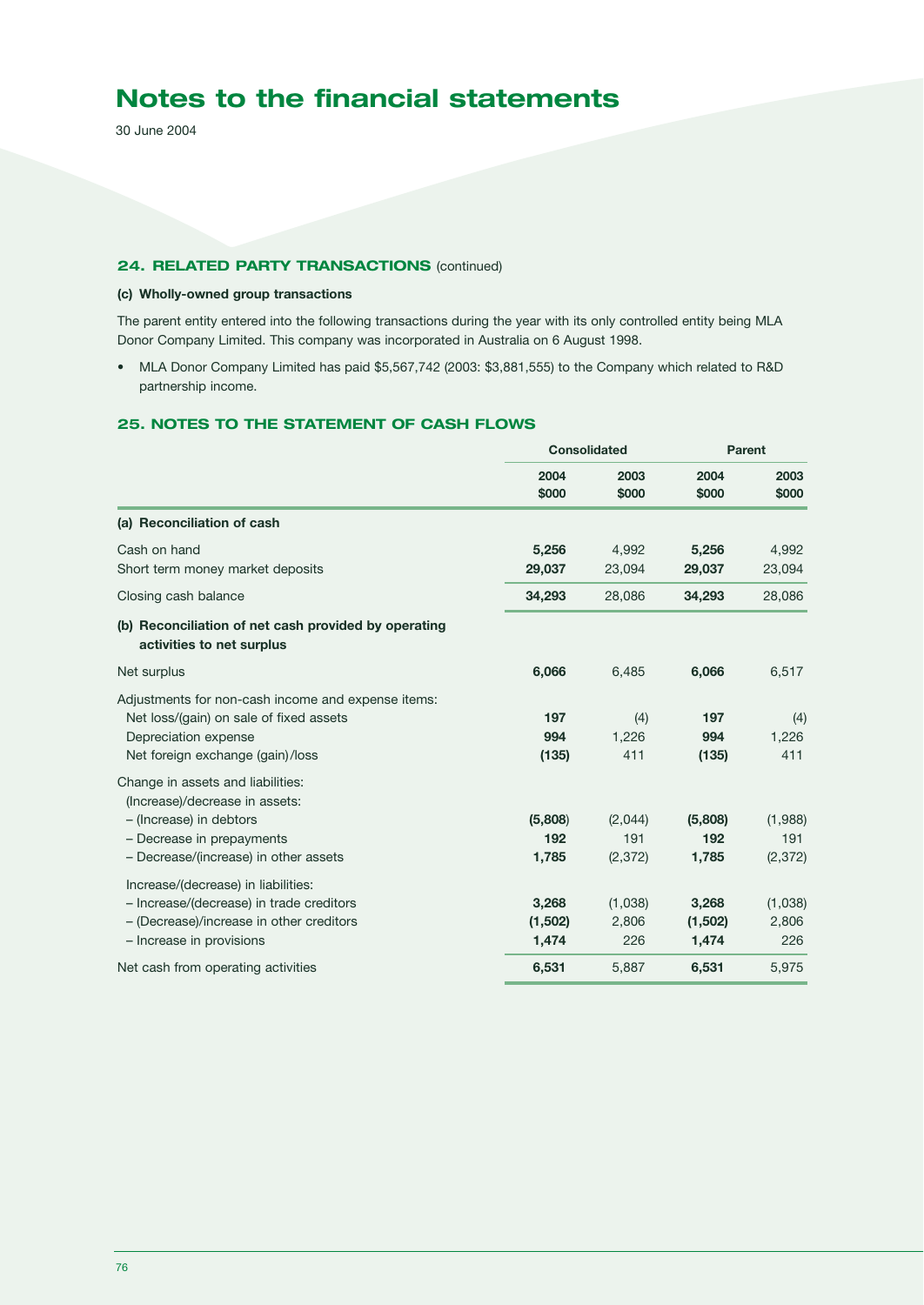# Notes to the financial statements

30 June 2004

### 24. RELATED PARTY TRANSACTIONS (continued)

**(c) Wholly-owned group transactions**

The parent entity entered into the following transactions during the year with its only controlled entity being MLA Donor Company Limited. This company was incorporated in Australia on 6 August 1998.

- MLA Donor Company Limited has paid $5,567,742 (2003: $3,881,555) to the Company which related to R&D partnership income.

### 25. NOTES TO THE STATEMENT OF CASH FLOWS

| | Consolidated | | Parent | |
|---|---|---|---|---|
| | **2004 $000** | **2003 $000** | **2004 $000** | **2003 $000** |
| **(a) Reconciliation of cash** | | | | |
| Cash on hand | **5,256** | 4,992 | **5,256** | 4,992 |
| Short term money market deposits | **29,037** | 23,094 | **29,037** | 23,094 |
| Closing cash balance | **34,293** | 28,086 | **34,293** | 28,086 |
| **(b) Reconciliation of net cash provided by operating activities to net surplus** | | | | |
| Net surplus | **6,066** | 6,485 | **6,066** | 6,517 |
| Adjustments for non-cash income and expense items: | | | | |
| Net loss/(gain) on sale of fixed assets | **197** | (4) | **197** | (4) |
| Depreciation expense | **994** | 1,226 | **994** | 1,226 |
| Net foreign exchange (gain)/loss | **(135)** | 411 | **(135)** | 411 |
| Change in assets and liabilities: | | | | |
| (Increase)/decrease in assets: | | | | |
| – (Increase) in debtors | **(5,808)** | (2,044) | **(5,808)** | (1,988) |
| – Decrease in prepayments | **192** | 191 | **192** | 191 |
| – Decrease/(increase) in other assets | **1,785** | (2,372) | **1,785** | (2,372) |
| Increase/(decrease) in liabilities: | | | | |
| – Increase/(decrease) in trade creditors | **3,268** | (1,038) | **3,268** | (1,038) |
| – (Decrease)/increase in other creditors | **(1,502)** | 2,806 | **(1,502)** | 2,806 |
| – Increase in provisions | **1,474** | 226 | **1,474** | 226 |
| Net cash from operating activities | **6,531** | 5,887 | **6,531** | 5,975 |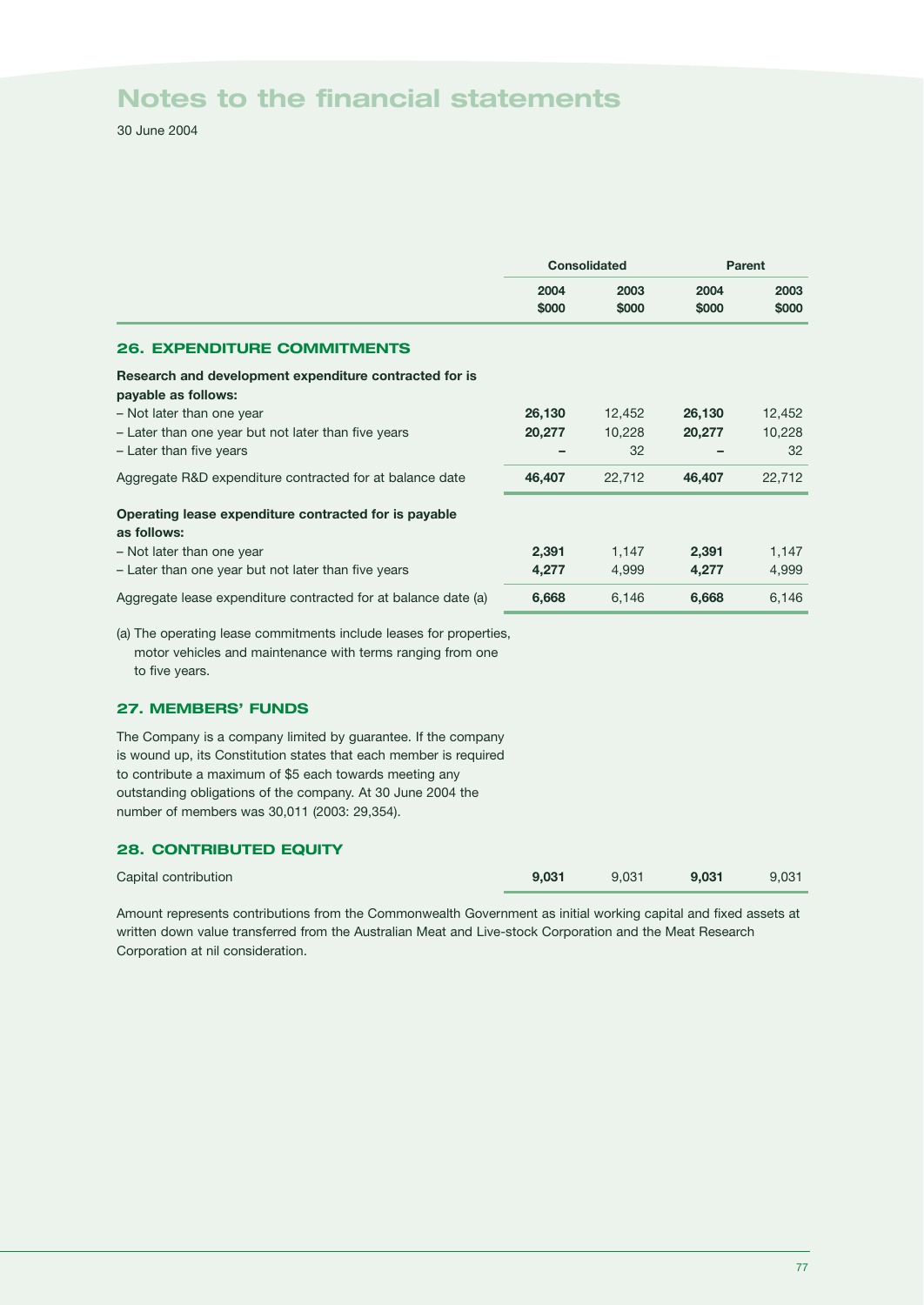# Notes to the financial statements

30 June 2004

| | Consolidated | | Parent | |
|---|---|---|---|---|
| | 2004 $000 | 2003 $000 | 2004 $000 | 2003 $000 |

## 26. EXPENDITURE COMMITMENTS

| | Consolidated 2004 $000 | Consolidated 2003 $000 | Parent 2004 $000 | Parent 2003 $000 |
|---|---|---|---|---|
| **Research and development expenditure contracted for is payable as follows:** | | | | |
| – Not later than one year | **26,130** | 12,452 | **26,130** | 12,452 |
| – Later than one year but not later than five years | **20,277** | 10,228 | **20,277** | 10,228 |
| – Later than five years | **–** | 32 | **–** | 32 |
| Aggregate R&D expenditure contracted for at balance date | **46,407** | 22,712 | **46,407** | 22,712 |
| **Operating lease expenditure contracted for is payable as follows:** | | | | |
| – Not later than one year | **2,391** | 1,147 | **2,391** | 1,147 |
| – Later than one year but not later than five years | **4,277** | 4,999 | **4,277** | 4,999 |
| Aggregate lease expenditure contracted for at balance date (a) | **6,668** | 6,146 | **6,668** | 6,146 |

(a) The operating lease commitments include leases for properties, motor vehicles and maintenance with terms ranging from one to five years.

## 27. MEMBERS' FUNDS

The Company is a company limited by guarantee. If the company is wound up, its Constitution states that each member is required to contribute a maximum of $5 each towards meeting any outstanding obligations of the company. At 30 June 2004 the number of members was 30,011 (2003: 29,354).

## 28. CONTRIBUTED EQUITY

| | Consolidated 2004 $000 | Consolidated 2003 $000 | Parent 2004 $000 | Parent 2003 $000 |
|---|---|---|---|---|
| Capital contribution | **9,031** | 9,031 | **9,031** | 9,031 |

Amount represents contributions from the Commonwealth Government as initial working capital and fixed assets at written down value transferred from the Australian Meat and Live-stock Corporation and the Meat Research Corporation at nil consideration.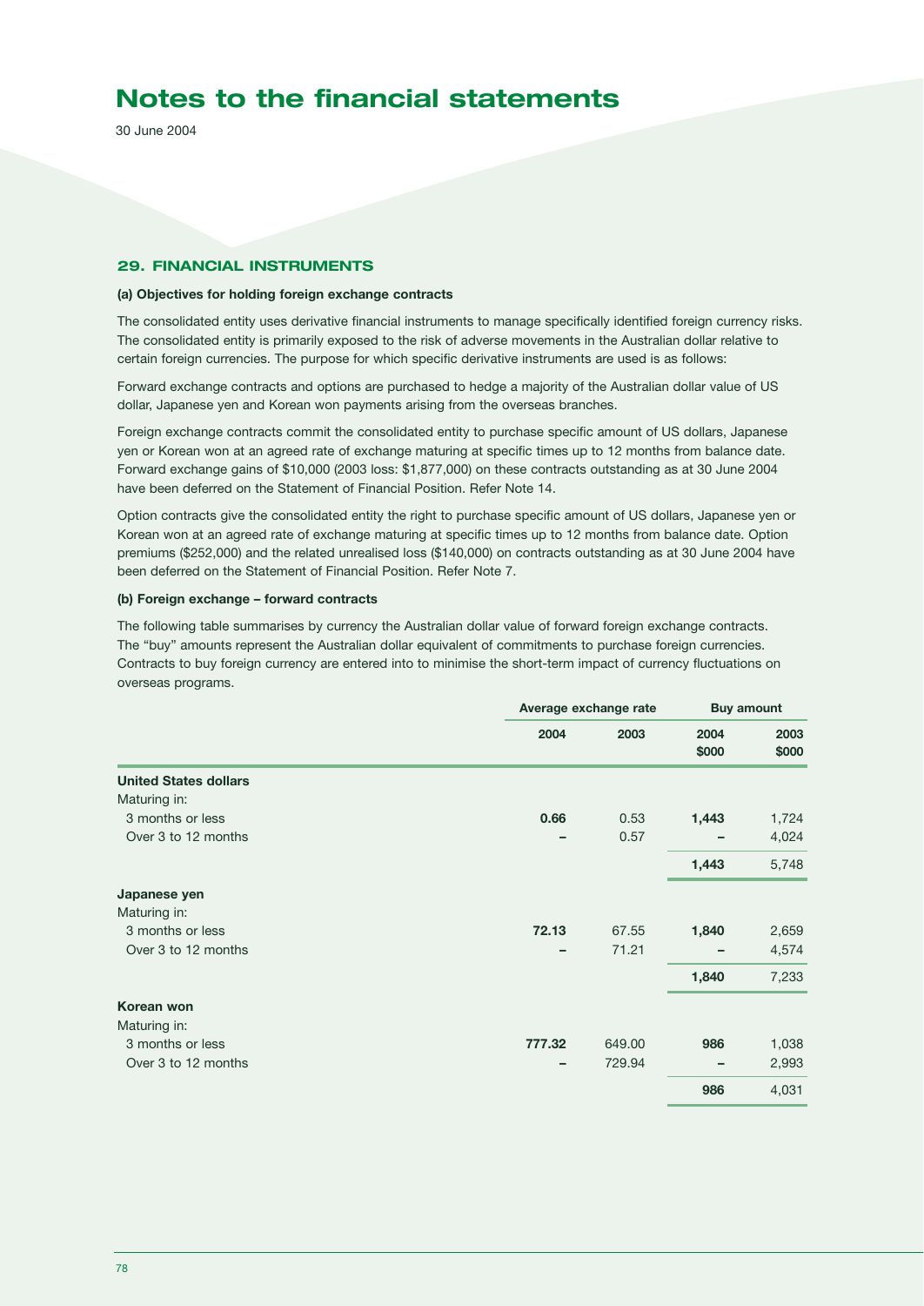# Notes to the financial statements

30 June 2004

## 29. FINANCIAL INSTRUMENTS

### (a) Objectives for holding foreign exchange contracts

The consolidated entity uses derivative financial instruments to manage specifically identified foreign currency risks. The consolidated entity is primarily exposed to the risk of adverse movements in the Australian dollar relative to certain foreign currencies. The purpose for which specific derivative instruments are used is as follows:

Forward exchange contracts and options are purchased to hedge a majority of the Australian dollar value of US dollar, Japanese yen and Korean won payments arising from the overseas branches.

Foreign exchange contracts commit the consolidated entity to purchase specific amount of US dollars, Japanese yen or Korean won at an agreed rate of exchange maturing at specific times up to 12 months from balance date. Forward exchange gains of $10,000 (2003 loss: $1,877,000) on these contracts outstanding as at 30 June 2004 have been deferred on the Statement of Financial Position. Refer Note 14.

Option contracts give the consolidated entity the right to purchase specific amount of US dollars, Japanese yen or Korean won at an agreed rate of exchange maturing at specific times up to 12 months from balance date. Option premiums ($252,000) and the related unrealised loss ($140,000) on contracts outstanding as at 30 June 2004 have been deferred on the Statement of Financial Position. Refer Note 7.

### (b) Foreign exchange – forward contracts

The following table summarises by currency the Australian dollar value of forward foreign exchange contracts. The "buy" amounts represent the Australian dollar equivalent of commitments to purchase foreign currencies. Contracts to buy foreign currency are entered into to minimise the short-term impact of currency fluctuations on overseas programs.

| | Average exchange rate | | Buy amount | |
|---|---|---|---|---|
| | 2004 | 2003 | 2004 $000 | 2003 $000 |
| **United States dollars** | | | | |
| Maturing in: | | | | |
| 3 months or less | **0.66** | 0.53 | **1,443** | 1,724 |
| Over 3 to 12 months | **–** | 0.57 | **–** | 4,024 |
| | | | **1,443** | 5,748 |
| **Japanese yen** | | | | |
| Maturing in: | | | | |
| 3 months or less | **72.13** | 67.55 | **1,840** | 2,659 |
| Over 3 to 12 months | **–** | 71.21 | **–** | 4,574 |
| | | | **1,840** | 7,233 |
| **Korean won** | | | | |
| Maturing in: | | | | |
| 3 months or less | **777.32** | 649.00 | **986** | 1,038 |
| Over 3 to 12 months | **–** | 729.94 | **–** | 2,993 |
| | | | **986** | 4,031 |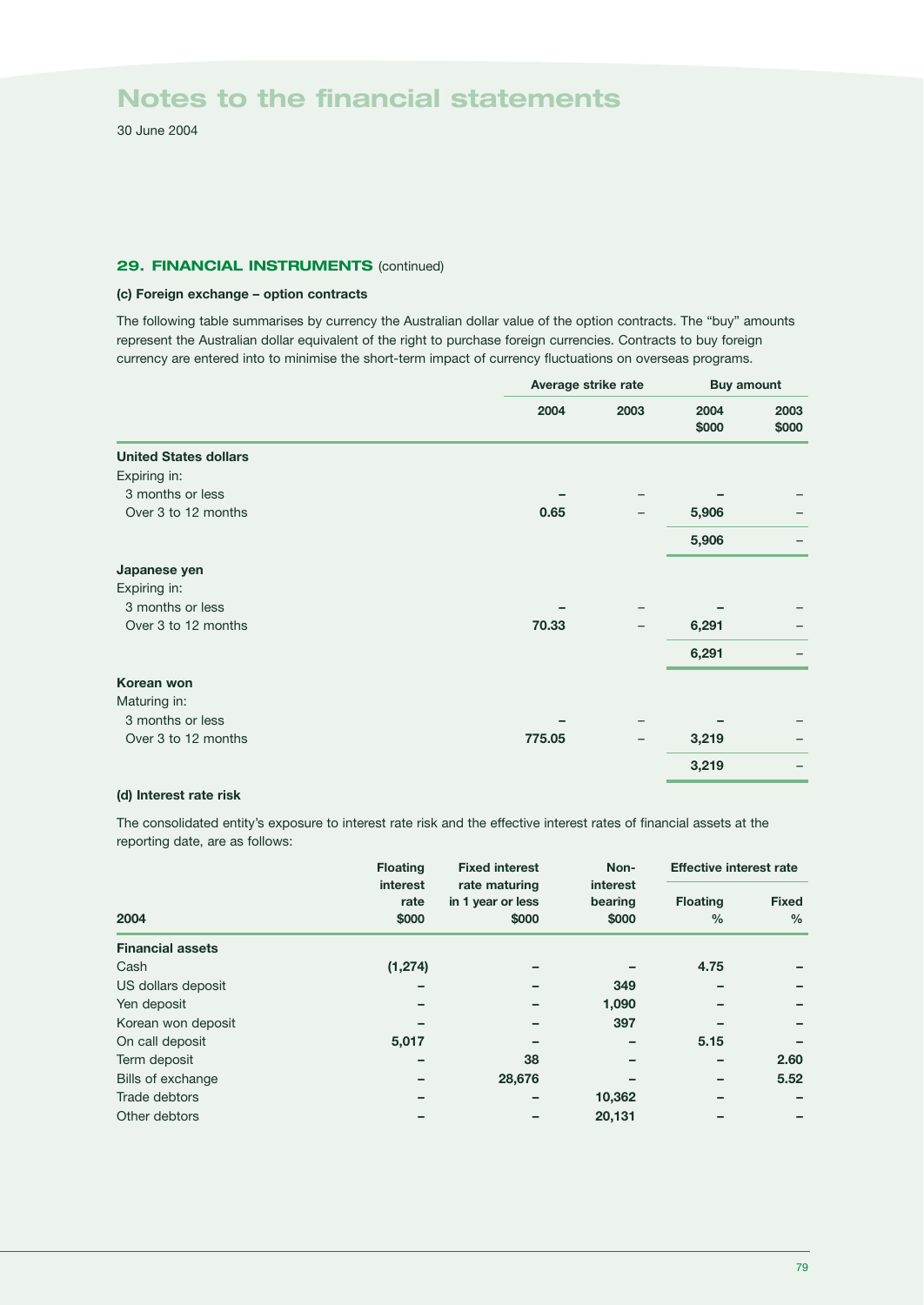# Notes to the financial statements

30 June 2004

## 29. FINANCIAL INSTRUMENTS (continued)

### (c) Foreign exchange – option contracts

The following table summarises by currency the Australian dollar value of the option contracts. The "buy" amounts represent the Australian dollar equivalent of the right to purchase foreign currencies. Contracts to buy foreign currency are entered into to minimise the short-term impact of currency fluctuations on overseas programs.

| | Average strike rate | | Buy amount | |
|---|---|---|---|---|
| | 2004 | 2003 | 2004 $000 | 2003 $000 |
| **United States dollars** | | | | |
| Expiring in: | | | | |
| 3 months or less | – | – | – | – |
| Over 3 to 12 months | 0.65 | – | 5,906 | – |
| | | | 5,906 | – |
| **Japanese yen** | | | | |
| Expiring in: | | | | |
| 3 months or less | – | – | – | – |
| Over 3 to 12 months | 70.33 | – | 6,291 | – |
| | | | 6,291 | – |
| **Korean won** | | | | |
| Maturing in: | | | | |
| 3 months or less | – | – | – | – |
| Over 3 to 12 months | 775.05 | – | 3,219 | – |
| | | | 3,219 | – |

### (d) Interest rate risk

The consolidated entity's exposure to interest rate risk and the effective interest rates of financial assets at the reporting date, are as follows:

| 2004 | Floating interest rate $000 | Fixed interest rate maturing in 1 year or less $000 | Non-interest bearing $000 | Effective interest rate Floating % | Effective interest rate Fixed % |
|---|---|---|---|---|---|
| **Financial assets** | | | | | |
| Cash | (1,274) | – | – | 4.75 | – |
| US dollars deposit | – | – | 349 | – | – |
| Yen deposit | – | – | 1,090 | – | – |
| Korean won deposit | – | – | 397 | – | – |
| On call deposit | 5,017 | – | – | 5.15 | – |
| Term deposit | – | 38 | – | – | 2.60 |
| Bills of exchange | – | 28,676 | – | – | 5.52 |
| Trade debtors | – | – | 10,362 | – | – |
| Other debtors | – | – | 20,131 | – | – |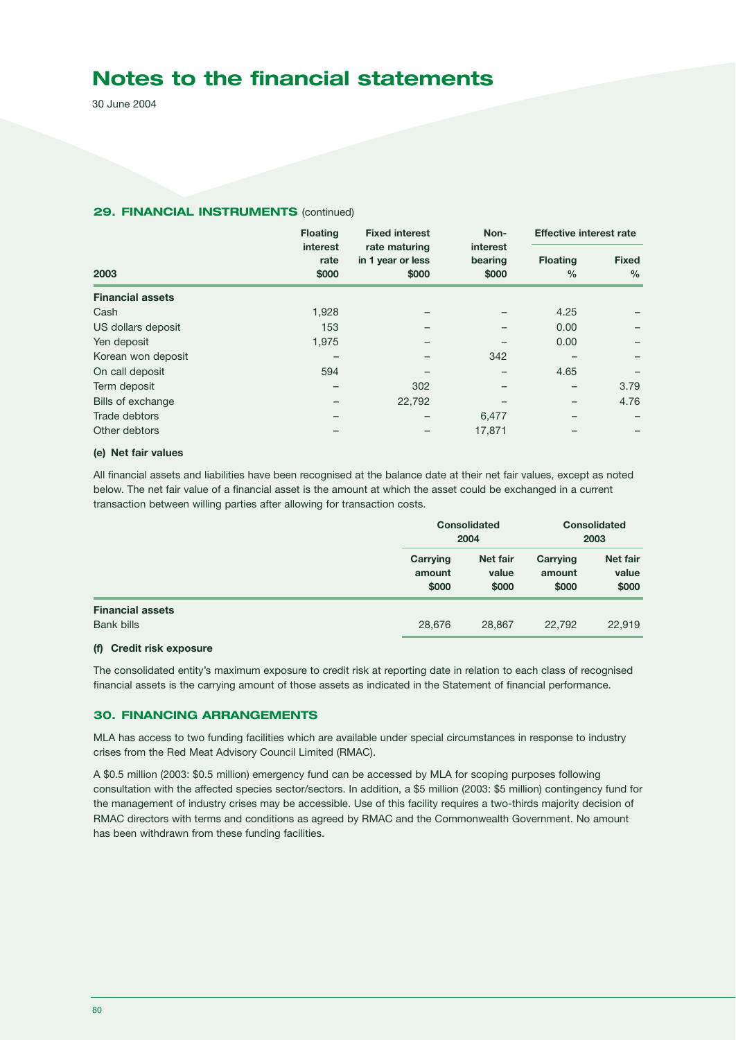# Notes to the financial statements

30 June 2004

### 29. FINANCIAL INSTRUMENTS (continued)

| 2003 | Floating interest rate $000 | Fixed interest rate maturing in 1 year or less $000 | Non-interest bearing $000 | Effective interest rate Floating % | Effective interest rate Fixed % |
|---|---|---|---|---|---|
| **Financial assets** | | | | | |
| Cash | 1,928 | – | – | 4.25 | – |
| US dollars deposit | 153 | – | – | 0.00 | – |
| Yen deposit | 1,975 | – | – | 0.00 | – |
| Korean won deposit | – | – | 342 | – | – |
| On call deposit | 594 | – | – | 4.65 | – |
| Term deposit | – | 302 | – | – | 3.79 |
| Bills of exchange | – | 22,792 | – | – | 4.76 |
| Trade debtors | – | – | 6,477 | – | – |
| Other debtors | – | – | 17,871 | – | – |

**(e) Net fair values**

All financial assets and liabilities have been recognised at the balance date at their net fair values, except as noted below. The net fair value of a financial asset is the amount at which the asset could be exchanged in a current transaction between willing parties after allowing for transaction costs.

| | Consolidated 2004 | | Consolidated 2003 | |
|---|---|---|---|---|
| | Carrying amount $000 | Net fair value $000 | Carrying amount $000 | Net fair value $000 |
| **Financial assets** | | | | |
| Bank bills | 28,676 | 28,867 | 22,792 | 22,919 |

**(f) Credit risk exposure**

The consolidated entity's maximum exposure to credit risk at reporting date in relation to each class of recognised financial assets is the carrying amount of those assets as indicated in the Statement of financial performance.

### 30. FINANCING ARRANGEMENTS

MLA has access to two funding facilities which are available under special circumstances in response to industry crises from the Red Meat Advisory Council Limited (RMAC).

A $0.5 million (2003: $0.5 million) emergency fund can be accessed by MLA for scoping purposes following consultation with the affected species sector/sectors. In addition, a $5 million (2003: $5 million) contingency fund for the management of industry crises may be accessible. Use of this facility requires a two-thirds majority decision of RMAC directors with terms and conditions as agreed by RMAC and the Commonwealth Government. No amount has been withdrawn from these funding facilities.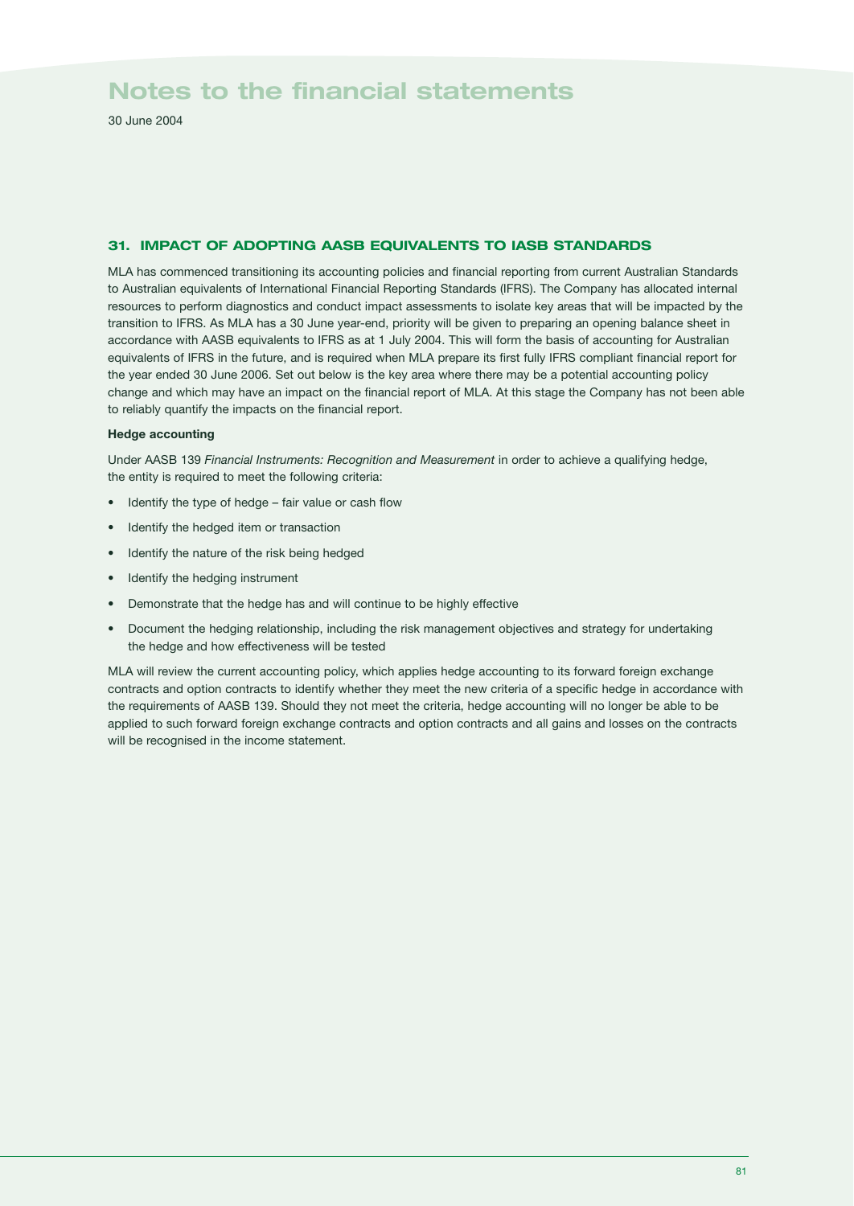# Notes to the financial statements

30 June 2004

## 31. IMPACT OF ADOPTING AASB EQUIVALENTS TO IASB STANDARDS

MLA has commenced transitioning its accounting policies and financial reporting from current Australian Standards to Australian equivalents of International Financial Reporting Standards (IFRS). The Company has allocated internal resources to perform diagnostics and conduct impact assessments to isolate key areas that will be impacted by the transition to IFRS. As MLA has a 30 June year-end, priority will be given to preparing an opening balance sheet in accordance with AASB equivalents to IFRS as at 1 July 2004. This will form the basis of accounting for Australian equivalents of IFRS in the future, and is required when MLA prepare its first fully IFRS compliant financial report for the year ended 30 June 2006. Set out below is the key area where there may be a potential accounting policy change and which may have an impact on the financial report of MLA. At this stage the Company has not been able to reliably quantify the impacts on the financial report.

**Hedge accounting**

Under AASB 139 *Financial Instruments: Recognition and Measurement* in order to achieve a qualifying hedge, the entity is required to meet the following criteria:

- Identify the type of hedge – fair value or cash flow
- Identify the hedged item or transaction
- Identify the nature of the risk being hedged
- Identify the hedging instrument
- Demonstrate that the hedge has and will continue to be highly effective
- Document the hedging relationship, including the risk management objectives and strategy for undertaking the hedge and how effectiveness will be tested

MLA will review the current accounting policy, which applies hedge accounting to its forward foreign exchange contracts and option contracts to identify whether they meet the new criteria of a specific hedge in accordance with the requirements of AASB 139. Should they not meet the criteria, hedge accounting will no longer be able to be applied to such forward foreign exchange contracts and option contracts and all gains and losses on the contracts will be recognised in the income statement.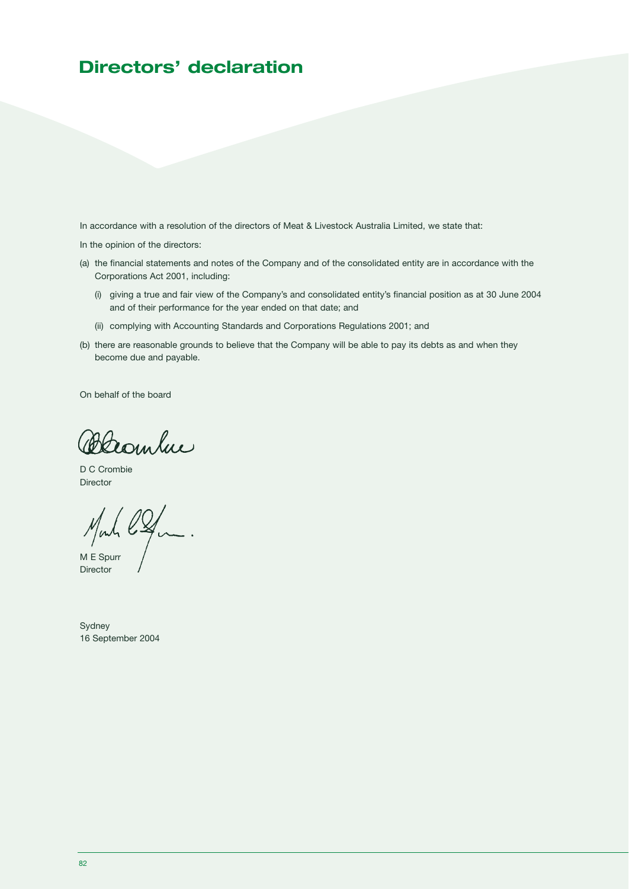# Directors' declaration

In accordance with a resolution of the directors of Meat & Livestock Australia Limited, we state that:

In the opinion of the directors:

(a) the financial statements and notes of the Company and of the consolidated entity are in accordance with the Corporations Act 2001, including:

   (i) giving a true and fair view of the Company's and consolidated entity's financial position as at 30 June 2004 and of their performance for the year ended on that date; and

   (ii) complying with Accounting Standards and Corporations Regulations 2001; and

(b) there are reasonable grounds to believe that the Company will be able to pay its debts as and when they become due and payable.

On behalf of the board

D C Crombie
Director

M E Spurr
Director

Sydney
16 September 2004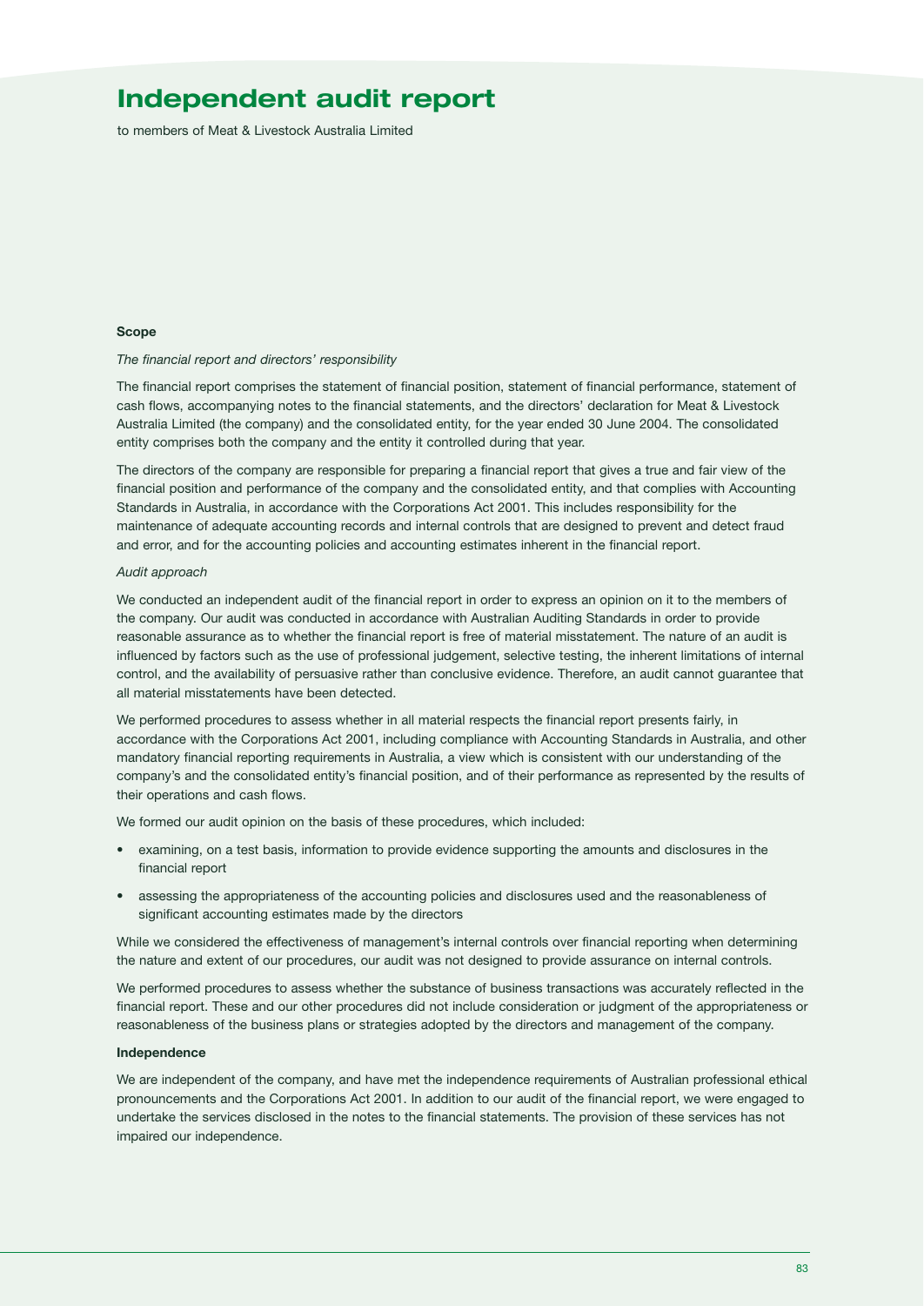# Independent audit report

to members of Meat & Livestock Australia Limited

**Scope**

*The financial report and directors' responsibility*

The financial report comprises the statement of financial position, statement of financial performance, statement of cash flows, accompanying notes to the financial statements, and the directors' declaration for Meat & Livestock Australia Limited (the company) and the consolidated entity, for the year ended 30 June 2004. The consolidated entity comprises both the company and the entity it controlled during that year.

The directors of the company are responsible for preparing a financial report that gives a true and fair view of the financial position and performance of the company and the consolidated entity, and that complies with Accounting Standards in Australia, in accordance with the Corporations Act 2001. This includes responsibility for the maintenance of adequate accounting records and internal controls that are designed to prevent and detect fraud and error, and for the accounting policies and accounting estimates inherent in the financial report.

*Audit approach*

We conducted an independent audit of the financial report in order to express an opinion on it to the members of the company. Our audit was conducted in accordance with Australian Auditing Standards in order to provide reasonable assurance as to whether the financial report is free of material misstatement. The nature of an audit is influenced by factors such as the use of professional judgement, selective testing, the inherent limitations of internal control, and the availability of persuasive rather than conclusive evidence. Therefore, an audit cannot guarantee that all material misstatements have been detected.

We performed procedures to assess whether in all material respects the financial report presents fairly, in accordance with the Corporations Act 2001, including compliance with Accounting Standards in Australia, and other mandatory financial reporting requirements in Australia, a view which is consistent with our understanding of the company's and the consolidated entity's financial position, and of their performance as represented by the results of their operations and cash flows.

We formed our audit opinion on the basis of these procedures, which included:

- examining, on a test basis, information to provide evidence supporting the amounts and disclosures in the financial report
- assessing the appropriateness of the accounting policies and disclosures used and the reasonableness of significant accounting estimates made by the directors

While we considered the effectiveness of management's internal controls over financial reporting when determining the nature and extent of our procedures, our audit was not designed to provide assurance on internal controls.

We performed procedures to assess whether the substance of business transactions was accurately reflected in the financial report. These and our other procedures did not include consideration or judgment of the appropriateness or reasonableness of the business plans or strategies adopted by the directors and management of the company.

**Independence**

We are independent of the company, and have met the independence requirements of Australian professional ethical pronouncements and the Corporations Act 2001. In addition to our audit of the financial report, we were engaged to undertake the services disclosed in the notes to the financial statements. The provision of these services has not impaired our independence.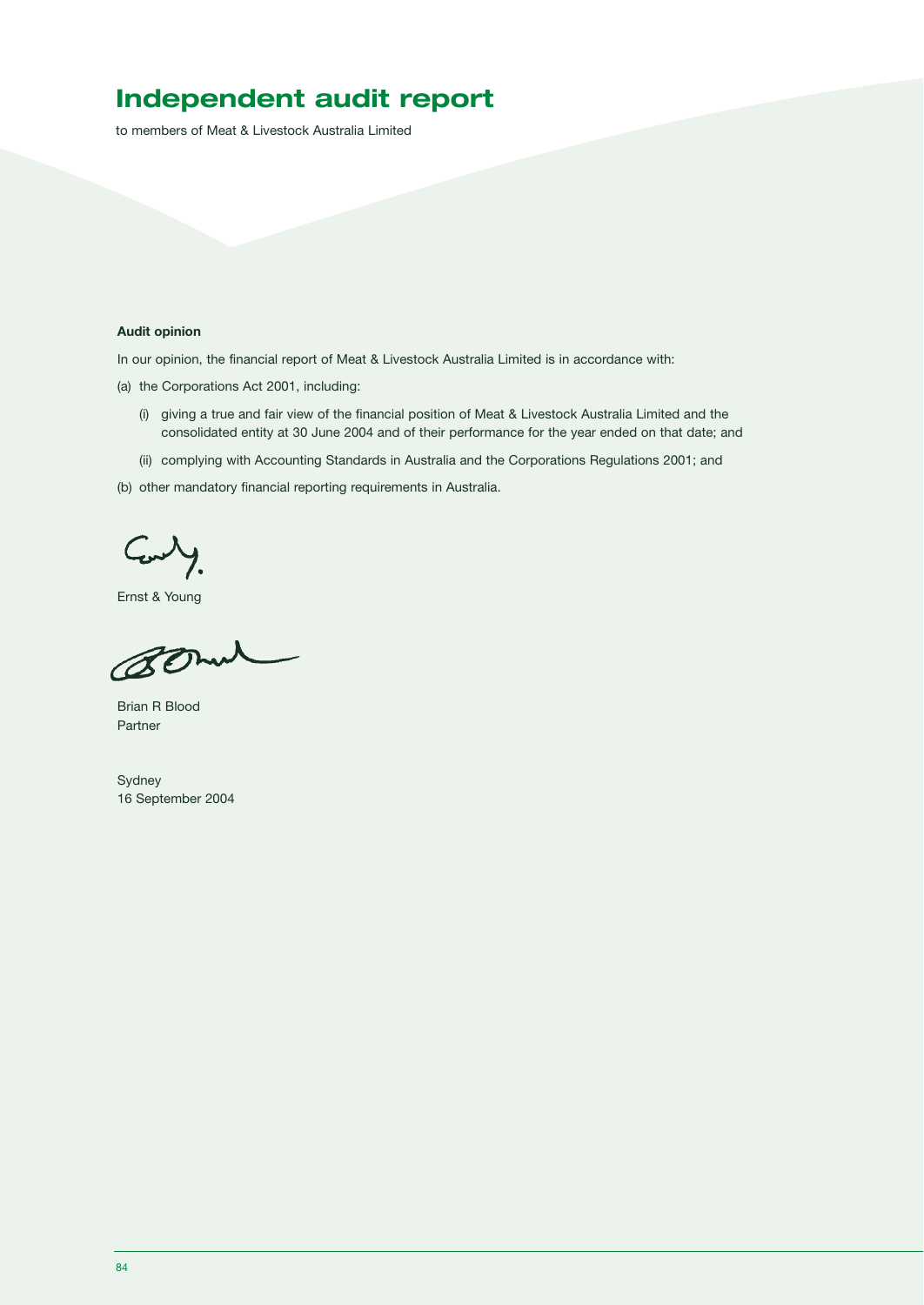# Independent audit report

to members of Meat & Livestock Australia Limited

**Audit opinion**

In our opinion, the financial report of Meat & Livestock Australia Limited is in accordance with:

(a) the Corporations Act 2001, including:

  (i) giving a true and fair view of the financial position of Meat & Livestock Australia Limited and the consolidated entity at 30 June 2004 and of their performance for the year ended on that date; and

  (ii) complying with Accounting Standards in Australia and the Corporations Regulations 2001; and

(b) other mandatory financial reporting requirements in Australia.

Ernst & Young

Brian R Blood
Partner

Sydney
16 September 2004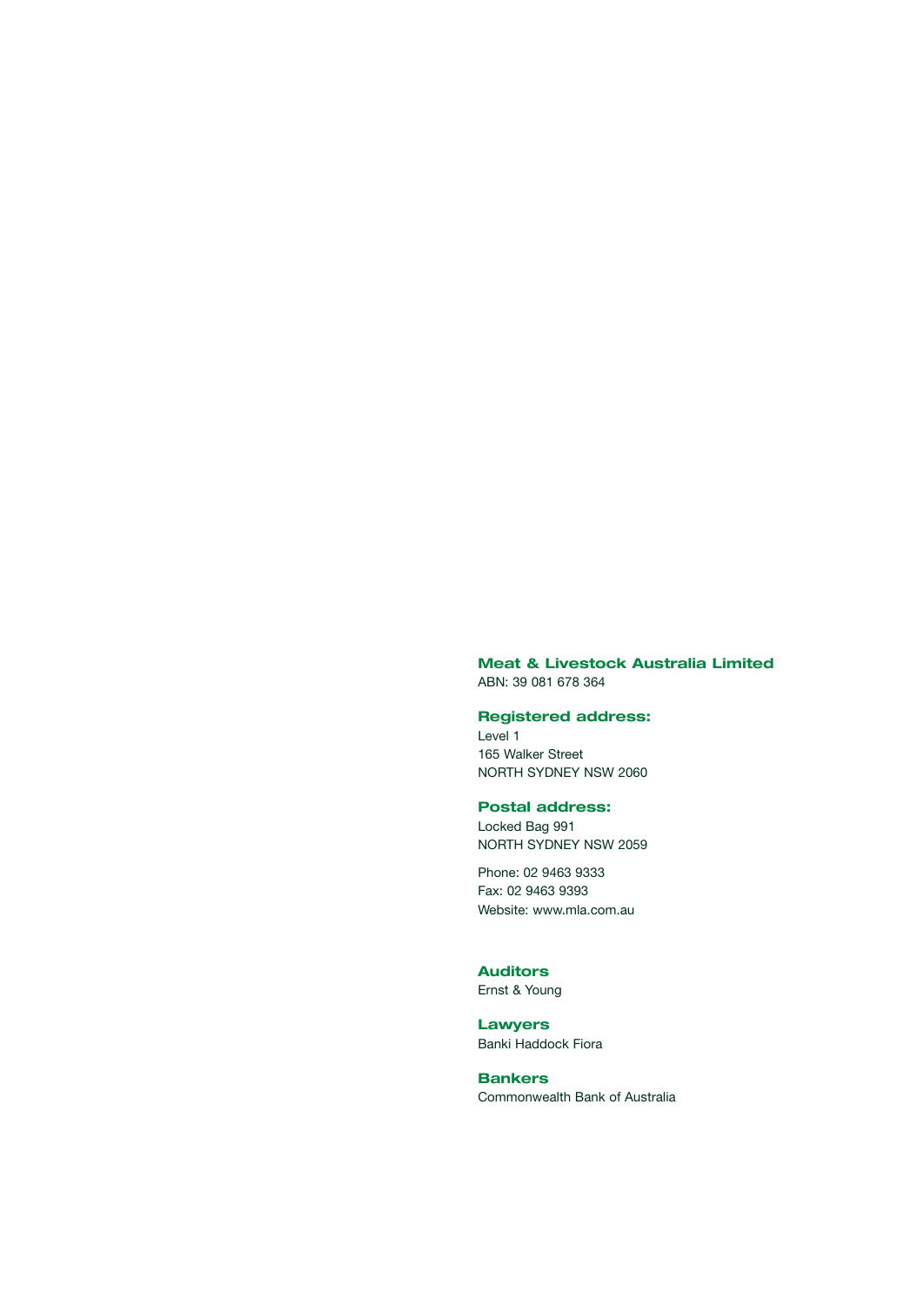**Meat & Livestock Australia Limited**
ABN: 39 081 678 364

**Registered address:**
Level 1
165 Walker Street
NORTH SYDNEY NSW 2060

**Postal address:**
Locked Bag 991
NORTH SYDNEY NSW 2059

Phone: 02 9463 9333
Fax: 02 9463 9393
Website: www.mla.com.au

**Auditors**
Ernst & Young

**Lawyers**
Banki Haddock Fiora

**Bankers**
Commonwealth Bank of Australia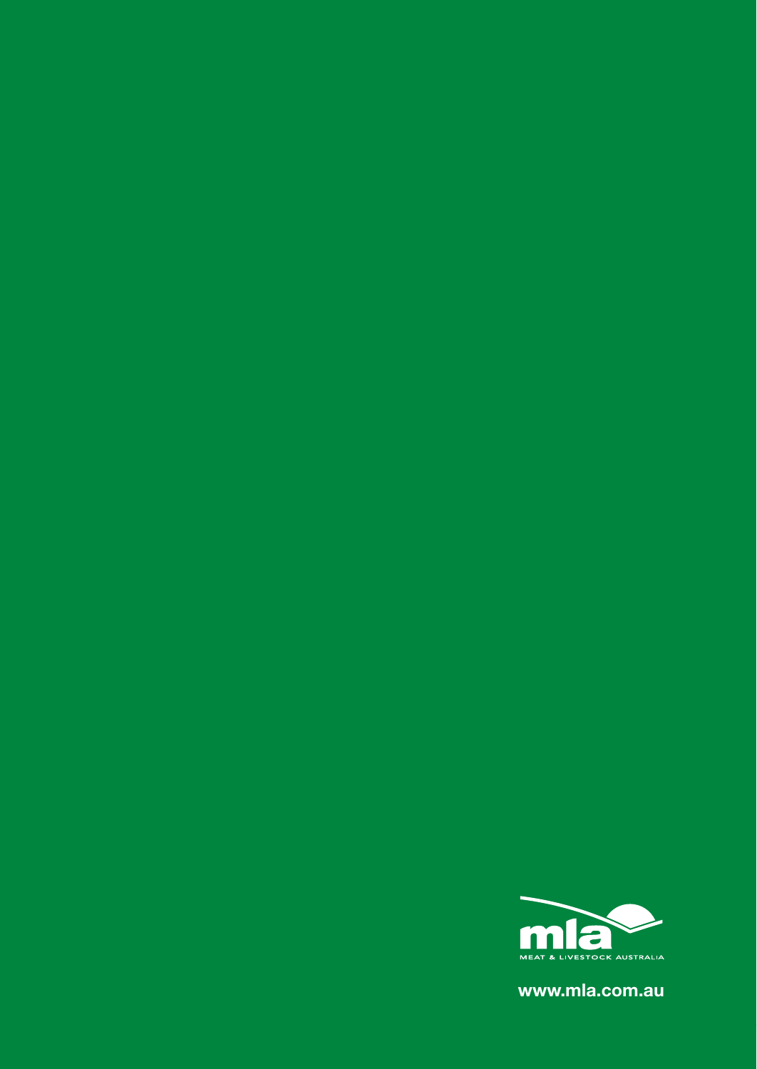mla

MEAT & LIVESTOCK AUSTRALIA

www.mla.com.au